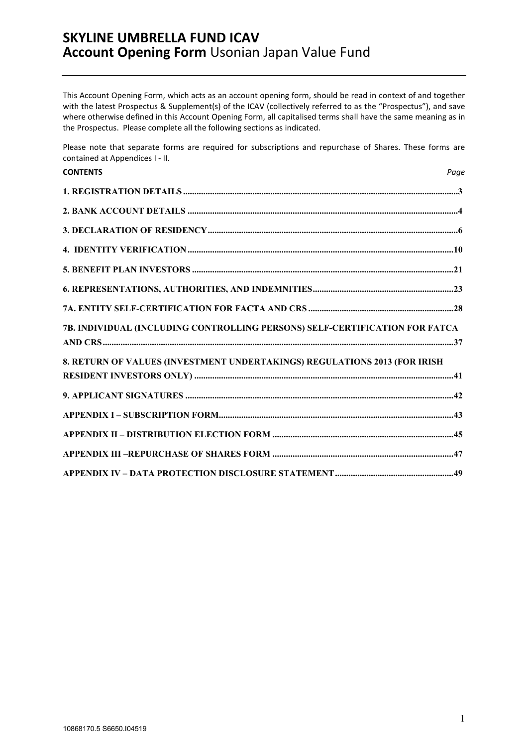# SKYLINE UMBRELLA FUND ICAV
## **Account Opening Form** Usonian Japan Value Fund

This Account Opening Form, which acts as an account opening form, should be read in context of and together with the latest Prospectus & Supplement(s) of the ICAV (collectively referred to as the "Prospectus"), and save where otherwise defined in this Account Opening Form, all capitalised terms shall have the same meaning as in the Prospectus. Please complete all the following sections as indicated.

Please note that separate forms are required for subscriptions and repurchase of Shares. These forms are contained at Appendices I - II.

| **CONTENTS** | *Page* |
|---|---|
| **1. REGISTRATION DETAILS** | **3** |
| **2. BANK ACCOUNT DETAILS** | **4** |
| **3. DECLARATION OF RESIDENCY** | **6** |
| **4. IDENTITY VERIFICATION** | **10** |
| **5. BENEFIT PLAN INVESTORS** | **21** |
| **6. REPRESENTATIONS, AUTHORITIES, AND INDEMNITIES** | **23** |
| **7A. ENTITY SELF-CERTIFICATION FOR FACTA AND CRS** | **28** |
| **7B. INDIVIDUAL (INCLUDING CONTROLLING PERSONS) SELF-CERTIFICATION FOR FATCA AND CRS** | **37** |
| **8. RETURN OF VALUES (INVESTMENT UNDERTAKINGS) REGULATIONS 2013 (FOR IRISH RESIDENT INVESTORS ONLY)** | **41** |
| **9. APPLICANT SIGNATURES** | **42** |
| **APPENDIX I – SUBSCRIPTION FORM** | **43** |
| **APPENDIX II – DISTRIBUTION ELECTION FORM** | **45** |
| **APPENDIX III –REPURCHASE OF SHARES FORM** | **47** |
| **APPENDIX IV – DATA PROTECTION DISCLOSURE STATEMENT** | **49** |

10868170.5 S6650.I04519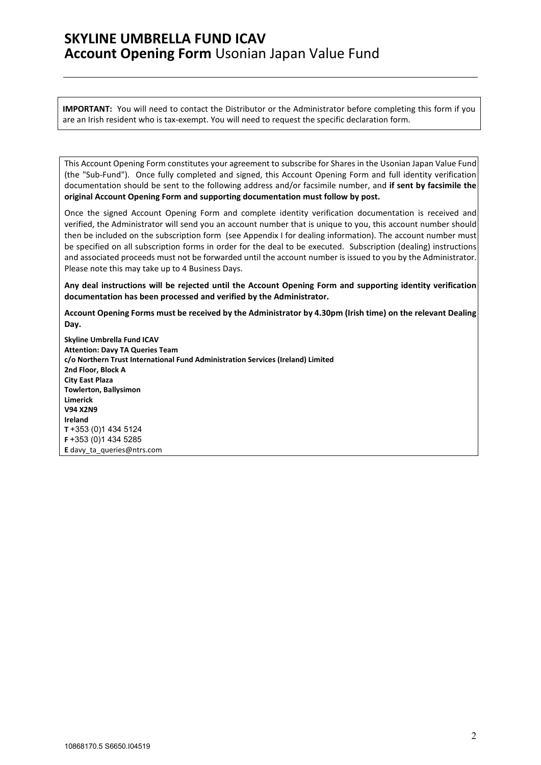# SKYLINE UMBRELLA FUND ICAV
## **Account Opening Form** Usonian Japan Value Fund

**IMPORTANT:** You will need to contact the Distributor or the Administrator before completing this form if you are an Irish resident who is tax-exempt. You will need to request the specific declaration form.

This Account Opening Form constitutes your agreement to subscribe for Shares in the Usonian Japan Value Fund (the "Sub-Fund"). Once fully completed and signed, this Account Opening Form and full identity verification documentation should be sent to the following address and/or facsimile number, and **if sent by facsimile the original Account Opening Form and supporting documentation must follow by post.**

Once the signed Account Opening Form and complete identity verification documentation is received and verified, the Administrator will send you an account number that is unique to you, this account number should then be included on the subscription form (see Appendix I for dealing information). The account number must be specified on all subscription forms in order for the deal to be executed. Subscription (dealing) instructions and associated proceeds must not be forwarded until the account number is issued to you by the Administrator. Please note this may take up to 4 Business Days.

**Any deal instructions will be rejected until the Account Opening Form and supporting identity verification documentation has been processed and verified by the Administrator.**

**Account Opening Forms must be received by the Administrator by 4.30pm (Irish time) on the relevant Dealing Day.**

**Skyline Umbrella Fund ICAV**
**Attention: Davy TA Queries Team**
**c/o Northern Trust International Fund Administration Services (Ireland) Limited**
**2nd Floor, Block A**
**City East Plaza**
**Towlerton, Ballysimon**
**Limerick**
**V94 X2N9**
**Ireland**
**T** +353 (0)1 434 5124
**F** +353 (0)1 434 5285
**E** davy_ta_queries@ntrs.com

10868170.5 S6650.I04519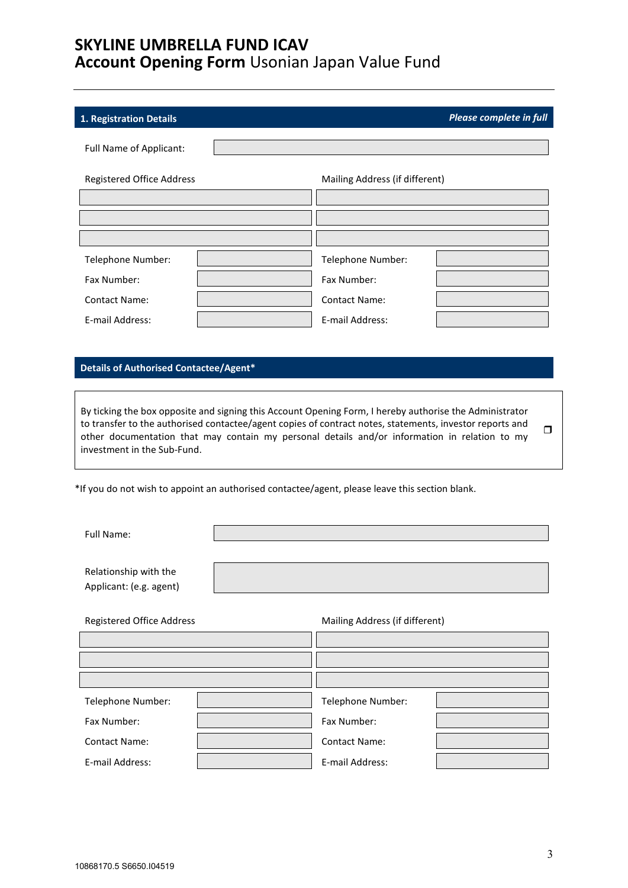# SKYLINE UMBRELLA FUND ICAV

## **Account Opening Form** Usonian Japan Value Fund

### 1. Registration Details

*Please complete in full*

| Full Name of Applicant: | |
|---|---|

| Registered Office Address | | Mailing Address (if different) | |
|---|---|---|---|
| | | | |
| | | | |
| | | | |
| Telephone Number: | | Telephone Number: | |
| Fax Number: | | Fax Number: | |
| Contact Name: | | Contact Name: | |
| E-mail Address: | | E-mail Address: | |

### Details of Authorised Contactee/Agent*

By ticking the box opposite and signing this Account Opening Form, I hereby authorise the Administrator to transfer to the authorised contactee/agent copies of contract notes, statements, investor reports and other documentation that may contain my personal details and/or information in relation to my investment in the Sub-Fund. ☐

*If you do not wish to appoint an authorised contactee/agent, please leave this section blank.

| Full Name: | |
|---|---|
| Relationship with the Applicant: (e.g. agent) | |

| Registered Office Address | | Mailing Address (if different) | |
|---|---|---|---|
| | | | |
| | | | |
| | | | |
| Telephone Number: | | Telephone Number: | |
| Fax Number: | | Fax Number: | |
| Contact Name: | | Contact Name: | |
| E-mail Address: | | E-mail Address: | |

10868170.5 S6650.I04519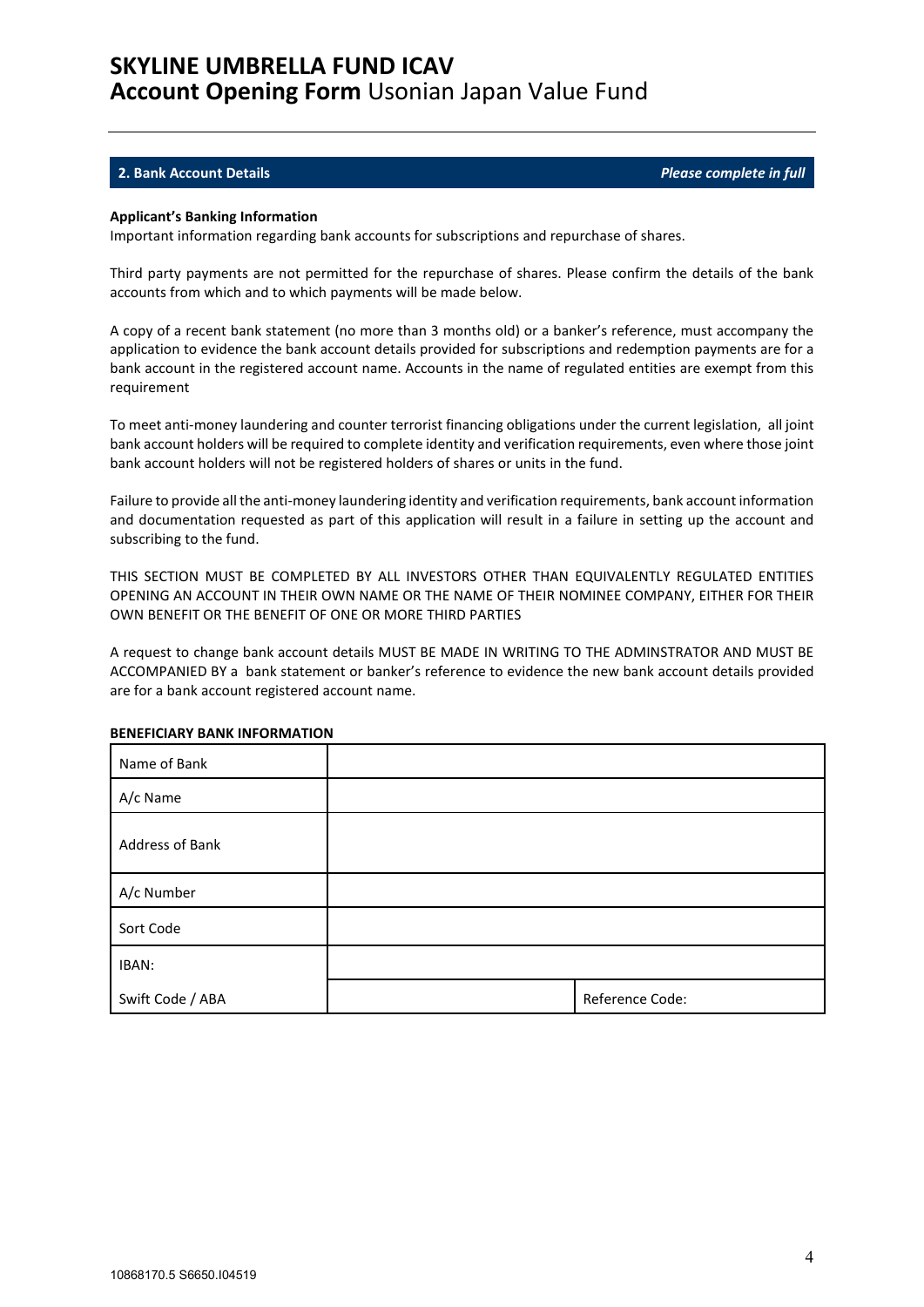## 2. Bank Account Details

***Please complete in full***

**Applicant's Banking Information**

Important information regarding bank accounts for subscriptions and repurchase of shares.

Third party payments are not permitted for the repurchase of shares. Please confirm the details of the bank accounts from which and to which payments will be made below.

A copy of a recent bank statement (no more than 3 months old) or a banker's reference, must accompany the application to evidence the bank account details provided for subscriptions and redemption payments are for a bank account in the registered account name. Accounts in the name of regulated entities are exempt from this requirement

To meet anti-money laundering and counter terrorist financing obligations under the current legislation, all joint bank account holders will be required to complete identity and verification requirements, even where those joint bank account holders will not be registered holders of shares or units in the fund.

Failure to provide all the anti-money laundering identity and verification requirements, bank account information and documentation requested as part of this application will result in a failure in setting up the account and subscribing to the fund.

THIS SECTION MUST BE COMPLETED BY ALL INVESTORS OTHER THAN EQUIVALENTLY REGULATED ENTITIES OPENING AN ACCOUNT IN THEIR OWN NAME OR THE NAME OF THEIR NOMINEE COMPANY, EITHER FOR THEIR OWN BENEFIT OR THE BENEFIT OF ONE OR MORE THIRD PARTIES

A request to change bank account details MUST BE MADE IN WRITING TO THE ADMINSTRATOR AND MUST BE ACCOMPANIED BY a bank statement or banker's reference to evidence the new bank account details provided are for a bank account registered account name.

**BENEFICIARY BANK INFORMATION**

| | | |
|---|---|---|
| Name of Bank | | |
| A/c Name | | |
| Address of Bank | | |
| A/c Number | | |
| Sort Code | | |
| IBAN: | | |
| Swift Code / ABA | | Reference Code: |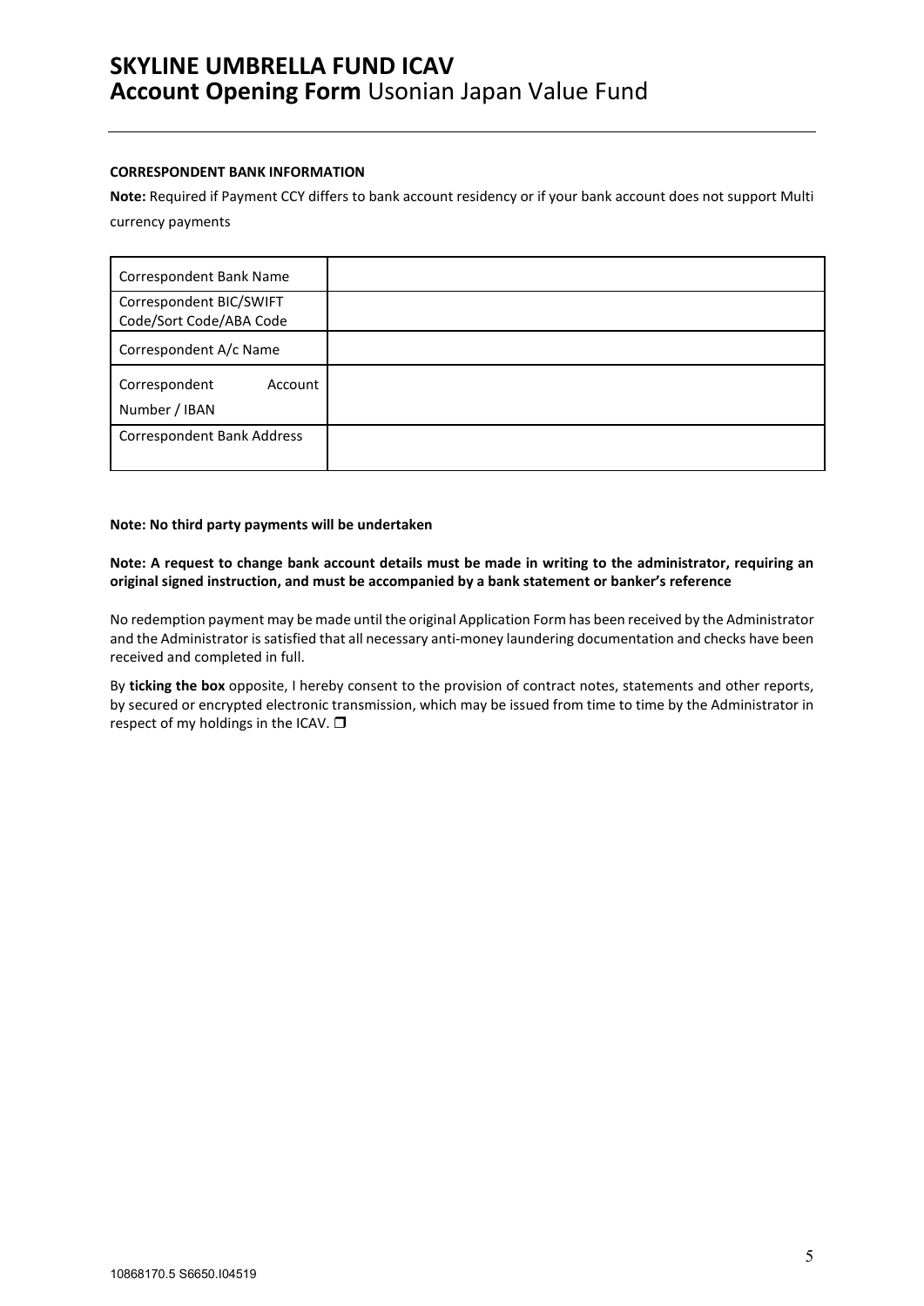**CORRESPONDENT BANK INFORMATION**

**Note:** Required if Payment CCY differs to bank account residency or if your bank account does not support Multi currency payments

| Correspondent Bank Name | |
|---|---|
| Correspondent BIC/SWIFT Code/Sort Code/ABA Code | |
| Correspondent A/c Name | |
| Correspondent Account Number / IBAN | |
| Correspondent Bank Address | |

**Note: No third party payments will be undertaken**

**Note: A request to change bank account details must be made in writing to the administrator, requiring an original signed instruction, and must be accompanied by a bank statement or banker's reference**

No redemption payment may be made until the original Application Form has been received by the Administrator and the Administrator is satisfied that all necessary anti-money laundering documentation and checks have been received and completed in full.

By **ticking the box** opposite, I hereby consent to the provision of contract notes, statements and other reports, by secured or encrypted electronic transmission, which may be issued from time to time by the Administrator in respect of my holdings in the ICAV. ☐

10868170.5 S6650.I04519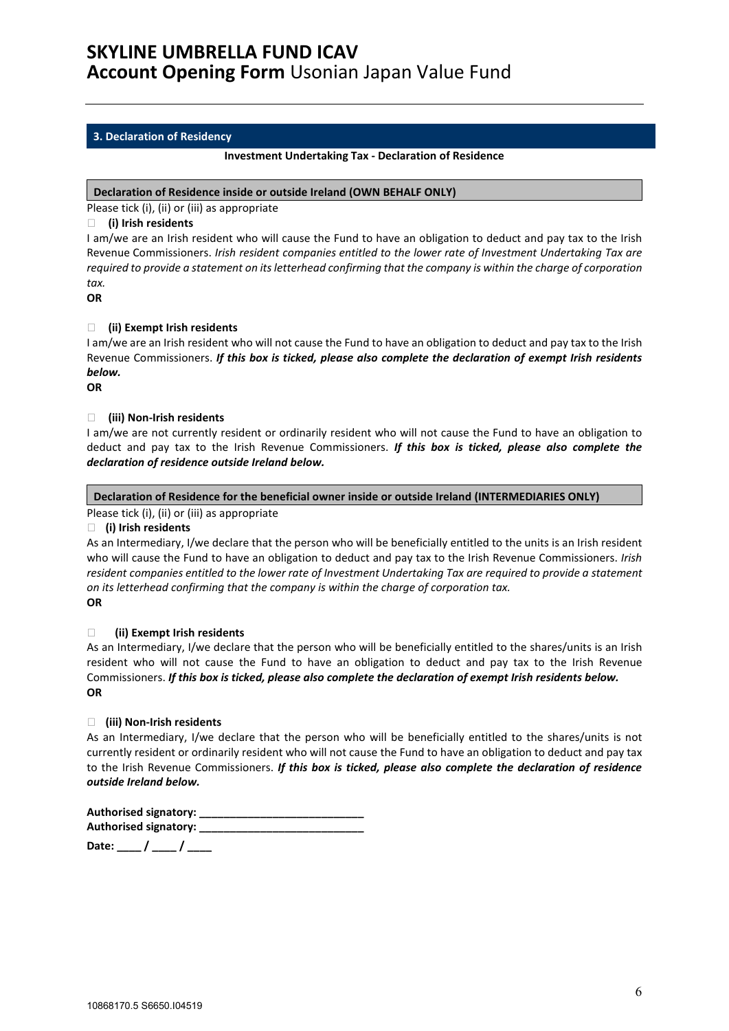## 3. Declaration of Residency

**Investment Undertaking Tax - Declaration of Residence**

### Declaration of Residence inside or outside Ireland (OWN BEHALF ONLY)

Please tick (i), (ii) or (iii) as appropriate

☐ **(i) Irish residents**

I am/we are an Irish resident who will cause the Fund to have an obligation to deduct and pay tax to the Irish Revenue Commissioners. *Irish resident companies entitled to the lower rate of Investment Undertaking Tax are required to provide a statement on its letterhead confirming that the company is within the charge of corporation tax.*

**OR**

☐ **(ii) Exempt Irish residents**

I am/we are an Irish resident who will not cause the Fund to have an obligation to deduct and pay tax to the Irish Revenue Commissioners. ***If this box is ticked, please also complete the declaration of exempt Irish residents below.***

**OR**

☐ **(iii) Non-Irish residents**

I am/we are not currently resident or ordinarily resident who will not cause the Fund to have an obligation to deduct and pay tax to the Irish Revenue Commissioners. ***If this box is ticked, please also complete the declaration of residence outside Ireland below.***

### Declaration of Residence for the beneficial owner inside or outside Ireland (INTERMEDIARIES ONLY)

Please tick (i), (ii) or (iii) as appropriate

☐ **(i) Irish residents**

As an Intermediary, I/we declare that the person who will be beneficially entitled to the units is an Irish resident who will cause the Fund to have an obligation to deduct and pay tax to the Irish Revenue Commissioners. *Irish resident companies entitled to the lower rate of Investment Undertaking Tax are required to provide a statement on its letterhead confirming that the company is within the charge of corporation tax.*

**OR**

☐ **(ii) Exempt Irish residents**

As an Intermediary, I/we declare that the person who will be beneficially entitled to the shares/units is an Irish resident who will not cause the Fund to have an obligation to deduct and pay tax to the Irish Revenue Commissioners. ***If this box is ticked, please also complete the declaration of exempt Irish residents below.***

**OR**

☐ **(iii) Non-Irish residents**

As an Intermediary, I/we declare that the person who will be beneficially entitled to the shares/units is not currently resident or ordinarily resident who will not cause the Fund to have an obligation to deduct and pay tax to the Irish Revenue Commissioners. ***If this box is ticked, please also complete the declaration of residence outside Ireland below.***

**Authorised signatory: ___________________________**

**Authorised signatory: ___________________________**

**Date: ____ / ____ / ____**

10868170.5 S6650.I04519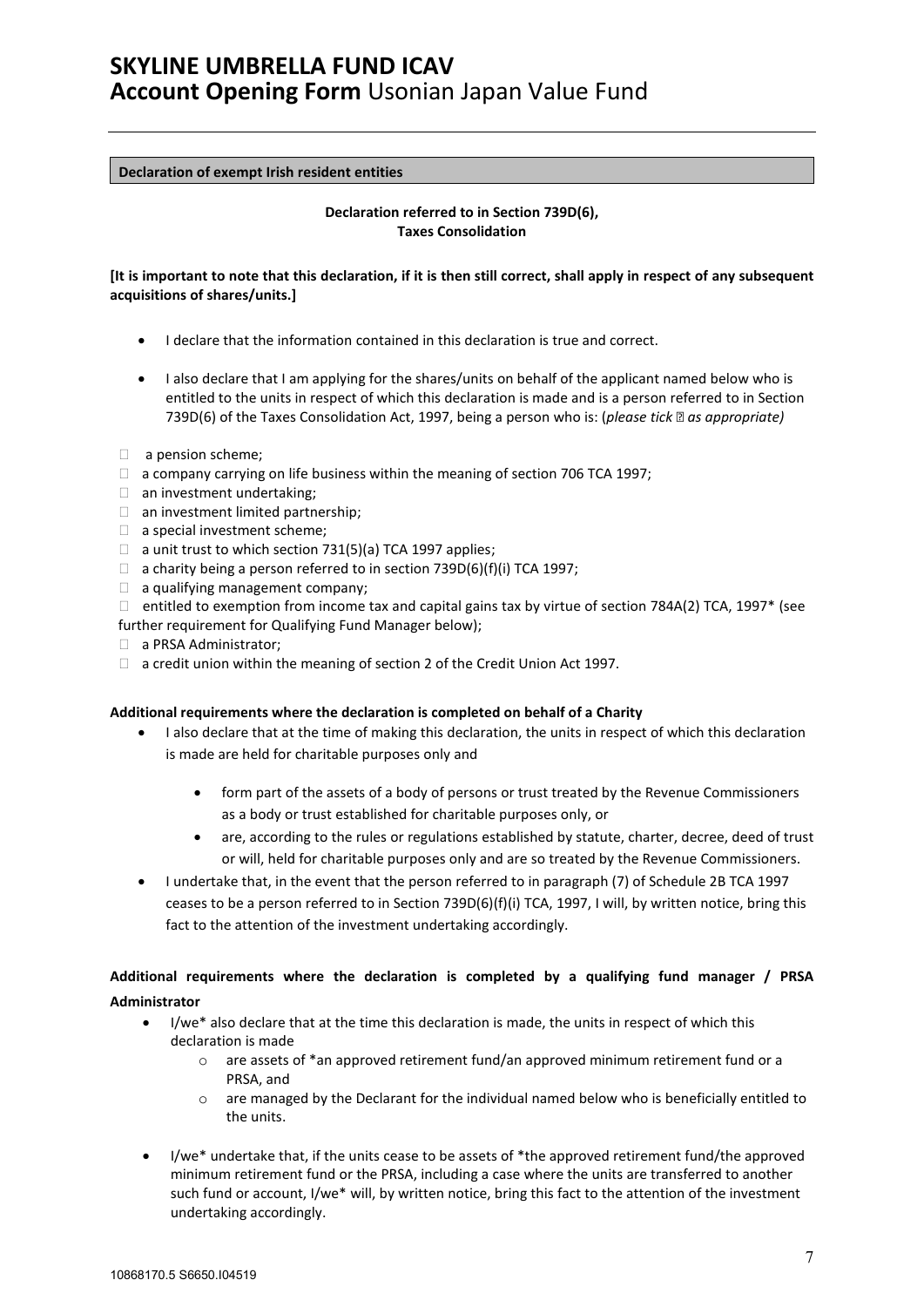## Declaration of exempt Irish resident entities

**Declaration referred to in Section 739D(6), Taxes Consolidation**

**[It is important to note that this declaration, if it is then still correct, shall apply in respect of any subsequent acquisitions of shares/units.]**

- I declare that the information contained in this declaration is true and correct.
- I also declare that I am applying for the shares/units on behalf of the applicant named below who is entitled to the units in respect of which this declaration is made and is a person referred to in Section 739D(6) of the Taxes Consolidation Act, 1997, being a person who is: (*please tick ☐ as appropriate)*

☐ a pension scheme;
☐ a company carrying on life business within the meaning of section 706 TCA 1997;
☐ an investment undertaking;
☐ an investment limited partnership;
☐ a special investment scheme;
☐ a unit trust to which section 731(5)(a) TCA 1997 applies;
☐ a charity being a person referred to in section 739D(6)(f)(i) TCA 1997;
☐ a qualifying management company;
☐ entitled to exemption from income tax and capital gains tax by virtue of section 784A(2) TCA, 1997* (see further requirement for Qualifying Fund Manager below);
☐ a PRSA Administrator;
☐ a credit union within the meaning of section 2 of the Credit Union Act 1997.

**Additional requirements where the declaration is completed on behalf of a Charity**

- I also declare that at the time of making this declaration, the units in respect of which this declaration is made are held for charitable purposes only and
  - form part of the assets of a body of persons or trust treated by the Revenue Commissioners as a body or trust established for charitable purposes only, or
  - are, according to the rules or regulations established by statute, charter, decree, deed of trust or will, held for charitable purposes only and are so treated by the Revenue Commissioners.
- I undertake that, in the event that the person referred to in paragraph (7) of Schedule 2B TCA 1997 ceases to be a person referred to in Section 739D(6)(f)(i) TCA, 1997, I will, by written notice, bring this fact to the attention of the investment undertaking accordingly.

**Additional requirements where the declaration is completed by a qualifying fund manager / PRSA Administrator**

- I/we* also declare that at the time this declaration is made, the units in respect of which this declaration is made
  - are assets of *an approved retirement fund/an approved minimum retirement fund or a PRSA, and
  - are managed by the Declarant for the individual named below who is beneficially entitled to the units.
- I/we* undertake that, if the units cease to be assets of *the approved retirement fund/the approved minimum retirement fund or the PRSA, including a case where the units are transferred to another such fund or account, I/we* will, by written notice, bring this fact to the attention of the investment undertaking accordingly.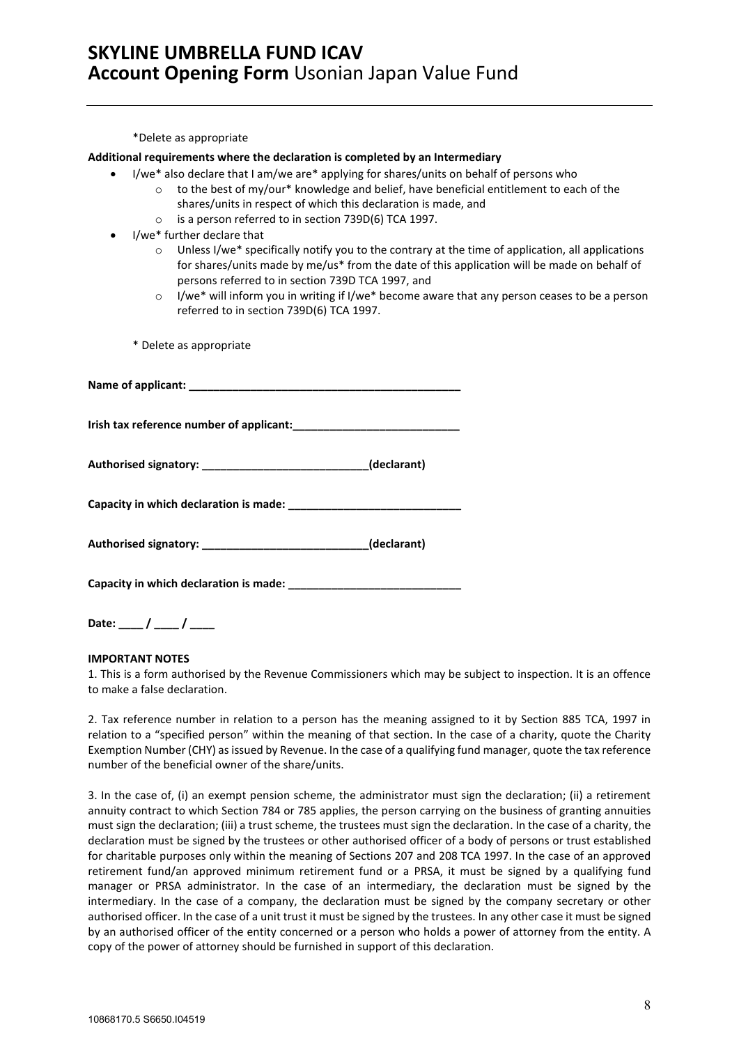*Delete as appropriate

**Additional requirements where the declaration is completed by an Intermediary**

- I/we* also declare that I am/we are* applying for shares/units on behalf of persons who
  - to the best of my/our* knowledge and belief, have beneficial entitlement to each of the shares/units in respect of which this declaration is made, and
  - is a person referred to in section 739D(6) TCA 1997.
- I/we* further declare that
  - Unless I/we* specifically notify you to the contrary at the time of application, all applications for shares/units made by me/us* from the date of this application will be made on behalf of persons referred to in section 739D TCA 1997, and
  - I/we* will inform you in writing if I/we* become aware that any person ceases to be a person referred to in section 739D(6) TCA 1997.

* Delete as appropriate

**Name of applicant: _____________________________________________**

**Irish tax reference number of applicant:___________________________**

**Authorised signatory: ___________________________(declarant)**

**Capacity in which declaration is made: ____________________________**

**Authorised signatory: ___________________________(declarant)**

**Capacity in which declaration is made: ____________________________**

**Date: ____ / ____ / ____**

**IMPORTANT NOTES**

1. This is a form authorised by the Revenue Commissioners which may be subject to inspection. It is an offence to make a false declaration.

2. Tax reference number in relation to a person has the meaning assigned to it by Section 885 TCA, 1997 in relation to a "specified person" within the meaning of that section. In the case of a charity, quote the Charity Exemption Number (CHY) as issued by Revenue. In the case of a qualifying fund manager, quote the tax reference number of the beneficial owner of the share/units.

3. In the case of, (i) an exempt pension scheme, the administrator must sign the declaration; (ii) a retirement annuity contract to which Section 784 or 785 applies, the person carrying on the business of granting annuities must sign the declaration; (iii) a trust scheme, the trustees must sign the declaration. In the case of a charity, the declaration must be signed by the trustees or other authorised officer of a body of persons or trust established for charitable purposes only within the meaning of Sections 207 and 208 TCA 1997. In the case of an approved retirement fund/an approved minimum retirement fund or a PRSA, it must be signed by a qualifying fund manager or PRSA administrator. In the case of an intermediary, the declaration must be signed by the intermediary. In the case of a company, the declaration must be signed by the company secretary or other authorised officer. In the case of a unit trust it must be signed by the trustees. In any other case it must be signed by an authorised officer of the entity concerned or a person who holds a power of attorney from the entity. A copy of the power of attorney should be furnished in support of this declaration.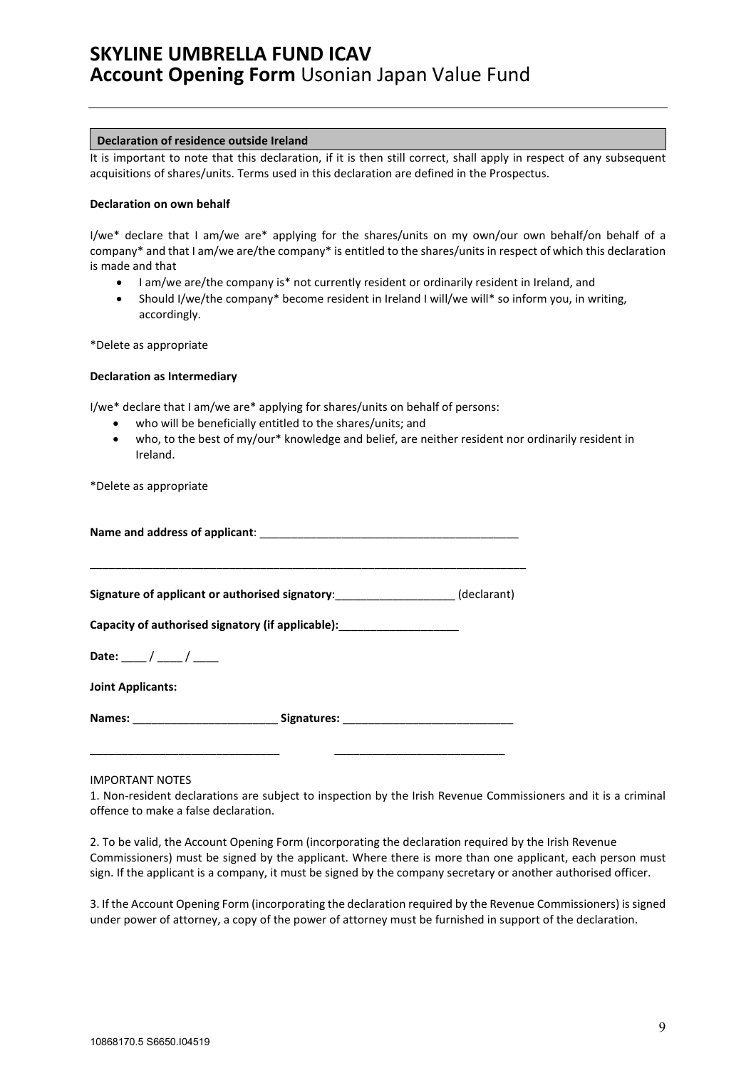## Declaration of residence outside Ireland

It is important to note that this declaration, if it is then still correct, shall apply in respect of any subsequent acquisitions of shares/units. Terms used in this declaration are defined in the Prospectus.

**Declaration on own behalf**

I/we* declare that I am/we are* applying for the shares/units on my own/our own behalf/on behalf of a company* and that I am/we are/the company* is entitled to the shares/units in respect of which this declaration is made and that

- I am/we are/the company is* not currently resident or ordinarily resident in Ireland, and
- Should I/we/the company* become resident in Ireland I will/we will* so inform you, in writing, accordingly.

*Delete as appropriate

**Declaration as Intermediary**

I/we* declare that I am/we are* applying for shares/units on behalf of persons:

- who will be beneficially entitled to the shares/units; and
- who, to the best of my/our* knowledge and belief, are neither resident nor ordinarily resident in Ireland.

*Delete as appropriate

**Name and address of applicant**: ___________________________________________

_________________________________________________________________________

**Signature of applicant or authorised signatory**:___________________ (declarant)

**Capacity of authorised signatory (if applicable):**___________________

**Date:** ____ / ____ / ____

**Joint Applicants:**

**Names:** _______________________ **Signatures:** ___________________________

______________________________ ___________________________

IMPORTANT NOTES

1. Non-resident declarations are subject to inspection by the Irish Revenue Commissioners and it is a criminal offence to make a false declaration.

2. To be valid, the Account Opening Form (incorporating the declaration required by the Irish Revenue Commissioners) must be signed by the applicant. Where there is more than one applicant, each person must sign. If the applicant is a company, it must be signed by the company secretary or another authorised officer.

3. If the Account Opening Form (incorporating the declaration required by the Revenue Commissioners) is signed under power of attorney, a copy of the power of attorney must be furnished in support of the declaration.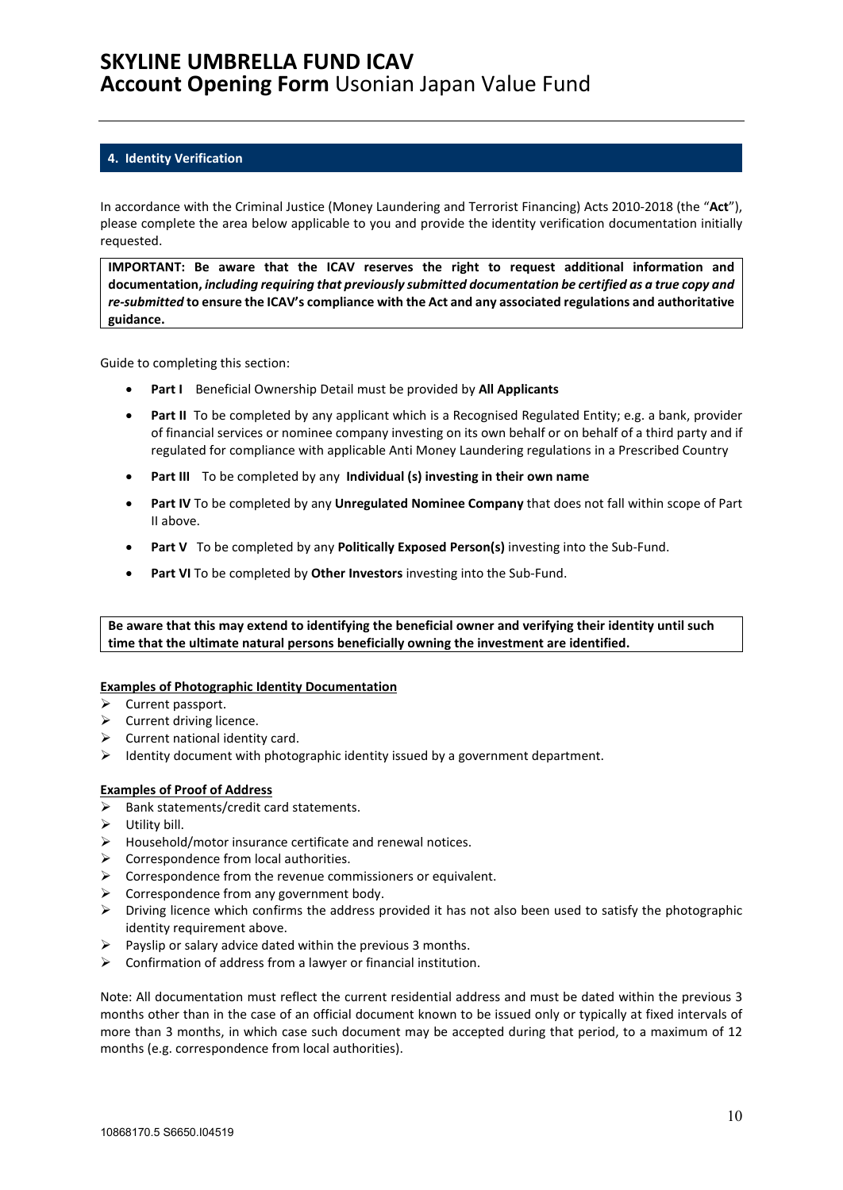## 4. Identity Verification

In accordance with the Criminal Justice (Money Laundering and Terrorist Financing) Acts 2010-2018 (the "**Act**"), please complete the area below applicable to you and provide the identity verification documentation initially requested.

**IMPORTANT: Be aware that the ICAV reserves the right to request additional information and documentation, *including requiring that previously submitted documentation be certified as a true copy and re-submitted* to ensure the ICAV's compliance with the Act and any associated regulations and authoritative guidance.**

Guide to completing this section:

- **Part I** Beneficial Ownership Detail must be provided by **All Applicants**
- **Part II** To be completed by any applicant which is a Recognised Regulated Entity; e.g. a bank, provider of financial services or nominee company investing on its own behalf or on behalf of a third party and if regulated for compliance with applicable Anti Money Laundering regulations in a Prescribed Country
- **Part III** To be completed by any **Individual (s) investing in their own name**
- **Part IV** To be completed by any **Unregulated Nominee Company** that does not fall within scope of Part II above.
- **Part V** To be completed by any **Politically Exposed Person(s)** investing into the Sub-Fund.
- **Part VI** To be completed by **Other Investors** investing into the Sub-Fund.

**Be aware that this may extend to identifying the beneficial owner and verifying their identity until such time that the ultimate natural persons beneficially owning the investment are identified.**

**Examples of Photographic Identity Documentation**

- Current passport.
- Current driving licence.
- Current national identity card.
- Identity document with photographic identity issued by a government department.

**Examples of Proof of Address**

- Bank statements/credit card statements.
- Utility bill.
- Household/motor insurance certificate and renewal notices.
- Correspondence from local authorities.
- Correspondence from the revenue commissioners or equivalent.
- Correspondence from any government body.
- Driving licence which confirms the address provided it has not also been used to satisfy the photographic identity requirement above.
- Payslip or salary advice dated within the previous 3 months.
- Confirmation of address from a lawyer or financial institution.

Note: All documentation must reflect the current residential address and must be dated within the previous 3 months other than in the case of an official document known to be issued only or typically at fixed intervals of more than 3 months, in which case such document may be accepted during that period, to a maximum of 12 months (e.g. correspondence from local authorities).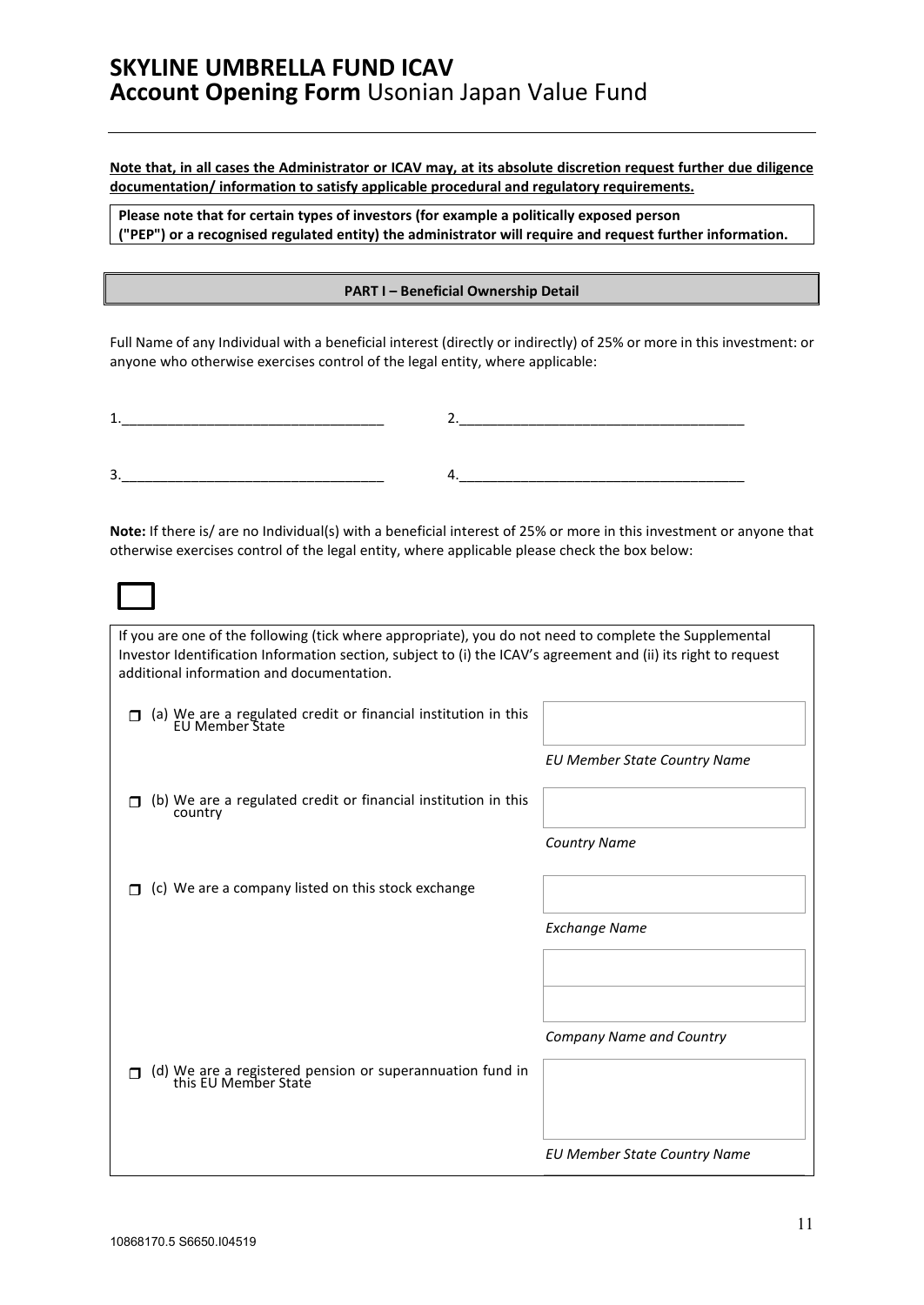# SKYLINE UMBRELLA FUND ICAV
## Account Opening Form Usonian Japan Value Fund

**Note that, in all cases the Administrator or ICAV may, at its absolute discretion request further due diligence documentation/ information to satisfy applicable procedural and regulatory requirements.**

**Please note that for certain types of investors (for example a politically exposed person ("PEP") or a recognised regulated entity) the administrator will require and request further information.**

### PART I – Beneficial Ownership Detail

Full Name of any Individual with a beneficial interest (directly or indirectly) of 25% or more in this investment: or anyone who otherwise exercises control of the legal entity, where applicable:

1.__________________________________ 2.______________________________________

3.__________________________________ 4.______________________________________

**Note:** If there is/ are no Individual(s) with a beneficial interest of 25% or more in this investment or anyone that otherwise exercises control of the legal entity, where applicable please check the box below:

☐

If you are one of the following (tick where appropriate), you do not need to complete the Supplemental Investor Identification Information section, subject to (i) the ICAV's agreement and (ii) its right to request additional information and documentation.

| | |
|---|---|
| ☐ (a) We are a regulated credit or financial institution in this EU Member State | _EU Member State Country Name_ |
| ☐ (b) We are a regulated credit or financial institution in this country | _Country Name_ |
| ☐ (c) We are a company listed on this stock exchange | _Exchange Name_ |
| | _Company Name and Country_ |
| ☐ (d) We are a registered pension or superannuation fund in this EU Member State | _EU Member State Country Name_ |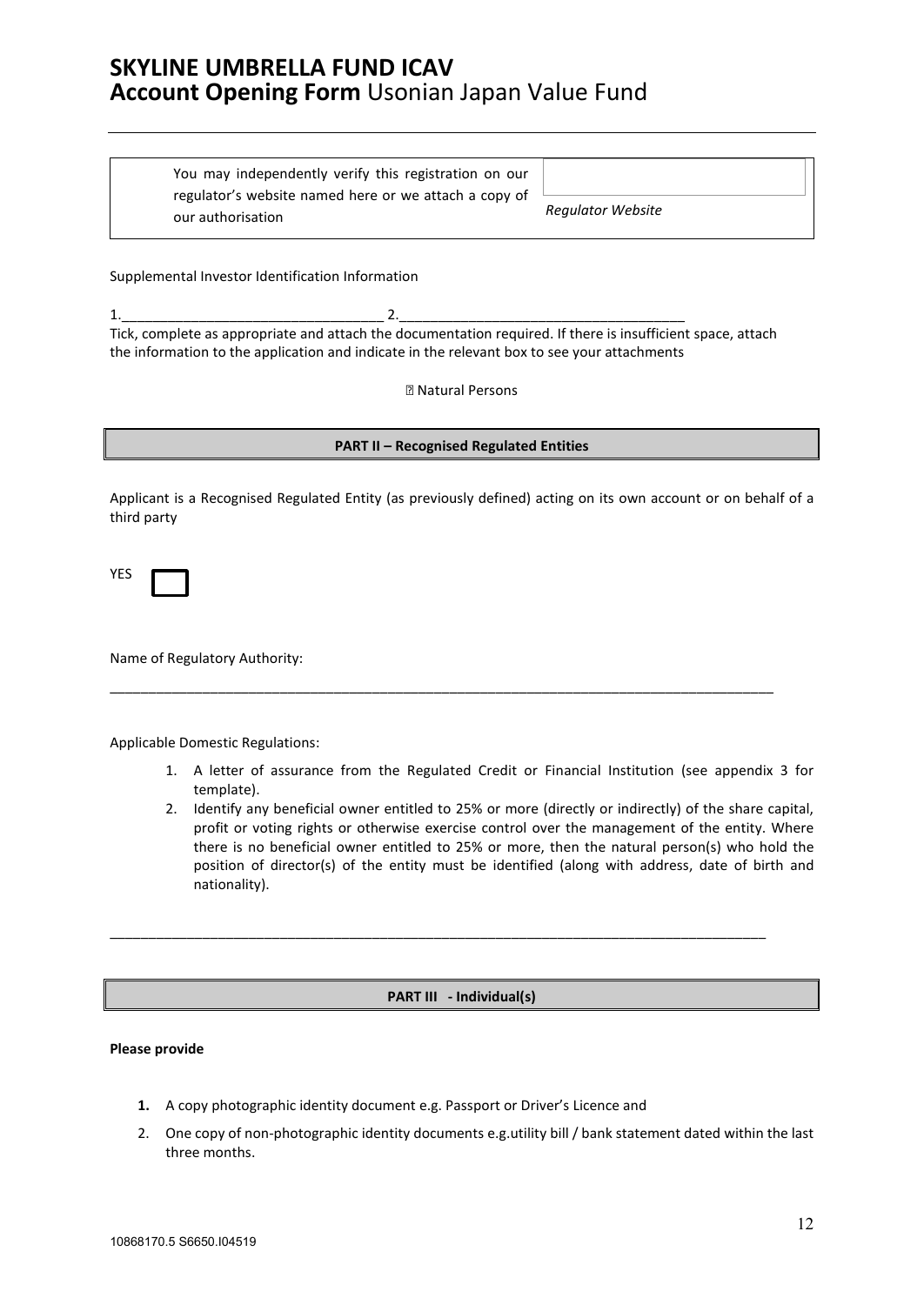| You may independently verify this registration on our regulator's website named here or we attach a copy of our authorisation | *Regulator Website* |
|---|---|

Supplemental Investor Identification Information

1.__________________________________ 2.____________________________________

Tick, complete as appropriate and attach the documentation required. If there is insufficient space, attach the information to the application and indicate in the relevant box to see your attachments

☐ Natural Persons

**PART II – Recognised Regulated Entities**

Applicant is a Recognised Regulated Entity (as previously defined) acting on its own account or on behalf of a third party

YES ☐

Name of Regulatory Authority:

___________________________________________________________________________________________

Applicable Domestic Regulations:

1. A letter of assurance from the Regulated Credit or Financial Institution (see appendix 3 for template).
2. Identify any beneficial owner entitled to 25% or more (directly or indirectly) of the share capital, profit or voting rights or otherwise exercise control over the management of the entity. Where there is no beneficial owner entitled to 25% or more, then the natural person(s) who hold the position of director(s) of the entity must be identified (along with address, date of birth and nationality).

___________________________________________________________________________________________

**PART III - Individual(s)**

**Please provide**

1. A copy photographic identity document e.g. Passport or Driver's Licence and
2. One copy of non-photographic identity documents e.g.utility bill / bank statement dated within the last three months.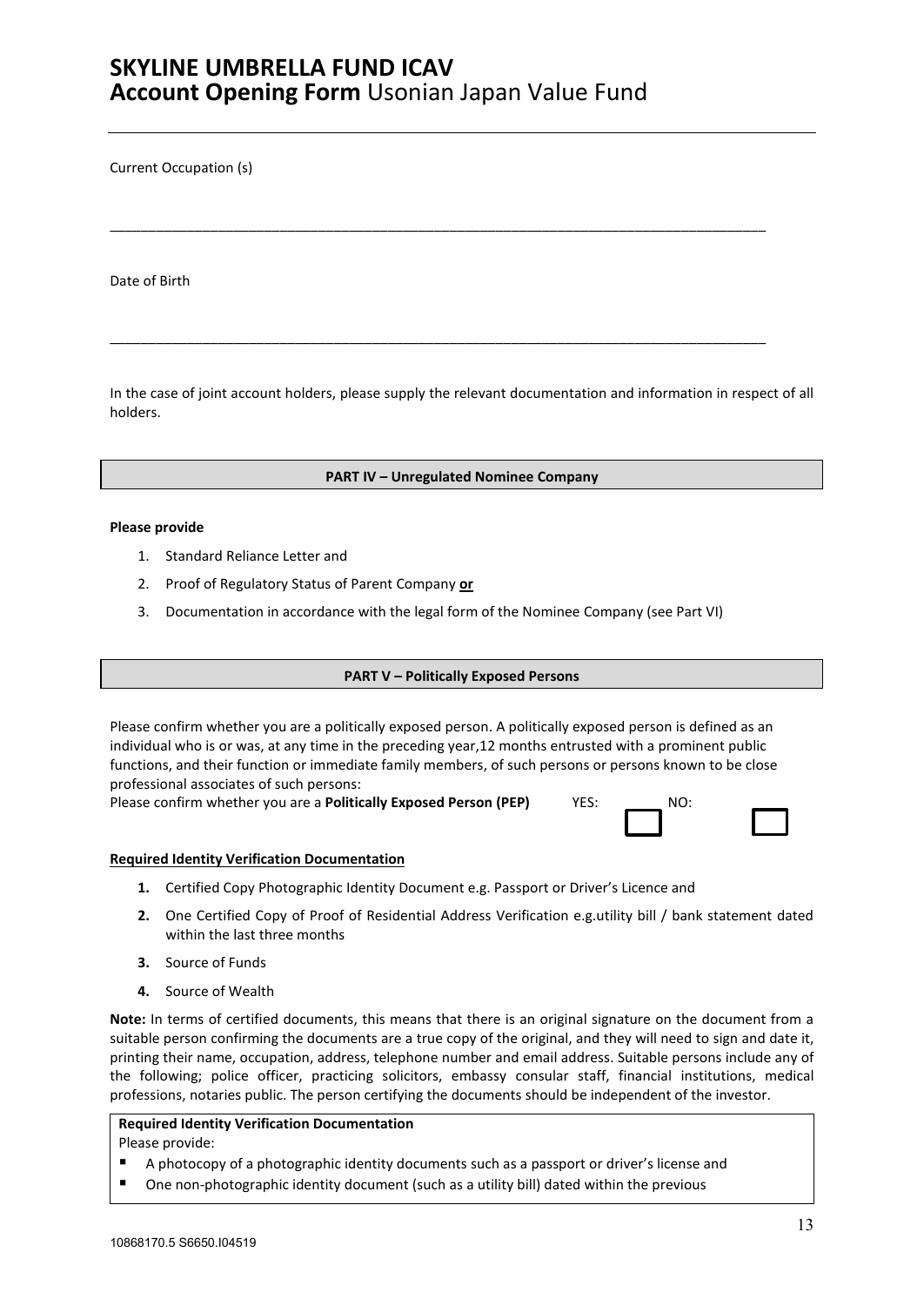Current Occupation (s)

\_\_\_\_\_\_\_\_\_\_\_\_\_\_\_\_\_\_\_\_\_\_\_\_\_\_\_\_\_\_\_\_\_\_\_\_\_\_\_\_\_\_\_\_\_\_\_\_\_\_\_\_\_\_\_\_\_\_\_\_\_\_\_\_\_\_\_\_\_\_\_\_\_\_\_\_\_\_\_\_

Date of Birth

\_\_\_\_\_\_\_\_\_\_\_\_\_\_\_\_\_\_\_\_\_\_\_\_\_\_\_\_\_\_\_\_\_\_\_\_\_\_\_\_\_\_\_\_\_\_\_\_\_\_\_\_\_\_\_\_\_\_\_\_\_\_\_\_\_\_\_\_\_\_\_\_\_\_\_\_\_\_\_\_

In the case of joint account holders, please supply the relevant documentation and information in respect of all holders.

## PART IV – Unregulated Nominee Company

**Please provide**

1. Standard Reliance Letter and
2. Proof of Regulatory Status of Parent Company **or**
3. Documentation in accordance with the legal form of the Nominee Company (see Part VI)

## PART V – Politically Exposed Persons

Please confirm whether you are a politically exposed person. A politically exposed person is defined as an individual who is or was, at any time in the preceding year,12 months entrusted with a prominent public functions, and their function or immediate family members, of such persons or persons known to be close professional associates of such persons:

Please confirm whether you are a **Politically Exposed Person (PEP)** YES: ☐ NO: ☐

**Required Identity Verification Documentation**

1. Certified Copy Photographic Identity Document e.g. Passport or Driver's Licence and
2. One Certified Copy of Proof of Residential Address Verification e.g.utility bill / bank statement dated within the last three months
3. Source of Funds
4. Source of Wealth

**Note:** In terms of certified documents, this means that there is an original signature on the document from a suitable person confirming the documents are a true copy of the original, and they will need to sign and date it, printing their name, occupation, address, telephone number and email address. Suitable persons include any of the following; police officer, practicing solicitors, embassy consular staff, financial institutions, medical professions, notaries public. The person certifying the documents should be independent of the investor.

**Required Identity Verification Documentation**

Please provide:

- A photocopy of a photographic identity documents such as a passport or driver's license and
- One non-photographic identity document (such as a utility bill) dated within the previous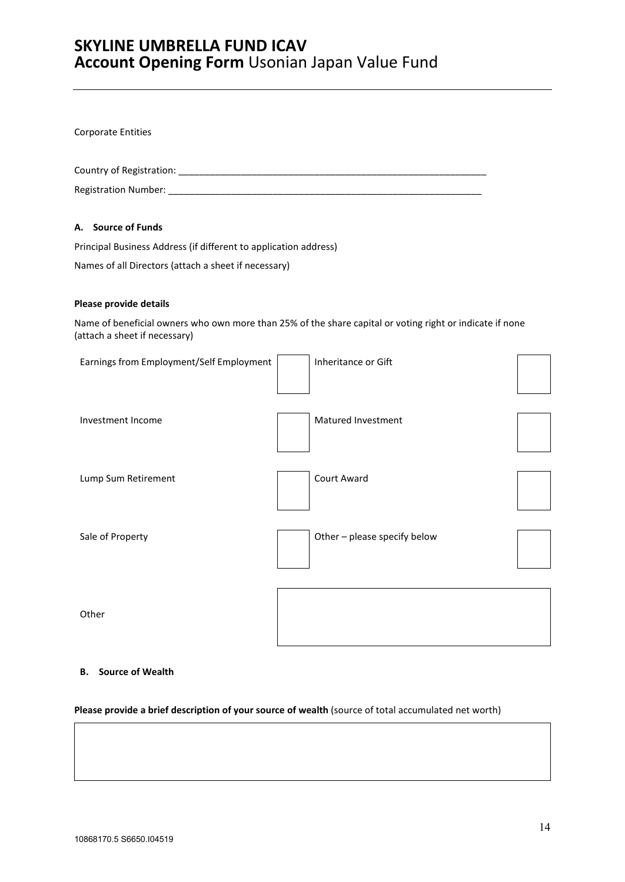# SKYLINE UMBRELLA FUND ICAV
## Account Opening Form Usonian Japan Value Fund

Corporate Entities

Country of Registration: ____________________________________________________________

Registration Number: ____________________________________________________________

**A. Source of Funds**

Principal Business Address (if different to application address)

Names of all Directors (attach a sheet if necessary)

**Please provide details**

Name of beneficial owners who own more than 25% of the share capital or voting right or indicate if none (attach a sheet if necessary)

| | | | |
|---|---|---|---|
| Earnings from Employment/Self Employment | ☐ | Inheritance or Gift | ☐ |
| Investment Income | ☐ | Matured Investment | ☐ |
| Lump Sum Retirement | ☐ | Court Award | ☐ |
| Sale of Property | ☐ | Other – please specify below | ☐ |

Other ____________________________________________________________

**B. Source of Wealth**

**Please provide a brief description of your source of wealth** (source of total accumulated net worth)

____________________________________________________________

10868170.5 S6650.I04519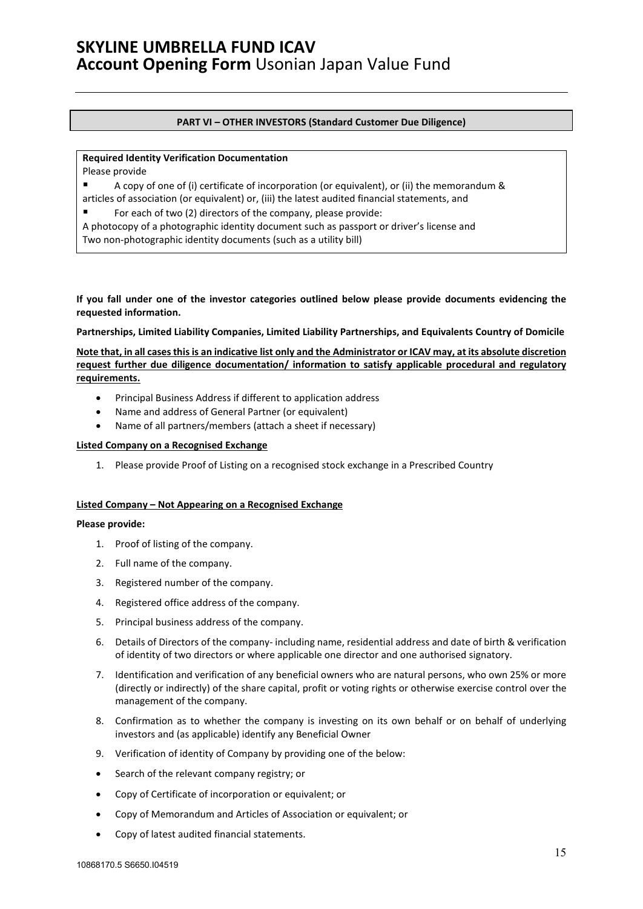**PART VI – OTHER INVESTORS (Standard Customer Due Diligence)**

**Required Identity Verification Documentation**

Please provide

- A copy of one of (i) certificate of incorporation (or equivalent), or (ii) the memorandum & articles of association (or equivalent) or, (iii) the latest audited financial statements, and
- For each of two (2) directors of the company, please provide:

A photocopy of a photographic identity document such as passport or driver's license and
Two non-photographic identity documents (such as a utility bill)

**If you fall under one of the investor categories outlined below please provide documents evidencing the requested information.**

**Partnerships, Limited Liability Companies, Limited Liability Partnerships, and Equivalents Country of Domicile**

**<u>Note that, in all cases this is an indicative list only and the Administrator or ICAV may, at its absolute discretion request further due diligence documentation/ information to satisfy applicable procedural and regulatory requirements.</u>**

- Principal Business Address if different to application address
- Name and address of General Partner (or equivalent)
- Name of all partners/members (attach a sheet if necessary)

**<u>Listed Company on a Recognised Exchange</u>**

1. Please provide Proof of Listing on a recognised stock exchange in a Prescribed Country

**<u>Listed Company – Not Appearing on a Recognised Exchange</u>**

**Please provide:**

1. Proof of listing of the company.
2. Full name of the company.
3. Registered number of the company.
4. Registered office address of the company.
5. Principal business address of the company.
6. Details of Directors of the company- including name, residential address and date of birth & verification of identity of two directors or where applicable one director and one authorised signatory.
7. Identification and verification of any beneficial owners who are natural persons, who own 25% or more (directly or indirectly) of the share capital, profit or voting rights or otherwise exercise control over the management of the company.
8. Confirmation as to whether the company is investing on its own behalf or on behalf of underlying investors and (as applicable) identify any Beneficial Owner
9. Verification of identity of Company by providing one of the below:

- Search of the relevant company registry; or
- Copy of Certificate of incorporation or equivalent; or
- Copy of Memorandum and Articles of Association or equivalent; or
- Copy of latest audited financial statements.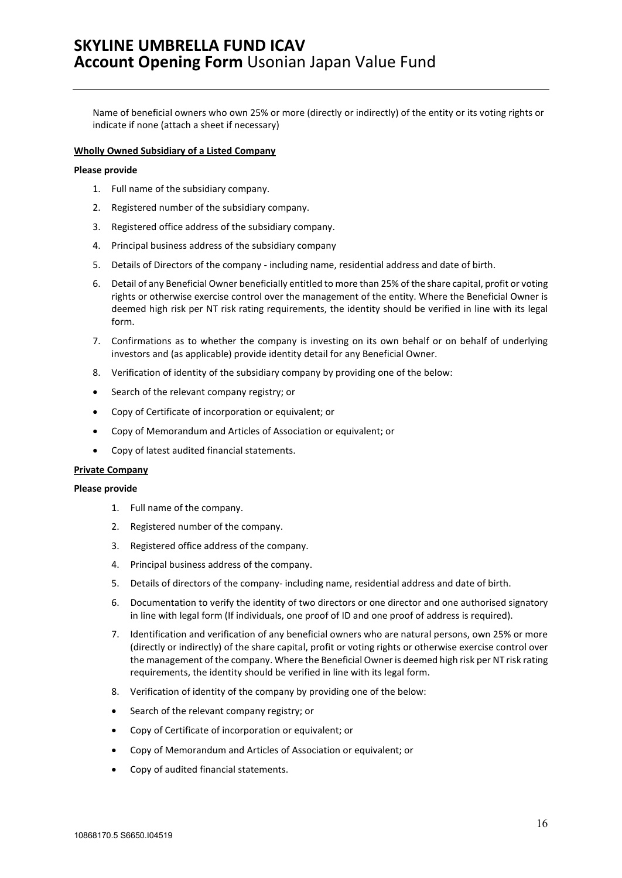Name of beneficial owners who own 25% or more (directly or indirectly) of the entity or its voting rights or indicate if none (attach a sheet if necessary)

**Wholly Owned Subsidiary of a Listed Company**

**Please provide**

1. Full name of the subsidiary company.
2. Registered number of the subsidiary company.
3. Registered office address of the subsidiary company.
4. Principal business address of the subsidiary company
5. Details of Directors of the company - including name, residential address and date of birth.
6. Detail of any Beneficial Owner beneficially entitled to more than 25% of the share capital, profit or voting rights or otherwise exercise control over the management of the entity. Where the Beneficial Owner is deemed high risk per NT risk rating requirements, the identity should be verified in line with its legal form.
7. Confirmations as to whether the company is investing on its own behalf or on behalf of underlying investors and (as applicable) provide identity detail for any Beneficial Owner.
8. Verification of identity of the subsidiary company by providing one of the below:

- Search of the relevant company registry; or
- Copy of Certificate of incorporation or equivalent; or
- Copy of Memorandum and Articles of Association or equivalent; or
- Copy of latest audited financial statements.

**Private Company**

**Please provide**

1. Full name of the company.
2. Registered number of the company.
3. Registered office address of the company.
4. Principal business address of the company.
5. Details of directors of the company- including name, residential address and date of birth.
6. Documentation to verify the identity of two directors or one director and one authorised signatory in line with legal form (If individuals, one proof of ID and one proof of address is required).
7. Identification and verification of any beneficial owners who are natural persons, own 25% or more (directly or indirectly) of the share capital, profit or voting rights or otherwise exercise control over the management of the company. Where the Beneficial Owner is deemed high risk per NT risk rating requirements, the identity should be verified in line with its legal form.
8. Verification of identity of the company by providing one of the below:

- Search of the relevant company registry; or
- Copy of Certificate of incorporation or equivalent; or
- Copy of Memorandum and Articles of Association or equivalent; or
- Copy of audited financial statements.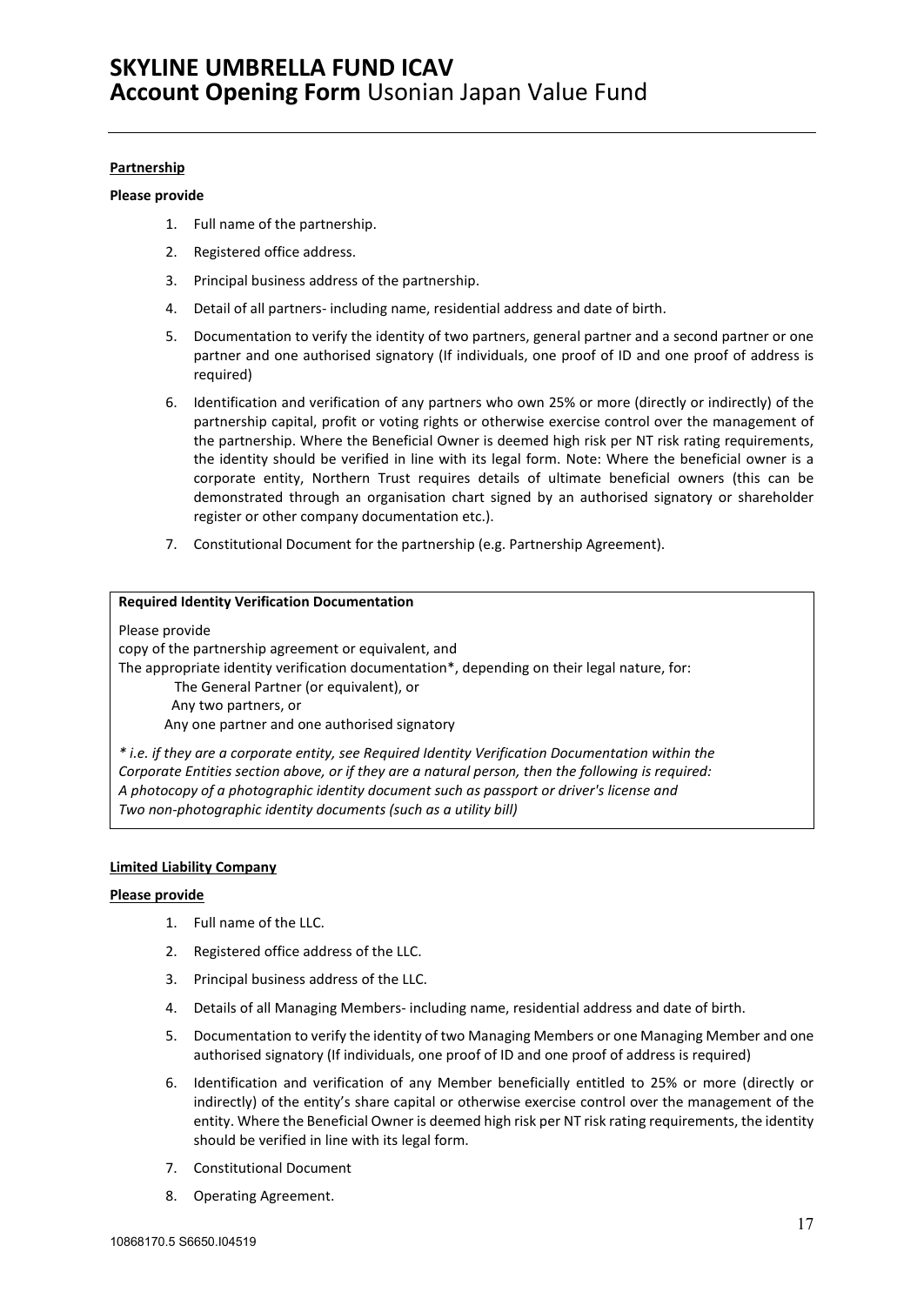**Partnership**

**Please provide**

1. Full name of the partnership.
2. Registered office address.
3. Principal business address of the partnership.
4. Detail of all partners- including name, residential address and date of birth.
5. Documentation to verify the identity of two partners, general partner and a second partner or one partner and one authorised signatory (If individuals, one proof of ID and one proof of address is required)
6. Identification and verification of any partners who own 25% or more (directly or indirectly) of the partnership capital, profit or voting rights or otherwise exercise control over the management of the partnership. Where the Beneficial Owner is deemed high risk per NT risk rating requirements, the identity should be verified in line with its legal form. Note: Where the beneficial owner is a corporate entity, Northern Trust requires details of ultimate beneficial owners (this can be demonstrated through an organisation chart signed by an authorised signatory or shareholder register or other company documentation etc.).
7. Constitutional Document for the partnership (e.g. Partnership Agreement).

**Required Identity Verification Documentation**

Please provide
copy of the partnership agreement or equivalent, and
The appropriate identity verification documentation*, depending on their legal nature, for:
The General Partner (or equivalent), or
Any two partners, or
Any one partner and one authorised signatory

*\* i.e. if they are a corporate entity, see Required Identity Verification Documentation within the Corporate Entities section above, or if they are a natural person, then the following is required: A photocopy of a photographic identity document such as passport or driver's license and Two non-photographic identity documents (such as a utility bill)*

**Limited Liability Company**

**Please provide**

1. Full name of the LLC.
2. Registered office address of the LLC.
3. Principal business address of the LLC.
4. Details of all Managing Members- including name, residential address and date of birth.
5. Documentation to verify the identity of two Managing Members or one Managing Member and one authorised signatory (If individuals, one proof of ID and one proof of address is required)
6. Identification and verification of any Member beneficially entitled to 25% or more (directly or indirectly) of the entity's share capital or otherwise exercise control over the management of the entity. Where the Beneficial Owner is deemed high risk per NT risk rating requirements, the identity should be verified in line with its legal form.
7. Constitutional Document
8. Operating Agreement.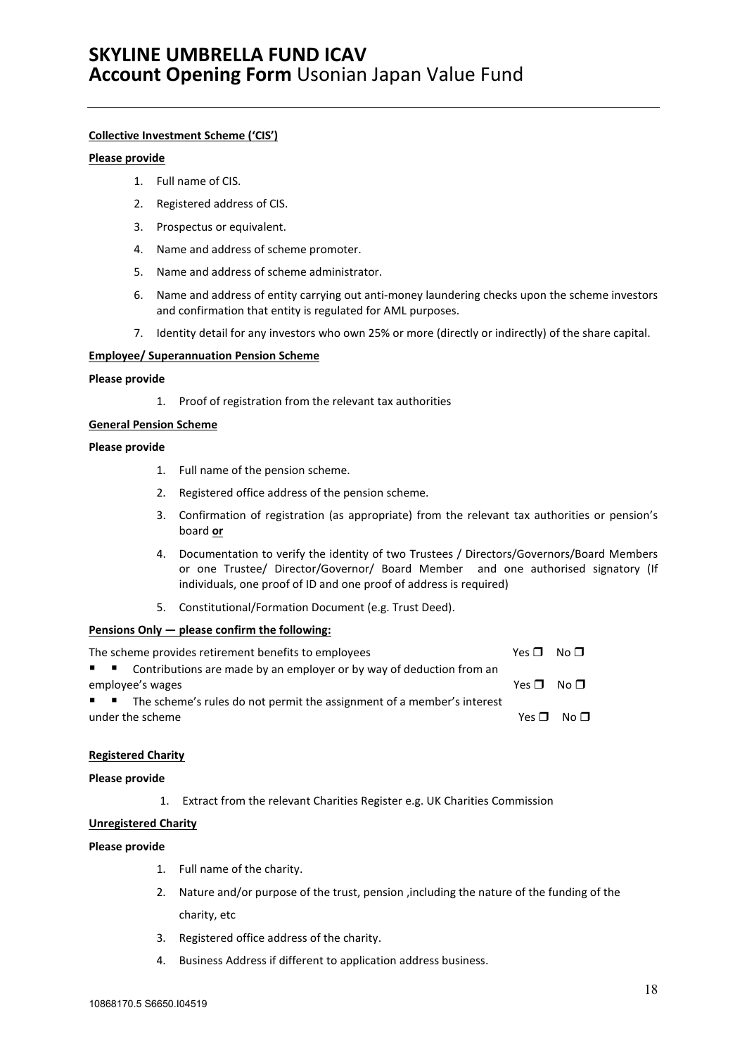# SKYLINE UMBRELLA FUND ICAV
## Account Opening Form Usonian Japan Value Fund

**Collective Investment Scheme ('CIS')**

**Please provide**

1. Full name of CIS.
2. Registered address of CIS.
3. Prospectus or equivalent.
4. Name and address of scheme promoter.
5. Name and address of scheme administrator.
6. Name and address of entity carrying out anti-money laundering checks upon the scheme investors and confirmation that entity is regulated for AML purposes.
7. Identity detail for any investors who own 25% or more (directly or indirectly) of the share capital.

**Employee/ Superannuation Pension Scheme**

**Please provide**

1. Proof of registration from the relevant tax authorities

**General Pension Scheme**

**Please provide**

1. Full name of the pension scheme.
2. Registered office address of the pension scheme.
3. Confirmation of registration (as appropriate) from the relevant tax authorities or pension's board **or**
4. Documentation to verify the identity of two Trustees / Directors/Governors/Board Members or one Trustee/ Director/Governor/ Board Member and one authorised signatory (If individuals, one proof of ID and one proof of address is required)
5. Constitutional/Formation Document (e.g. Trust Deed).

**Pensions Only — please confirm the following:**

The scheme provides retirement benefits to employees Yes ☐ No ☐

- Contributions are made by an employer or by way of deduction from an employee's wages Yes ☐ No ☐
- The scheme's rules do not permit the assignment of a member's interest under the scheme Yes ☐ No ☐

**Registered Charity**

**Please provide**

1. Extract from the relevant Charities Register e.g. UK Charities Commission

**Unregistered Charity**

**Please provide**

1. Full name of the charity.
2. Nature and/or purpose of the trust, pension ,including the nature of the funding of the charity, etc
3. Registered office address of the charity.
4. Business Address if different to application address business.

10868170.5 S6650.I04519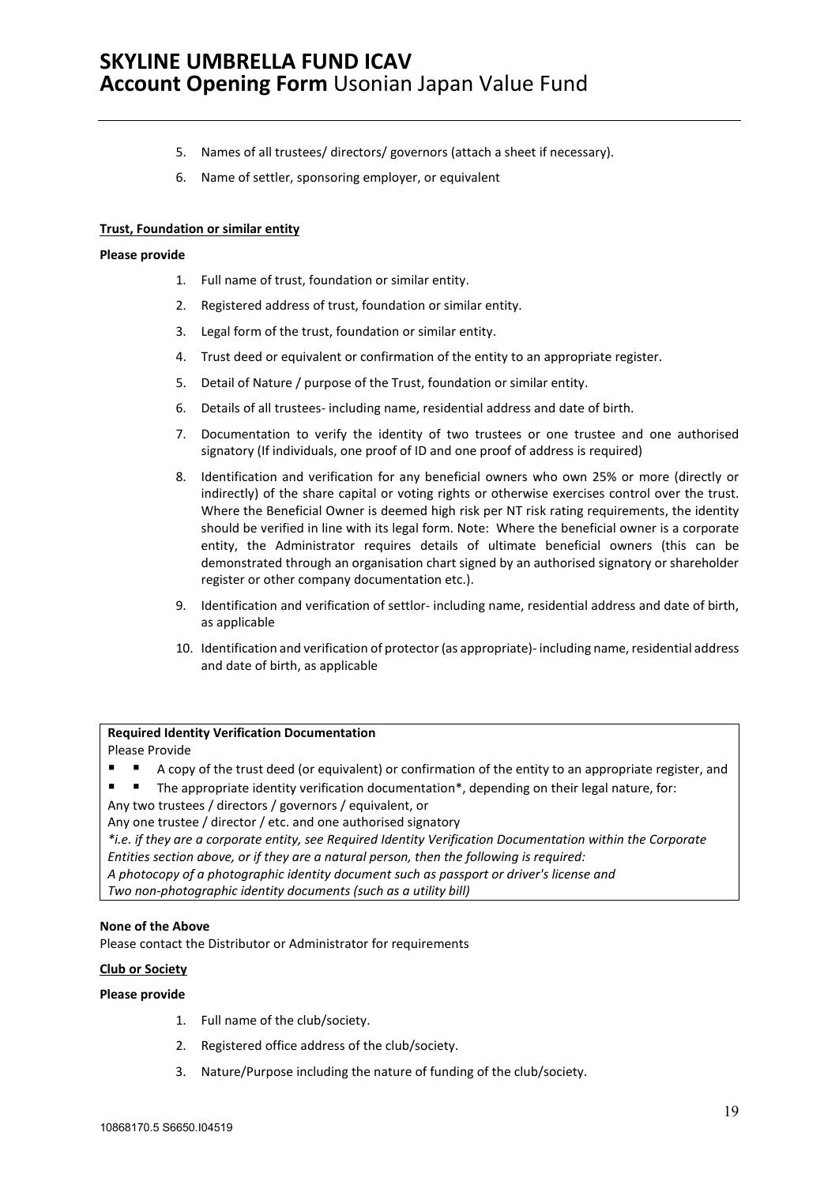5. Names of all trustees/ directors/ governors (attach a sheet if necessary).
6. Name of settler, sponsoring employer, or equivalent

**Trust, Foundation or similar entity**

**Please provide**

1. Full name of trust, foundation or similar entity.
2. Registered address of trust, foundation or similar entity.
3. Legal form of the trust, foundation or similar entity.
4. Trust deed or equivalent or confirmation of the entity to an appropriate register.
5. Detail of Nature / purpose of the Trust, foundation or similar entity.
6. Details of all trustees- including name, residential address and date of birth.
7. Documentation to verify the identity of two trustees or one trustee and one authorised signatory (If individuals, one proof of ID and one proof of address is required)
8. Identification and verification for any beneficial owners who own 25% or more (directly or indirectly) of the share capital or voting rights or otherwise exercises control over the trust. Where the Beneficial Owner is deemed high risk per NT risk rating requirements, the identity should be verified in line with its legal form. Note: Where the beneficial owner is a corporate entity, the Administrator requires details of ultimate beneficial owners (this can be demonstrated through an organisation chart signed by an authorised signatory or shareholder register or other company documentation etc.).
9. Identification and verification of settlor- including name, residential address and date of birth, as applicable
10. Identification and verification of protector (as appropriate)- including name, residential address and date of birth, as applicable

**Required Identity Verification Documentation**

Please Provide

- A copy of the trust deed (or equivalent) or confirmation of the entity to an appropriate register, and
- The appropriate identity verification documentation*, depending on their legal nature, for:

Any two trustees / directors / governors / equivalent, or

Any one trustee / director / etc. and one authorised signatory

*\*i.e. if they are a corporate entity, see Required Identity Verification Documentation within the Corporate Entities section above, or if they are a natural person, then the following is required:*

*A photocopy of a photographic identity document such as passport or driver's license and*

*Two non-photographic identity documents (such as a utility bill)*

**None of the Above**

Please contact the Distributor or Administrator for requirements

**Club or Society**

**Please provide**

1. Full name of the club/society.
2. Registered office address of the club/society.
3. Nature/Purpose including the nature of funding of the club/society.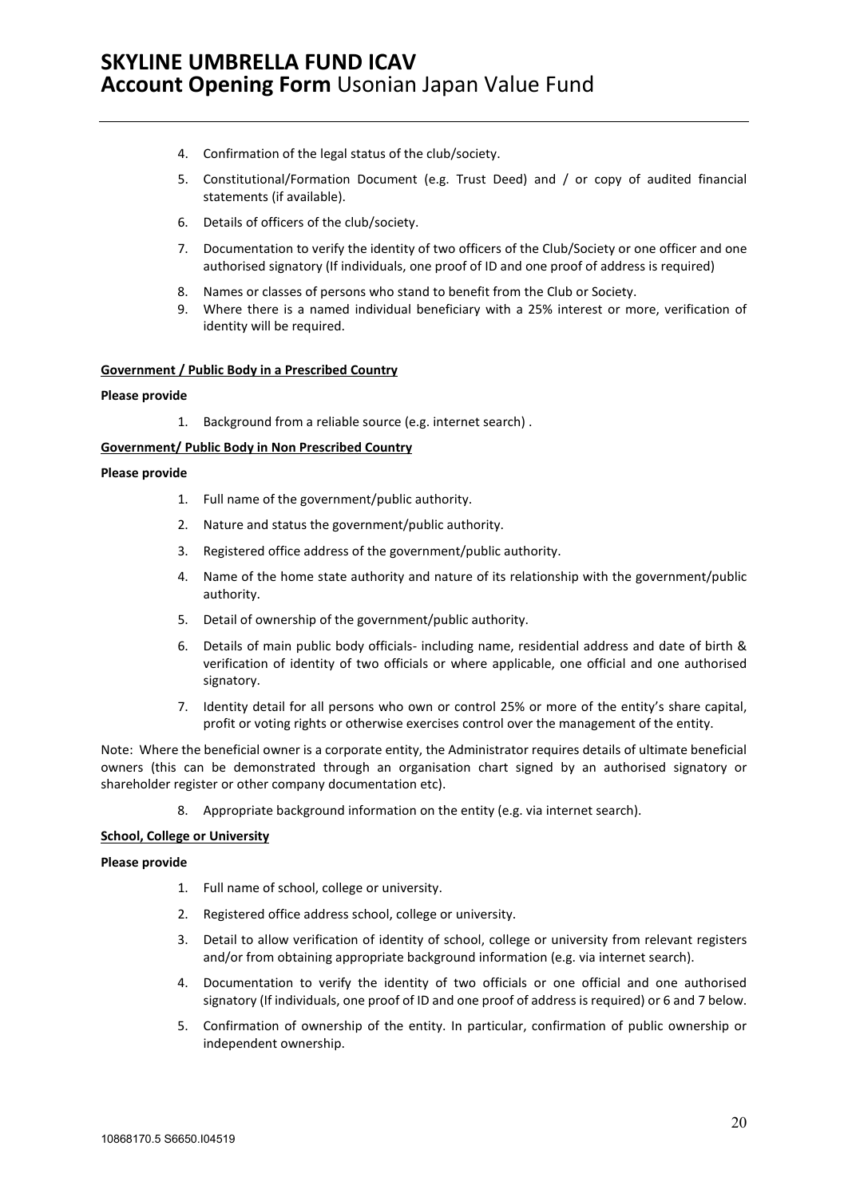4. Confirmation of the legal status of the club/society.
5. Constitutional/Formation Document (e.g. Trust Deed) and / or copy of audited financial statements (if available).
6. Details of officers of the club/society.
7. Documentation to verify the identity of two officers of the Club/Society or one officer and one authorised signatory (If individuals, one proof of ID and one proof of address is required)
8. Names or classes of persons who stand to benefit from the Club or Society.
9. Where there is a named individual beneficiary with a 25% interest or more, verification of identity will be required.

**Government / Public Body in a Prescribed Country**

**Please provide**

1. Background from a reliable source (e.g. internet search) .

**Government/ Public Body in Non Prescribed Country**

**Please provide**

1. Full name of the government/public authority.
2. Nature and status the government/public authority.
3. Registered office address of the government/public authority.
4. Name of the home state authority and nature of its relationship with the government/public authority.
5. Detail of ownership of the government/public authority.
6. Details of main public body officials- including name, residential address and date of birth & verification of identity of two officials or where applicable, one official and one authorised signatory.
7. Identity detail for all persons who own or control 25% or more of the entity's share capital, profit or voting rights or otherwise exercises control over the management of the entity.

Note: Where the beneficial owner is a corporate entity, the Administrator requires details of ultimate beneficial owners (this can be demonstrated through an organisation chart signed by an authorised signatory or shareholder register or other company documentation etc).

8. Appropriate background information on the entity (e.g. via internet search).

**School, College or University**

**Please provide**

1. Full name of school, college or university.
2. Registered office address school, college or university.
3. Detail to allow verification of identity of school, college or university from relevant registers and/or from obtaining appropriate background information (e.g. via internet search).
4. Documentation to verify the identity of two officials or one official and one authorised signatory (If individuals, one proof of ID and one proof of address is required) or 6 and 7 below.
5. Confirmation of ownership of the entity. In particular, confirmation of public ownership or independent ownership.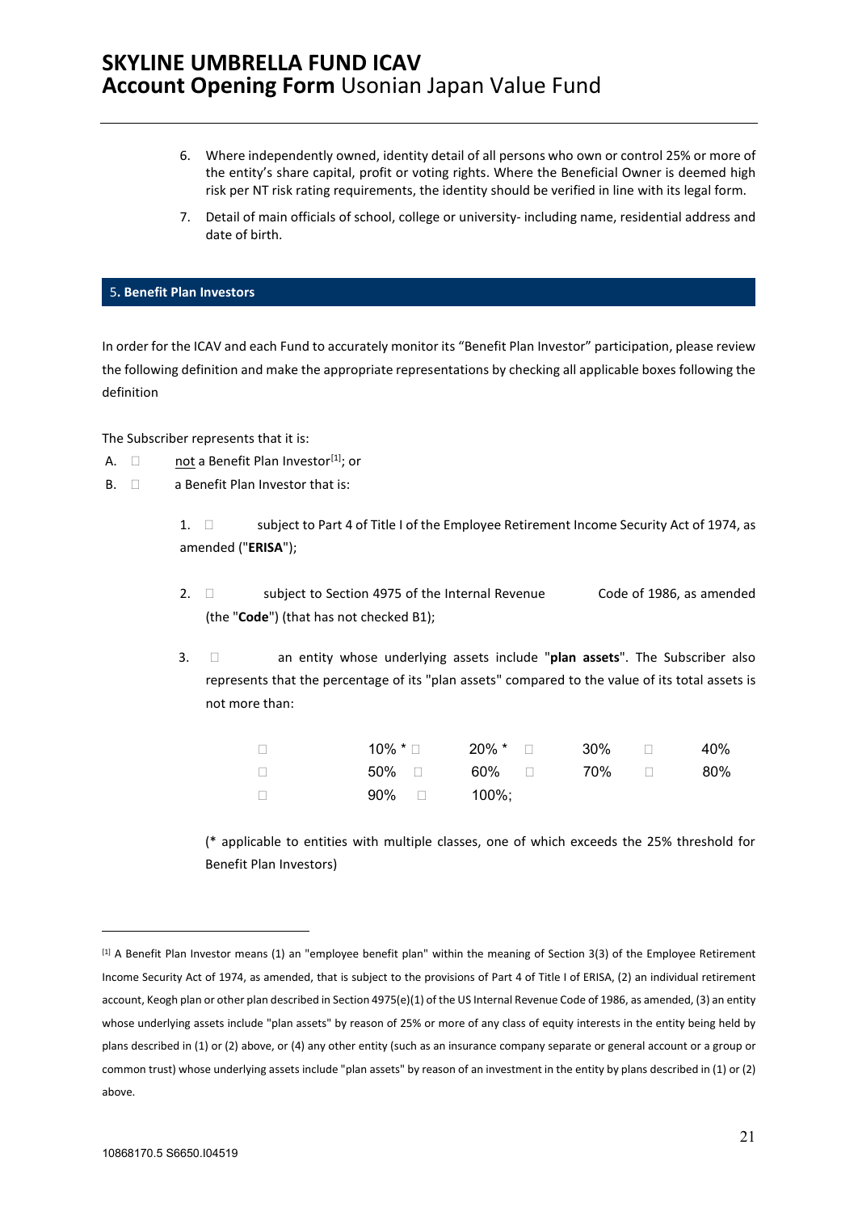6. Where independently owned, identity detail of all persons who own or control 25% or more of the entity's share capital, profit or voting rights. Where the Beneficial Owner is deemed high risk per NT risk rating requirements, the identity should be verified in line with its legal form.

7. Detail of main officials of school, college or university- including name, residential address and date of birth.

## 5. Benefit Plan Investors

In order for the ICAV and each Fund to accurately monitor its "Benefit Plan Investor" participation, please review the following definition and make the appropriate representations by checking all applicable boxes following the definition

The Subscriber represents that it is:

A. ☐ not a Benefit Plan Investor[1]; or

B. ☐ a Benefit Plan Investor that is:

1. ☐ subject to Part 4 of Title I of the Employee Retirement Income Security Act of 1974, as amended ("**ERISA**");

2. ☐ subject to Section 4975 of the Internal Revenue Code of 1986, as amended (the "**Code**") (that has not checked B1);

3. ☐ an entity whose underlying assets include "**plan assets**". The Subscriber also represents that the percentage of its "plan assets" compared to the value of its total assets is not more than:

| | | | |
|---|---|---|---|
| ☐ 10% * | ☐ 20% * | ☐ 30% | ☐ 40% |
| ☐ 50% | ☐ 60% | ☐ 70% | ☐ 80% |
| ☐ 90% | ☐ 100%; | | |

(* applicable to entities with multiple classes, one of which exceeds the 25% threshold for Benefit Plan Investors)

---

[1] A Benefit Plan Investor means (1) an "employee benefit plan" within the meaning of Section 3(3) of the Employee Retirement Income Security Act of 1974, as amended, that is subject to the provisions of Part 4 of Title I of ERISA, (2) an individual retirement account, Keogh plan or other plan described in Section 4975(e)(1) of the US Internal Revenue Code of 1986, as amended, (3) an entity whose underlying assets include "plan assets" by reason of 25% or more of any class of equity interests in the entity being held by plans described in (1) or (2) above, or (4) any other entity (such as an insurance company separate or general account or a group or common trust) whose underlying assets include "plan assets" by reason of an investment in the entity by plans described in (1) or (2) above.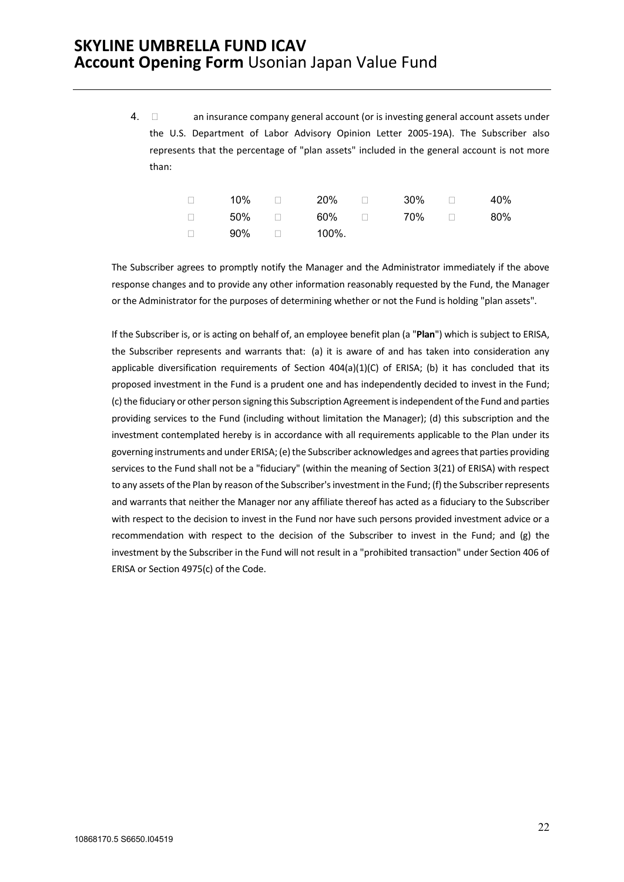4. ☐ an insurance company general account (or is investing general account assets under the U.S. Department of Labor Advisory Opinion Letter 2005-19A). The Subscriber also represents that the percentage of "plan assets" included in the general account is not more than:

| | | | | | | | |
|---|---|---|---|---|---|---|---|
| ☐ | 10% | ☐ | 20% | ☐ | 30% | ☐ | 40% |
| ☐ | 50% | ☐ | 60% | ☐ | 70% | ☐ | 80% |
| ☐ | 90% | ☐ | 100%. | | | | |

The Subscriber agrees to promptly notify the Manager and the Administrator immediately if the above response changes and to provide any other information reasonably requested by the Fund, the Manager or the Administrator for the purposes of determining whether or not the Fund is holding "plan assets".

If the Subscriber is, or is acting on behalf of, an employee benefit plan (a "**Plan**") which is subject to ERISA, the Subscriber represents and warrants that: (a) it is aware of and has taken into consideration any applicable diversification requirements of Section 404(a)(1)(C) of ERISA; (b) it has concluded that its proposed investment in the Fund is a prudent one and has independently decided to invest in the Fund; (c) the fiduciary or other person signing this Subscription Agreement is independent of the Fund and parties providing services to the Fund (including without limitation the Manager); (d) this subscription and the investment contemplated hereby is in accordance with all requirements applicable to the Plan under its governing instruments and under ERISA; (e) the Subscriber acknowledges and agrees that parties providing services to the Fund shall not be a "fiduciary" (within the meaning of Section 3(21) of ERISA) with respect to any assets of the Plan by reason of the Subscriber's investment in the Fund; (f) the Subscriber represents and warrants that neither the Manager nor any affiliate thereof has acted as a fiduciary to the Subscriber with respect to the decision to invest in the Fund nor have such persons provided investment advice or a recommendation with respect to the decision of the Subscriber to invest in the Fund; and (g) the investment by the Subscriber in the Fund will not result in a "prohibited transaction" under Section 406 of ERISA or Section 4975(c) of the Code.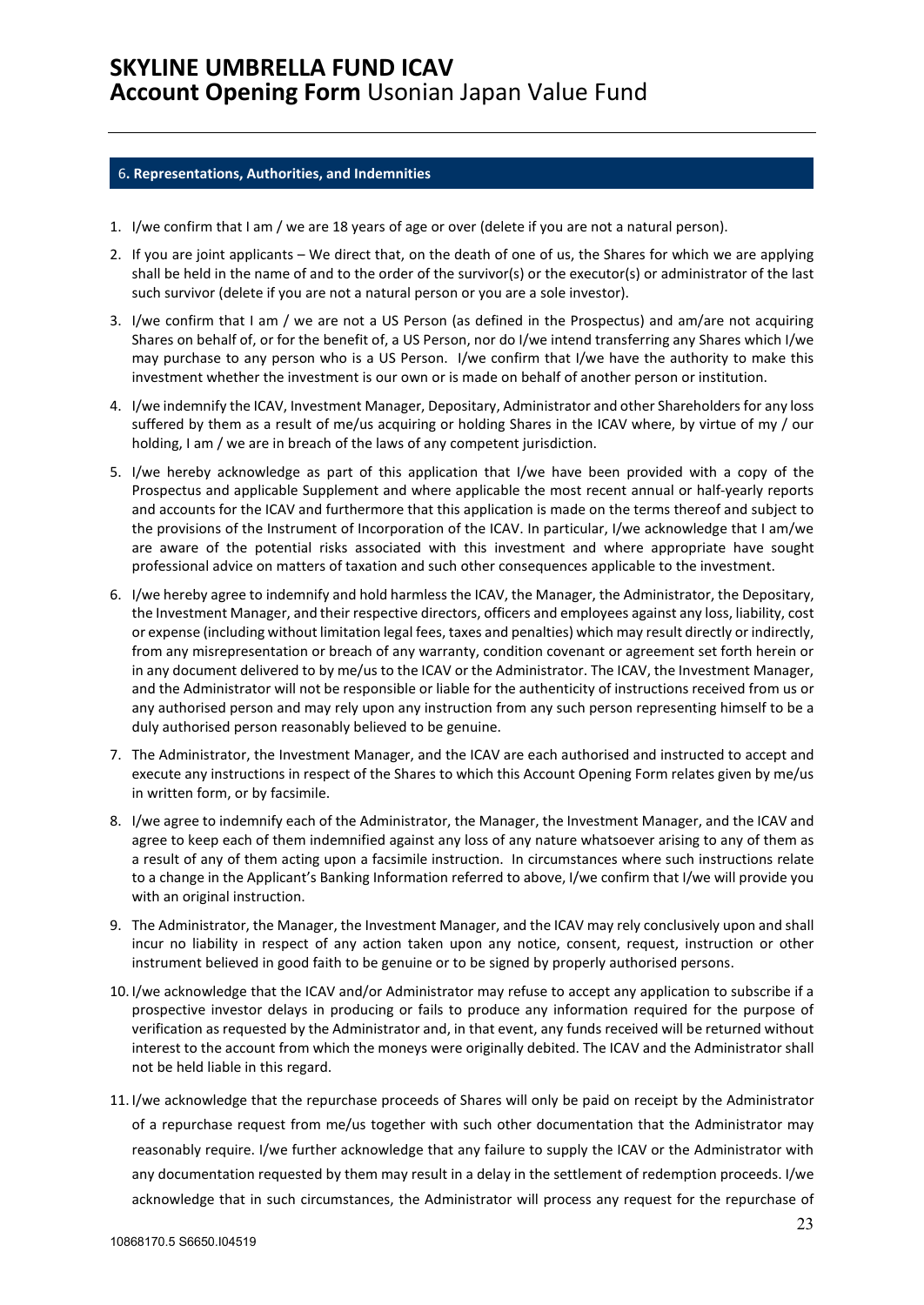## 6. Representations, Authorities, and Indemnities

1. I/we confirm that I am / we are 18 years of age or over (delete if you are not a natural person).
2. If you are joint applicants – We direct that, on the death of one of us, the Shares for which we are applying shall be held in the name of and to the order of the survivor(s) or the executor(s) or administrator of the last such survivor (delete if you are not a natural person or you are a sole investor).
3. I/we confirm that I am / we are not a US Person (as defined in the Prospectus) and am/are not acquiring Shares on behalf of, or for the benefit of, a US Person, nor do I/we intend transferring any Shares which I/we may purchase to any person who is a US Person. I/we confirm that I/we have the authority to make this investment whether the investment is our own or is made on behalf of another person or institution.
4. I/we indemnify the ICAV, Investment Manager, Depositary, Administrator and other Shareholders for any loss suffered by them as a result of me/us acquiring or holding Shares in the ICAV where, by virtue of my / our holding, I am / we are in breach of the laws of any competent jurisdiction.
5. I/we hereby acknowledge as part of this application that I/we have been provided with a copy of the Prospectus and applicable Supplement and where applicable the most recent annual or half-yearly reports and accounts for the ICAV and furthermore that this application is made on the terms thereof and subject to the provisions of the Instrument of Incorporation of the ICAV. In particular, I/we acknowledge that I am/we are aware of the potential risks associated with this investment and where appropriate have sought professional advice on matters of taxation and such other consequences applicable to the investment.
6. I/we hereby agree to indemnify and hold harmless the ICAV, the Manager, the Administrator, the Depositary, the Investment Manager, and their respective directors, officers and employees against any loss, liability, cost or expense (including without limitation legal fees, taxes and penalties) which may result directly or indirectly, from any misrepresentation or breach of any warranty, condition covenant or agreement set forth herein or in any document delivered to by me/us to the ICAV or the Administrator. The ICAV, the Investment Manager, and the Administrator will not be responsible or liable for the authenticity of instructions received from us or any authorised person and may rely upon any instruction from any such person representing himself to be a duly authorised person reasonably believed to be genuine.
7. The Administrator, the Investment Manager, and the ICAV are each authorised and instructed to accept and execute any instructions in respect of the Shares to which this Account Opening Form relates given by me/us in written form, or by facsimile.
8. I/we agree to indemnify each of the Administrator, the Manager, the Investment Manager, and the ICAV and agree to keep each of them indemnified against any loss of any nature whatsoever arising to any of them as a result of any of them acting upon a facsimile instruction. In circumstances where such instructions relate to a change in the Applicant's Banking Information referred to above, I/we confirm that I/we will provide you with an original instruction.
9. The Administrator, the Manager, the Investment Manager, and the ICAV may rely conclusively upon and shall incur no liability in respect of any action taken upon any notice, consent, request, instruction or other instrument believed in good faith to be genuine or to be signed by properly authorised persons.
10. I/we acknowledge that the ICAV and/or Administrator may refuse to accept any application to subscribe if a prospective investor delays in producing or fails to produce any information required for the purpose of verification as requested by the Administrator and, in that event, any funds received will be returned without interest to the account from which the moneys were originally debited. The ICAV and the Administrator shall not be held liable in this regard.
11. I/we acknowledge that the repurchase proceeds of Shares will only be paid on receipt by the Administrator of a repurchase request from me/us together with such other documentation that the Administrator may reasonably require. I/we further acknowledge that any failure to supply the ICAV or the Administrator with any documentation requested by them may result in a delay in the settlement of redemption proceeds. I/we acknowledge that in such circumstances, the Administrator will process any request for the repurchase of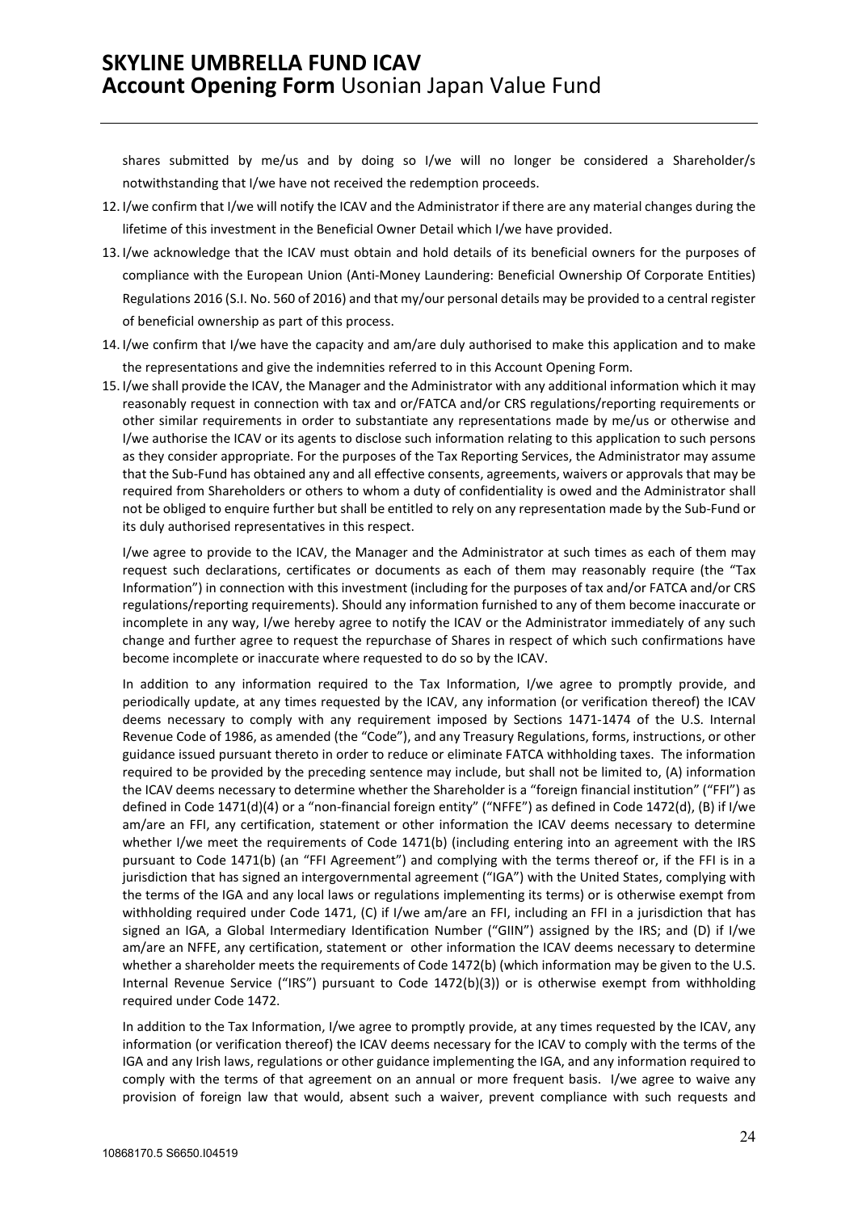shares submitted by me/us and by doing so I/we will no longer be considered a Shareholder/s notwithstanding that I/we have not received the redemption proceeds.

12. I/we confirm that I/we will notify the ICAV and the Administrator if there are any material changes during the lifetime of this investment in the Beneficial Owner Detail which I/we have provided.
13. I/we acknowledge that the ICAV must obtain and hold details of its beneficial owners for the purposes of compliance with the European Union (Anti-Money Laundering: Beneficial Ownership Of Corporate Entities) Regulations 2016 (S.I. No. 560 of 2016) and that my/our personal details may be provided to a central register of beneficial ownership as part of this process.
14. I/we confirm that I/we have the capacity and am/are duly authorised to make this application and to make the representations and give the indemnities referred to in this Account Opening Form.
15. I/we shall provide the ICAV, the Manager and the Administrator with any additional information which it may reasonably request in connection with tax and or/FATCA and/or CRS regulations/reporting requirements or other similar requirements in order to substantiate any representations made by me/us or otherwise and I/we authorise the ICAV or its agents to disclose such information relating to this application to such persons as they consider appropriate. For the purposes of the Tax Reporting Services, the Administrator may assume that the Sub-Fund has obtained any and all effective consents, agreements, waivers or approvals that may be required from Shareholders or others to whom a duty of confidentiality is owed and the Administrator shall not be obliged to enquire further but shall be entitled to rely on any representation made by the Sub-Fund or its duly authorised representatives in this respect.

    I/we agree to provide to the ICAV, the Manager and the Administrator at such times as each of them may request such declarations, certificates or documents as each of them may reasonably require (the "Tax Information") in connection with this investment (including for the purposes of tax and/or FATCA and/or CRS regulations/reporting requirements). Should any information furnished to any of them become inaccurate or incomplete in any way, I/we hereby agree to notify the ICAV or the Administrator immediately of any such change and further agree to request the repurchase of Shares in respect of which such confirmations have become incomplete or inaccurate where requested to do so by the ICAV.

    In addition to any information required to the Tax Information, I/we agree to promptly provide, and periodically update, at any times requested by the ICAV, any information (or verification thereof) the ICAV deems necessary to comply with any requirement imposed by Sections 1471-1474 of the U.S. Internal Revenue Code of 1986, as amended (the "Code"), and any Treasury Regulations, forms, instructions, or other guidance issued pursuant thereto in order to reduce or eliminate FATCA withholding taxes. The information required to be provided by the preceding sentence may include, but shall not be limited to, (A) information the ICAV deems necessary to determine whether the Shareholder is a "foreign financial institution" ("FFI") as defined in Code 1471(d)(4) or a "non-financial foreign entity" ("NFFE") as defined in Code 1472(d), (B) if I/we am/are an FFI, any certification, statement or other information the ICAV deems necessary to determine whether I/we meet the requirements of Code 1471(b) (including entering into an agreement with the IRS pursuant to Code 1471(b) (an "FFI Agreement") and complying with the terms thereof or, if the FFI is in a jurisdiction that has signed an intergovernmental agreement ("IGA") with the United States, complying with the terms of the IGA and any local laws or regulations implementing its terms) or is otherwise exempt from withholding required under Code 1471, (C) if I/we am/are an FFI, including an FFI in a jurisdiction that has signed an IGA, a Global Intermediary Identification Number ("GIIN") assigned by the IRS; and (D) if I/we am/are an NFFE, any certification, statement or other information the ICAV deems necessary to determine whether a shareholder meets the requirements of Code 1472(b) (which information may be given to the U.S. Internal Revenue Service ("IRS") pursuant to Code 1472(b)(3)) or is otherwise exempt from withholding required under Code 1472.

    In addition to the Tax Information, I/we agree to promptly provide, at any times requested by the ICAV, any information (or verification thereof) the ICAV deems necessary for the ICAV to comply with the terms of the IGA and any Irish laws, regulations or other guidance implementing the IGA, and any information required to comply with the terms of that agreement on an annual or more frequent basis. I/we agree to waive any provision of foreign law that would, absent such a waiver, prevent compliance with such requests and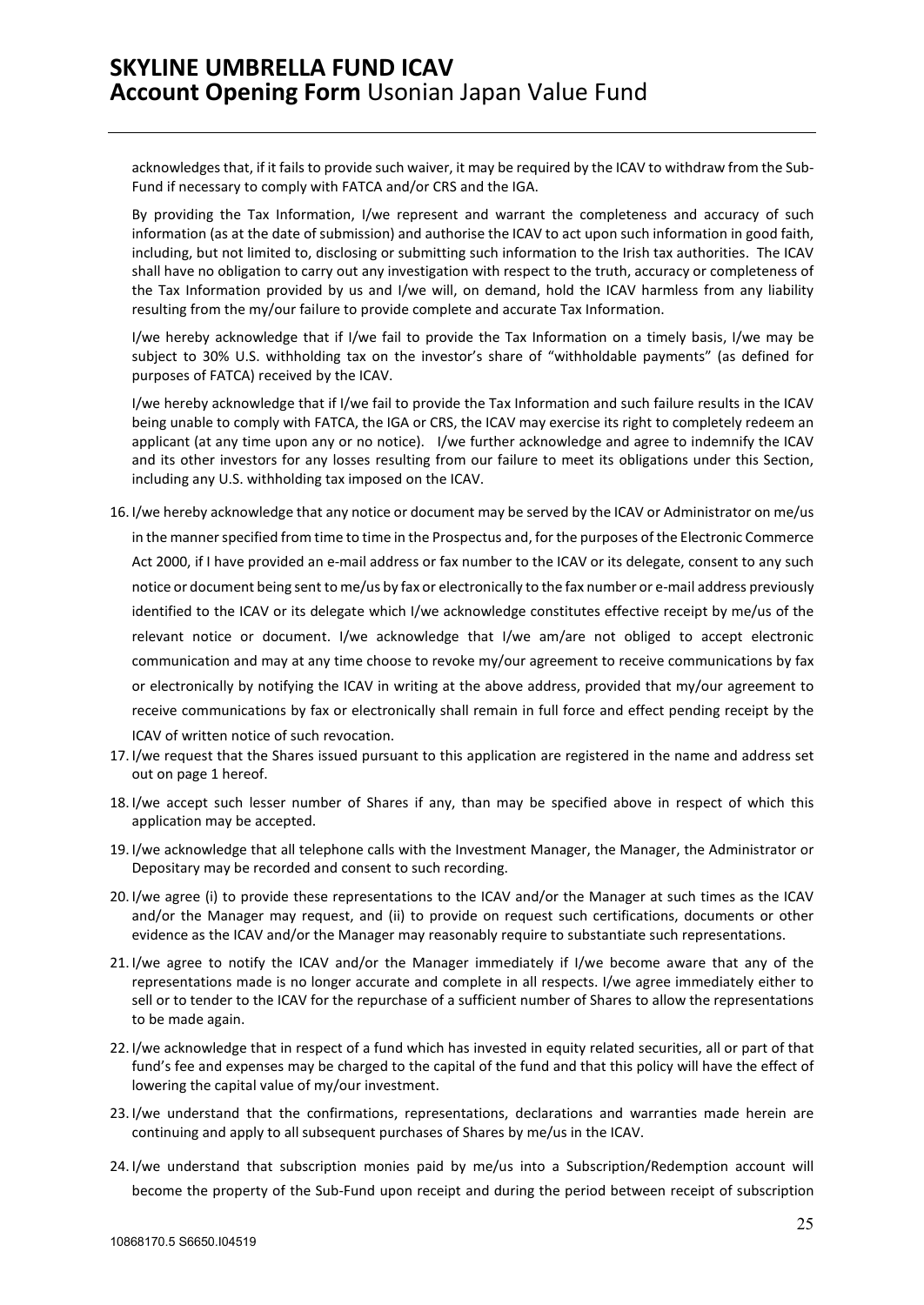acknowledges that, if it fails to provide such waiver, it may be required by the ICAV to withdraw from the Sub-Fund if necessary to comply with FATCA and/or CRS and the IGA.

By providing the Tax Information, I/we represent and warrant the completeness and accuracy of such information (as at the date of submission) and authorise the ICAV to act upon such information in good faith, including, but not limited to, disclosing or submitting such information to the Irish tax authorities. The ICAV shall have no obligation to carry out any investigation with respect to the truth, accuracy or completeness of the Tax Information provided by us and I/we will, on demand, hold the ICAV harmless from any liability resulting from the my/our failure to provide complete and accurate Tax Information.

I/we hereby acknowledge that if I/we fail to provide the Tax Information on a timely basis, I/we may be subject to 30% U.S. withholding tax on the investor's share of "withholdable payments" (as defined for purposes of FATCA) received by the ICAV.

I/we hereby acknowledge that if I/we fail to provide the Tax Information and such failure results in the ICAV being unable to comply with FATCA, the IGA or CRS, the ICAV may exercise its right to completely redeem an applicant (at any time upon any or no notice). I/we further acknowledge and agree to indemnify the ICAV and its other investors for any losses resulting from our failure to meet its obligations under this Section, including any U.S. withholding tax imposed on the ICAV.

16. I/we hereby acknowledge that any notice or document may be served by the ICAV or Administrator on me/us in the manner specified from time to time in the Prospectus and, for the purposes of the Electronic Commerce Act 2000, if I have provided an e-mail address or fax number to the ICAV or its delegate, consent to any such notice or document being sent to me/us by fax or electronically to the fax number or e-mail address previously identified to the ICAV or its delegate which I/we acknowledge constitutes effective receipt by me/us of the relevant notice or document. I/we acknowledge that I/we am/are not obliged to accept electronic communication and may at any time choose to revoke my/our agreement to receive communications by fax or electronically by notifying the ICAV in writing at the above address, provided that my/our agreement to receive communications by fax or electronically shall remain in full force and effect pending receipt by the ICAV of written notice of such revocation.
17. I/we request that the Shares issued pursuant to this application are registered in the name and address set out on page 1 hereof.
18. I/we accept such lesser number of Shares if any, than may be specified above in respect of which this application may be accepted.
19. I/we acknowledge that all telephone calls with the Investment Manager, the Manager, the Administrator or Depositary may be recorded and consent to such recording.
20. I/we agree (i) to provide these representations to the ICAV and/or the Manager at such times as the ICAV and/or the Manager may request, and (ii) to provide on request such certifications, documents or other evidence as the ICAV and/or the Manager may reasonably require to substantiate such representations.
21. I/we agree to notify the ICAV and/or the Manager immediately if I/we become aware that any of the representations made is no longer accurate and complete in all respects. I/we agree immediately either to sell or to tender to the ICAV for the repurchase of a sufficient number of Shares to allow the representations to be made again.
22. I/we acknowledge that in respect of a fund which has invested in equity related securities, all or part of that fund's fee and expenses may be charged to the capital of the fund and that this policy will have the effect of lowering the capital value of my/our investment.
23. I/we understand that the confirmations, representations, declarations and warranties made herein are continuing and apply to all subsequent purchases of Shares by me/us in the ICAV.
24. I/we understand that subscription monies paid by me/us into a Subscription/Redemption account will become the property of the Sub-Fund upon receipt and during the period between receipt of subscription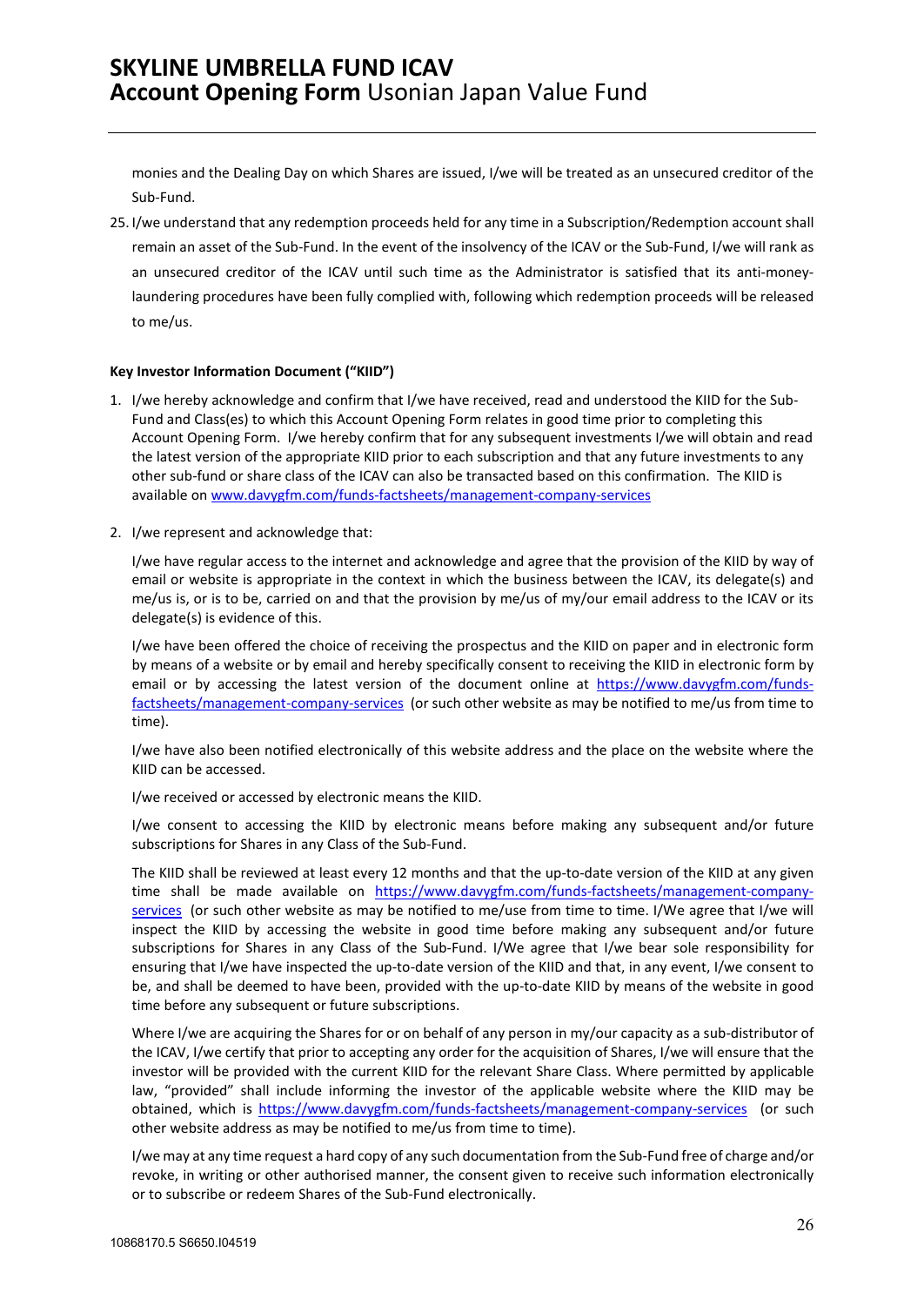monies and the Dealing Day on which Shares are issued, I/we will be treated as an unsecured creditor of the Sub-Fund.

25. I/we understand that any redemption proceeds held for any time in a Subscription/Redemption account shall remain an asset of the Sub-Fund. In the event of the insolvency of the ICAV or the Sub-Fund, I/we will rank as an unsecured creditor of the ICAV until such time as the Administrator is satisfied that its anti-money-laundering procedures have been fully complied with, following which redemption proceeds will be released to me/us.

**Key Investor Information Document ("KIID")**

1. I/we hereby acknowledge and confirm that I/we have received, read and understood the KIID for the Sub-Fund and Class(es) to which this Account Opening Form relates in good time prior to completing this Account Opening Form. I/we hereby confirm that for any subsequent investments I/we will obtain and read the latest version of the appropriate KIID prior to each subscription and that any future investments to any other sub-fund or share class of the ICAV can also be transacted based on this confirmation. The KIID is available on www.davygfm.com/funds-factsheets/management-company-services

2. I/we represent and acknowledge that:

   I/we have regular access to the internet and acknowledge and agree that the provision of the KIID by way of email or website is appropriate in the context in which the business between the ICAV, its delegate(s) and me/us is, or is to be, carried on and that the provision by me/us of my/our email address to the ICAV or its delegate(s) is evidence of this.

   I/we have been offered the choice of receiving the prospectus and the KIID on paper and in electronic form by means of a website or by email and hereby specifically consent to receiving the KIID in electronic form by email or by accessing the latest version of the document online at https://www.davygfm.com/funds-factsheets/management-company-services (or such other website as may be notified to me/us from time to time).

   I/we have also been notified electronically of this website address and the place on the website where the KIID can be accessed.

   I/we received or accessed by electronic means the KIID.

   I/we consent to accessing the KIID by electronic means before making any subsequent and/or future subscriptions for Shares in any Class of the Sub-Fund.

   The KIID shall be reviewed at least every 12 months and that the up-to-date version of the KIID at any given time shall be made available on https://www.davygfm.com/funds-factsheets/management-company-services (or such other website as may be notified to me/use from time to time. I/We agree that I/we will inspect the KIID by accessing the website in good time before making any subsequent and/or future subscriptions for Shares in any Class of the Sub-Fund. I/We agree that I/we bear sole responsibility for ensuring that I/we have inspected the up-to-date version of the KIID and that, in any event, I/we consent to be, and shall be deemed to have been, provided with the up-to-date KIID by means of the website in good time before any subsequent or future subscriptions.

   Where I/we are acquiring the Shares for or on behalf of any person in my/our capacity as a sub-distributor of the ICAV, I/we certify that prior to accepting any order for the acquisition of Shares, I/we will ensure that the investor will be provided with the current KIID for the relevant Share Class. Where permitted by applicable law, "provided" shall include informing the investor of the applicable website where the KIID may be obtained, which is https://www.davygfm.com/funds-factsheets/management-company-services (or such other website address as may be notified to me/us from time to time).

   I/we may at any time request a hard copy of any such documentation from the Sub-Fund free of charge and/or revoke, in writing or other authorised manner, the consent given to receive such information electronically or to subscribe or redeem Shares of the Sub-Fund electronically.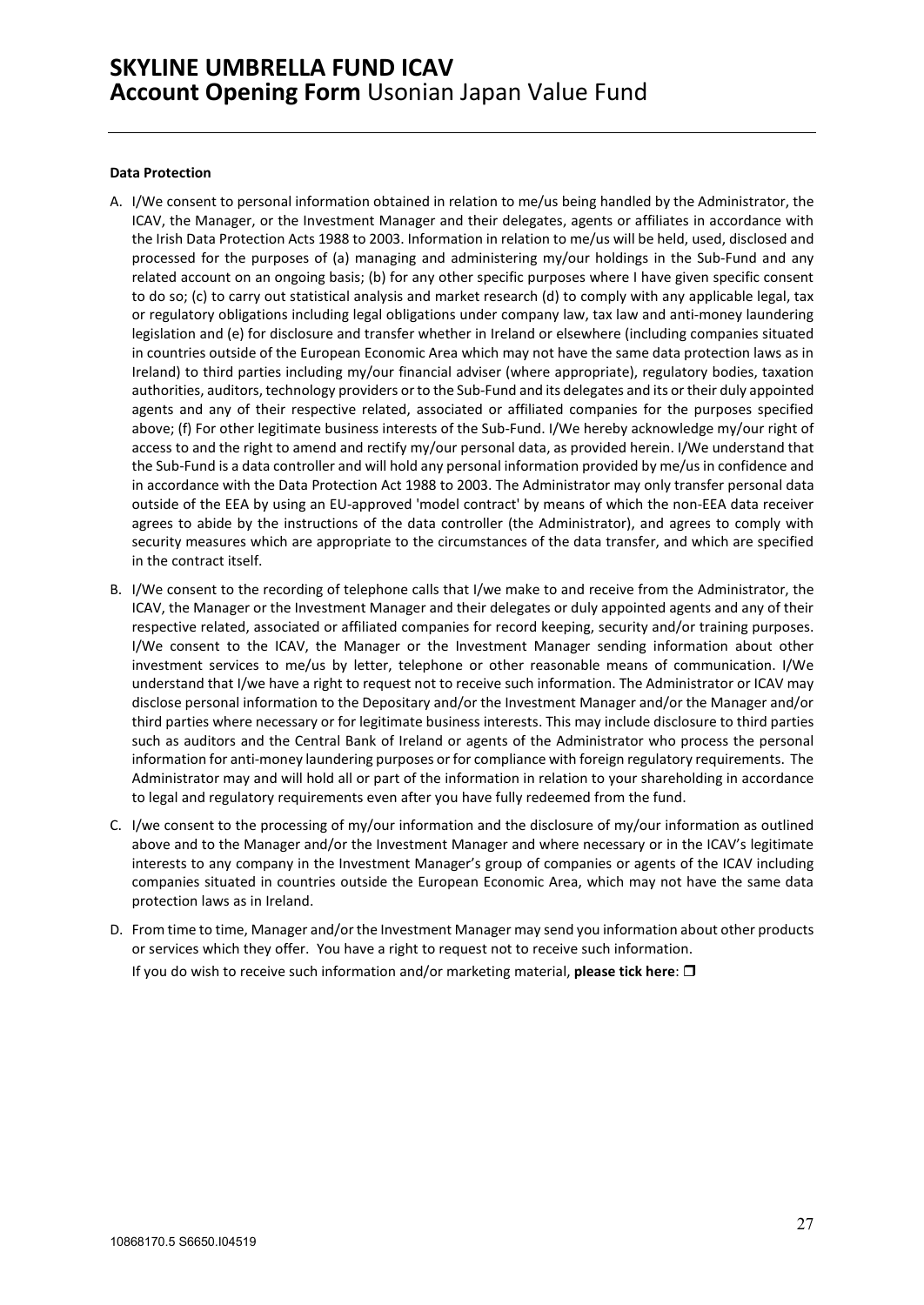**Data Protection**

A. I/We consent to personal information obtained in relation to me/us being handled by the Administrator, the ICAV, the Manager, or the Investment Manager and their delegates, agents or affiliates in accordance with the Irish Data Protection Acts 1988 to 2003. Information in relation to me/us will be held, used, disclosed and processed for the purposes of (a) managing and administering my/our holdings in the Sub-Fund and any related account on an ongoing basis; (b) for any other specific purposes where I have given specific consent to do so; (c) to carry out statistical analysis and market research (d) to comply with any applicable legal, tax or regulatory obligations including legal obligations under company law, tax law and anti-money laundering legislation and (e) for disclosure and transfer whether in Ireland or elsewhere (including companies situated in countries outside of the European Economic Area which may not have the same data protection laws as in Ireland) to third parties including my/our financial adviser (where appropriate), regulatory bodies, taxation authorities, auditors, technology providers or to the Sub-Fund and its delegates and its or their duly appointed agents and any of their respective related, associated or affiliated companies for the purposes specified above; (f) For other legitimate business interests of the Sub-Fund. I/We hereby acknowledge my/our right of access to and the right to amend and rectify my/our personal data, as provided herein. I/We understand that the Sub-Fund is a data controller and will hold any personal information provided by me/us in confidence and in accordance with the Data Protection Act 1988 to 2003. The Administrator may only transfer personal data outside of the EEA by using an EU-approved 'model contract' by means of which the non-EEA data receiver agrees to abide by the instructions of the data controller (the Administrator), and agrees to comply with security measures which are appropriate to the circumstances of the data transfer, and which are specified in the contract itself.

B. I/We consent to the recording of telephone calls that I/we make to and receive from the Administrator, the ICAV, the Manager or the Investment Manager and their delegates or duly appointed agents and any of their respective related, associated or affiliated companies for record keeping, security and/or training purposes. I/We consent to the ICAV, the Manager or the Investment Manager sending information about other investment services to me/us by letter, telephone or other reasonable means of communication. I/We understand that I/we have a right to request not to receive such information. The Administrator or ICAV may disclose personal information to the Depositary and/or the Investment Manager and/or the Manager and/or third parties where necessary or for legitimate business interests. This may include disclosure to third parties such as auditors and the Central Bank of Ireland or agents of the Administrator who process the personal information for anti-money laundering purposes or for compliance with foreign regulatory requirements. The Administrator may and will hold all or part of the information in relation to your shareholding in accordance to legal and regulatory requirements even after you have fully redeemed from the fund.

C. I/we consent to the processing of my/our information and the disclosure of my/our information as outlined above and to the Manager and/or the Investment Manager and where necessary or in the ICAV's legitimate interests to any company in the Investment Manager's group of companies or agents of the ICAV including companies situated in countries outside the European Economic Area, which may not have the same data protection laws as in Ireland.

D. From time to time, Manager and/or the Investment Manager may send you information about other products or services which they offer. You have a right to request not to receive such information.

   If you do wish to receive such information and/or marketing material, **please tick here**: ☐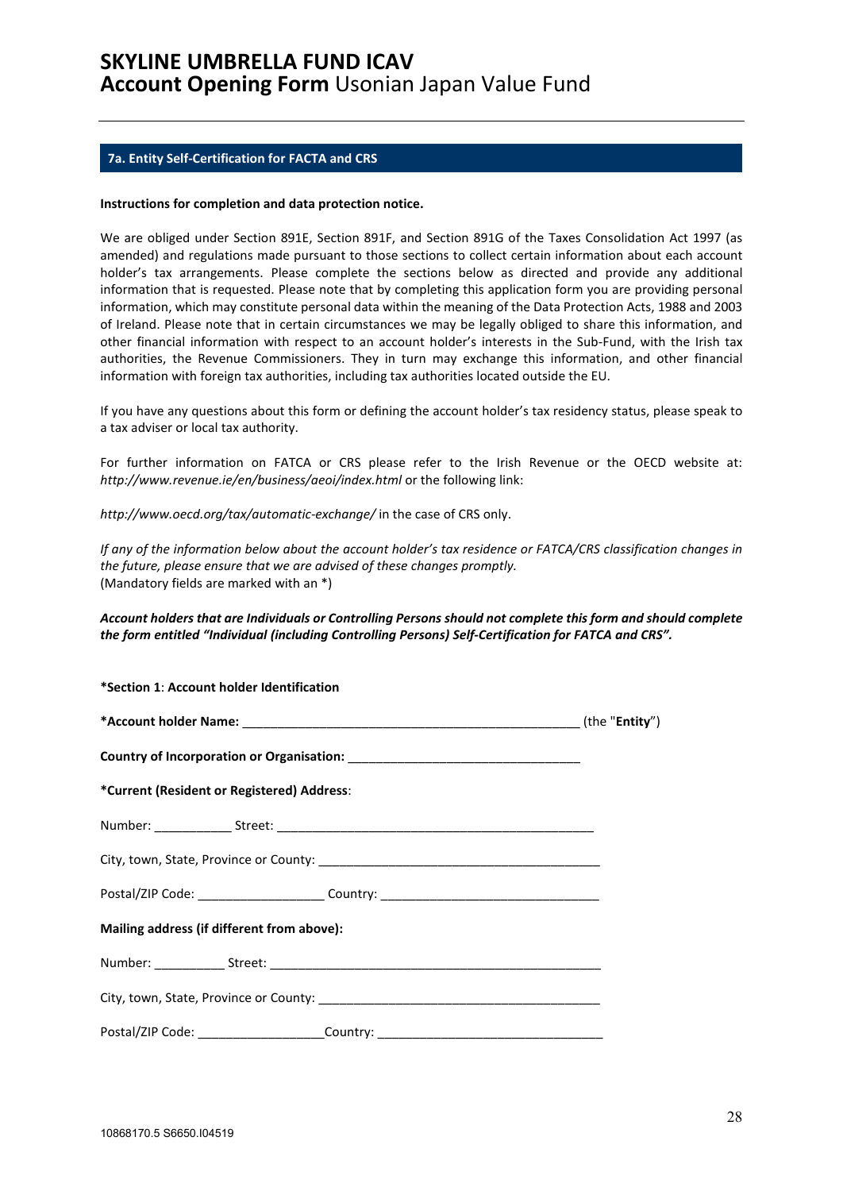# SKYLINE UMBRELLA FUND ICAV
## **Account Opening Form** Usonian Japan Value Fund

### 7a. Entity Self-Certification for FACTA and CRS

**Instructions for completion and data protection notice.**

We are obliged under Section 891E, Section 891F, and Section 891G of the Taxes Consolidation Act 1997 (as amended) and regulations made pursuant to those sections to collect certain information about each account holder's tax arrangements. Please complete the sections below as directed and provide any additional information that is requested. Please note that by completing this application form you are providing personal information, which may constitute personal data within the meaning of the Data Protection Acts, 1988 and 2003 of Ireland. Please note that in certain circumstances we may be legally obliged to share this information, and other financial information with respect to an account holder's interests in the Sub-Fund, with the Irish tax authorities, the Revenue Commissioners. They in turn may exchange this information, and other financial information with foreign tax authorities, including tax authorities located outside the EU.

If you have any questions about this form or defining the account holder's tax residency status, please speak to a tax adviser or local tax authority.

For further information on FATCA or CRS please refer to the Irish Revenue or the OECD website at: *http://www.revenue.ie/en/business/aeoi/index.html* or the following link:

*http://www.oecd.org/tax/automatic-exchange/* in the case of CRS only.

*If any of the information below about the account holder's tax residence or FATCA/CRS classification changes in the future, please ensure that we are advised of these changes promptly.*
(Mandatory fields are marked with an *)

***Account holders that are Individuals or Controlling Persons should not complete this form and should complete the form entitled "Individual (including Controlling Persons) Self-Certification for FATCA and CRS".***

**\*Section 1**: **Account holder Identification**

**\*Account holder Name:** ________________________________________________ (the "**Entity**")

**Country of Incorporation or Organisation:** _________________________________

**\*Current (Resident or Registered) Address**:

Number: ___________ Street: _____________________________________________

City, town, State, Province or County: ________________________________________

Postal/ZIP Code: __________________ Country: _______________________________

**Mailing address (if different from above):**

Number: __________ Street: ________________________________________________

City, town, State, Province or County: ________________________________________

Postal/ZIP Code: __________________Country: ________________________________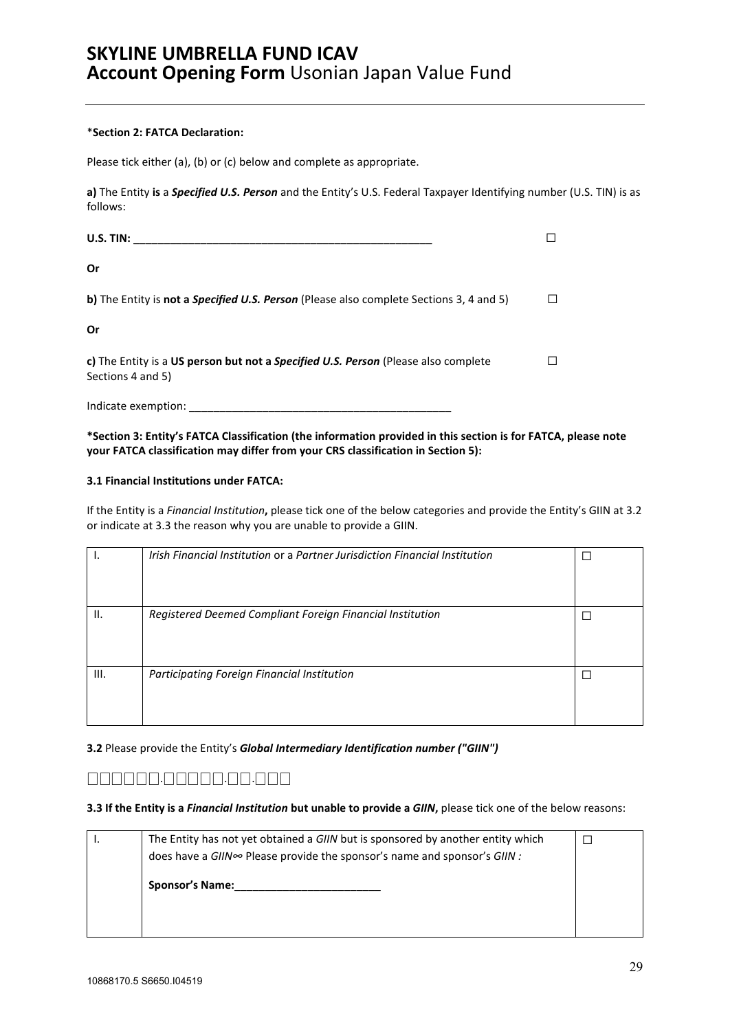*__Section 2: FATCA Declaration:__

Please tick either (a), (b) or (c) below and complete as appropriate.

**a)** The Entity **is** a ***Specified U.S. Person*** and the Entity's U.S. Federal Taxpayer Identifying number (U.S. TIN) is as follows:

**U.S. TIN:** __________________________________________________ ☐

**Or**

**b)** The Entity is **not a *Specified U.S. Person*** (Please also complete Sections 3, 4 and 5) ☐

**Or**

**c)** The Entity is a **US person but not a *Specified U.S. Person*** (Please also complete Sections 4 and 5) ☐

Indicate exemption: ____________________________________________

**\*Section 3: Entity's FATCA Classification (the information provided in this section is for FATCA, please note your FATCA classification may differ from your CRS classification in Section 5):**

**3.1 Financial Institutions under FATCA:**

If the Entity is a *Financial Institution*, please tick one of the below categories and provide the Entity's GIIN at 3.2 or indicate at 3.3 the reason why you are unable to provide a GIIN.

| | | |
|---|---|---|
| I. | *Irish Financial Institution* or a *Partner Jurisdiction Financial Institution* | ☐ |
| II. | *Registered Deemed Compliant Foreign Financial Institution* | ☐ |
| III. | *Participating Foreign Financial Institution* | ☐ |

**3.2** Please provide the Entity's ***Global Intermediary Identification number ("GIIN")***

☐☐☐☐☐☐.☐☐☐☐☐.☐☐.☐☐☐

**3.3 If the Entity is a *Financial Institution* but unable to provide a *GIIN*,** please tick one of the below reasons:

| | | |
|---|---|---|
| I. | The Entity has not yet obtained a *GIIN* but is sponsored by another entity which does have a *GIIN*∞ Please provide the sponsor's name and sponsor's *GIIN :*<br><br>**Sponsor's Name:**________________________ | ☐ |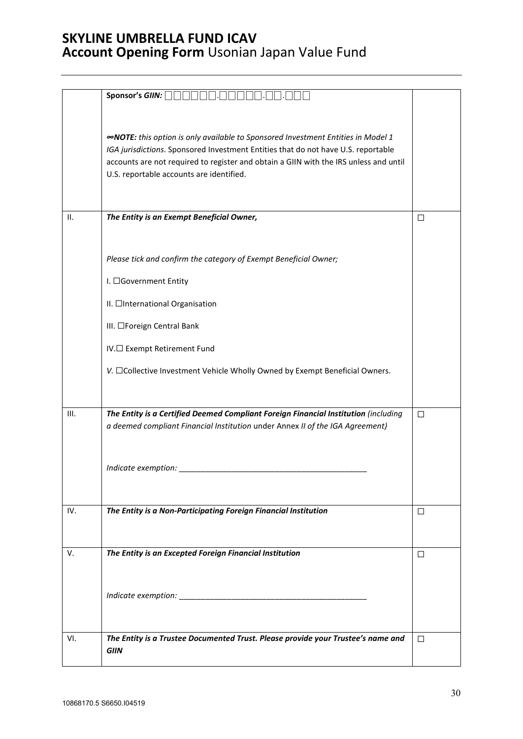# SKYLINE UMBRELLA FUND ICAV

## Account Opening Form Usonian Japan Value Fund

| | | |
|---|---|---|
| | **Sponsor's *GIIN:*** □□□□□□.□□□□□.□□.□□□<br><br>∞***NOTE:*** *this option is only available to Sponsored Investment Entities in Model 1 IGA jurisdictions*. Sponsored Investment Entities that do not have U.S. reportable accounts are not required to register and obtain a GIIN with the IRS unless and until U.S. reportable accounts are identified. | |
| II. | ***The Entity is an Exempt Beneficial Owner,***<br><br>*Please tick and confirm the category of Exempt Beneficial Owner;*<br><br>I. ☐Government Entity<br><br>II. ☐International Organisation<br><br>III. ☐Foreign Central Bank<br><br>IV.☐ Exempt Retirement Fund<br><br>*V.* ☐Collective Investment Vehicle Wholly Owned by Exempt Beneficial Owners. | ☐ |
| III. | ***The Entity is a Certified Deemed Compliant Foreign Financial Institution*** *(including a deemed compliant Financial Institution* under Annex *II of the IGA Agreement)*<br><br>*Indicate exemption:* ___________________________________________ | ☐ |
| IV. | ***The Entity is a Non-Participating Foreign Financial Institution*** | ☐ |
| V. | ***The Entity is an Excepted Foreign Financial Institution***<br><br>*Indicate exemption:* ___________________________________________ | ☐ |
| VI. | ***The Entity is a Trustee Documented Trust. Please provide your Trustee's name and GIIN*** | ☐ |

10868170.5 S6650.I04519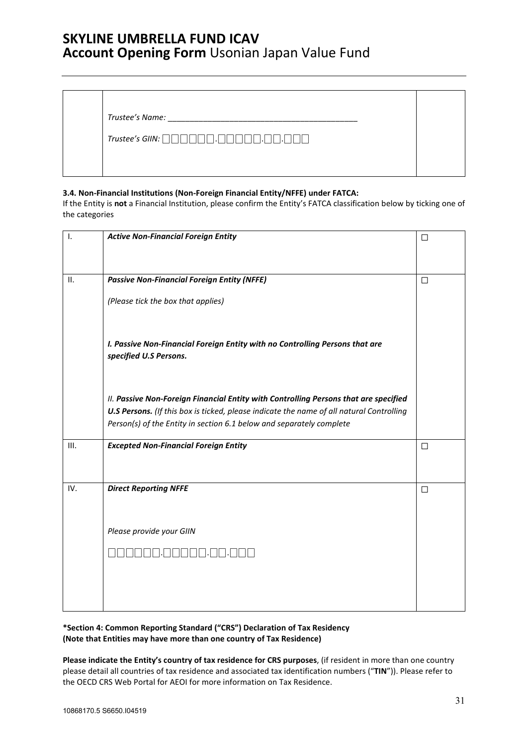| | Trustee's Name: ___________________________________________<br><br>Trustee's GIIN: □□□□□□.□□□□□.□□.□□□ | |
|---|---|---|

**3.4. Non-Financial Institutions (Non-Foreign Financial Entity/NFFE) under FATCA:**

If the Entity is **not** a Financial Institution, please confirm the Entity's FATCA classification below by ticking one of the categories

| I. | ***Active Non-Financial Foreign Entity*** | ☐ |
|---|---|---|
| II. | ***Passive Non-Financial Foreign Entity (NFFE)***<br><br>*(Please tick the box that applies)*<br><br>***I. Passive Non-Financial Foreign Entity with no Controlling Persons that are specified U.S Persons.***<br><br>*II.* ***Passive Non-Foreign Financial Entity with Controlling Persons that are specified U.S Persons.*** *(If this box is ticked, please indicate the name of all natural Controlling Person(s) of the Entity in section 6.1 below and separately complete* | ☐ |
| III. | ***Excepted Non-Financial Foreign Entity*** | ☐ |
| IV. | ***Direct Reporting NFFE***<br><br>*Please provide your GIIN*<br><br>□□□□□□.□□□□□.□□.□□□ | ☐ |

**\*Section 4: Common Reporting Standard ("CRS") Declaration of Tax Residency**
**(Note that Entities may have more than one country of Tax Residence)**

**Please indicate the Entity's country of tax residence for CRS purposes**, (if resident in more than one country please detail all countries of tax residence and associated tax identification numbers ("**TIN**")). Please refer to the OECD CRS Web Portal for AEOI for more information on Tax Residence.

10868170.5 S6650.I04519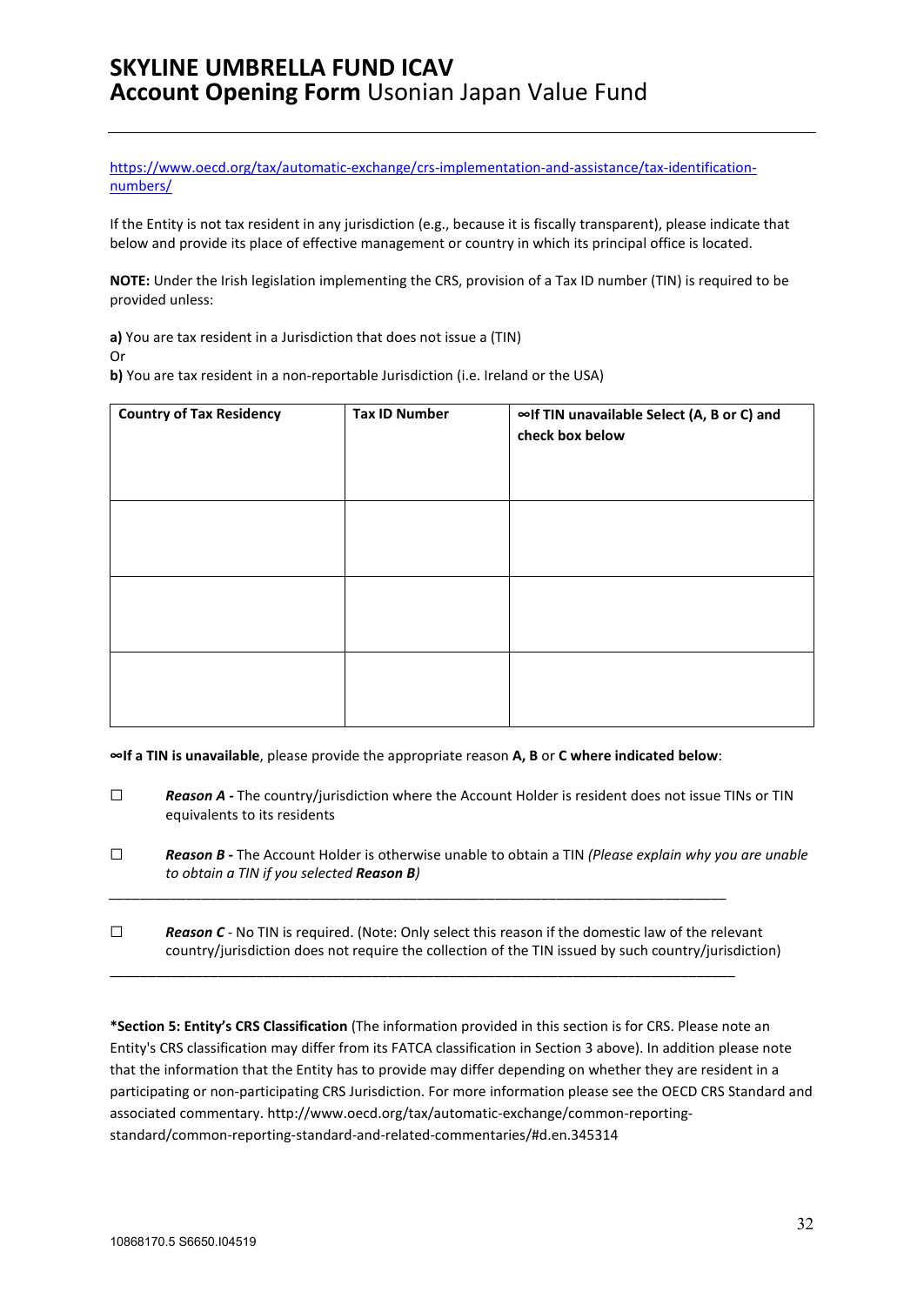https://www.oecd.org/tax/automatic-exchange/crs-implementation-and-assistance/tax-identification-numbers/

If the Entity is not tax resident in any jurisdiction (e.g., because it is fiscally transparent), please indicate that below and provide its place of effective management or country in which its principal office is located.

**NOTE:** Under the Irish legislation implementing the CRS, provision of a Tax ID number (TIN) is required to be provided unless:

**a)** You are tax resident in a Jurisdiction that does not issue a (TIN)
Or
**b)** You are tax resident in a non-reportable Jurisdiction (i.e. Ireland or the USA)

| Country of Tax Residency | Tax ID Number | ∞If TIN unavailable Select (A, B or C) and check box below |
|---|---|---|
| | | |
| | | |
| | | |

**∞If a TIN is unavailable**, please provide the appropriate reason **A, B** or **C where indicated below**:

☐ ***Reason A -*** The country/jurisdiction where the Account Holder is resident does not issue TINs or TIN equivalents to its residents

☐ ***Reason B -*** The Account Holder is otherwise unable to obtain a TIN *(Please explain why you are unable to obtain a TIN if you selected **Reason B**)*

___________________________________________________________________________________

☐ ***Reason C*** - No TIN is required. (Note: Only select this reason if the domestic law of the relevant country/jurisdiction does not require the collection of the TIN issued by such country/jurisdiction)

___________________________________________________________________________________

**\*Section 5: Entity's CRS Classification** (The information provided in this section is for CRS. Please note an Entity's CRS classification may differ from its FATCA classification in Section 3 above). In addition please note that the information that the Entity has to provide may differ depending on whether they are resident in a participating or non-participating CRS Jurisdiction. For more information please see the OECD CRS Standard and associated commentary. http://www.oecd.org/tax/automatic-exchange/common-reporting-standard/common-reporting-standard-and-related-commentaries/#d.en.345314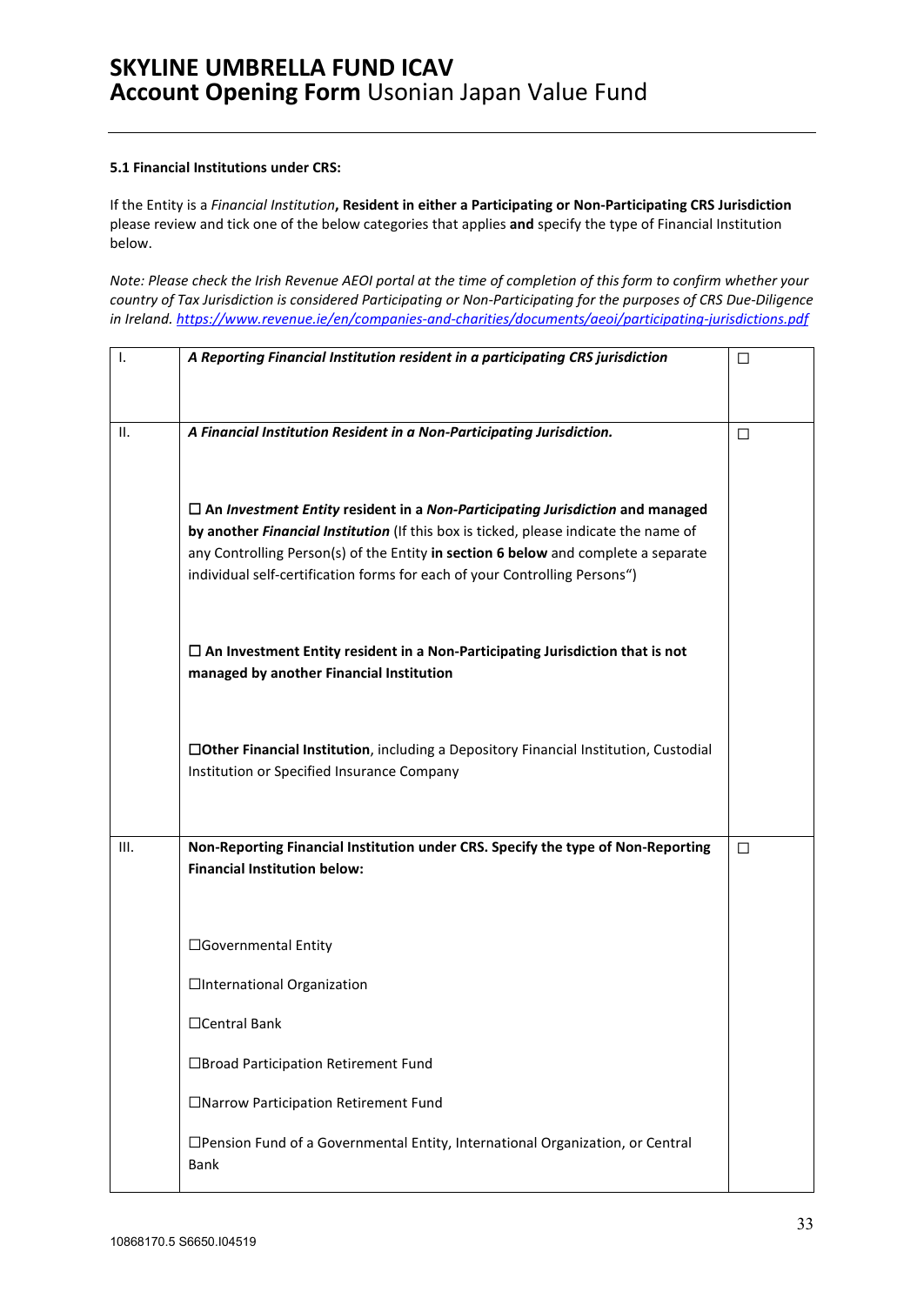**5.1 Financial Institutions under CRS:**

If the Entity is a *Financial Institution*, **Resident in either a Participating or Non-Participating CRS Jurisdiction** please review and tick one of the below categories that applies **and** specify the type of Financial Institution below.

*Note: Please check the Irish Revenue AEOI portal at the time of completion of this form to confirm whether your country of Tax Jurisdiction is considered Participating or Non-Participating for the purposes of CRS Due-Diligence in Ireland. https://www.revenue.ie/en/companies-and-charities/documents/aeoi/participating-jurisdictions.pdf*

| | | |
|---|---|---|
| I. | ***A Reporting Financial Institution resident in a participating CRS jurisdiction*** | ☐ |
| II. | ***A Financial Institution Resident in a Non-Participating Jurisdiction.***<br><br>☐ **An *Investment Entity* resident in a *Non-Participating Jurisdiction* and managed by another *Financial Institution*** (If this box is ticked, please indicate the name of any Controlling Person(s) of the Entity **in section 6 below** and complete a separate individual self-certification forms for each of your Controlling Persons")<br><br>☐ **An Investment Entity resident in a Non-Participating Jurisdiction that is not managed by another Financial Institution**<br><br>☐**Other Financial Institution**, including a Depository Financial Institution, Custodial Institution or Specified Insurance Company | ☐ |
| III. | **Non-Reporting Financial Institution under CRS. Specify the type of Non-Reporting Financial Institution below:**<br><br>☐Governmental Entity<br><br>☐International Organization<br><br>☐Central Bank<br><br>☐Broad Participation Retirement Fund<br><br>☐Narrow Participation Retirement Fund<br><br>☐Pension Fund of a Governmental Entity, International Organization, or Central Bank | ☐ |

10868170.5 S6650.I04519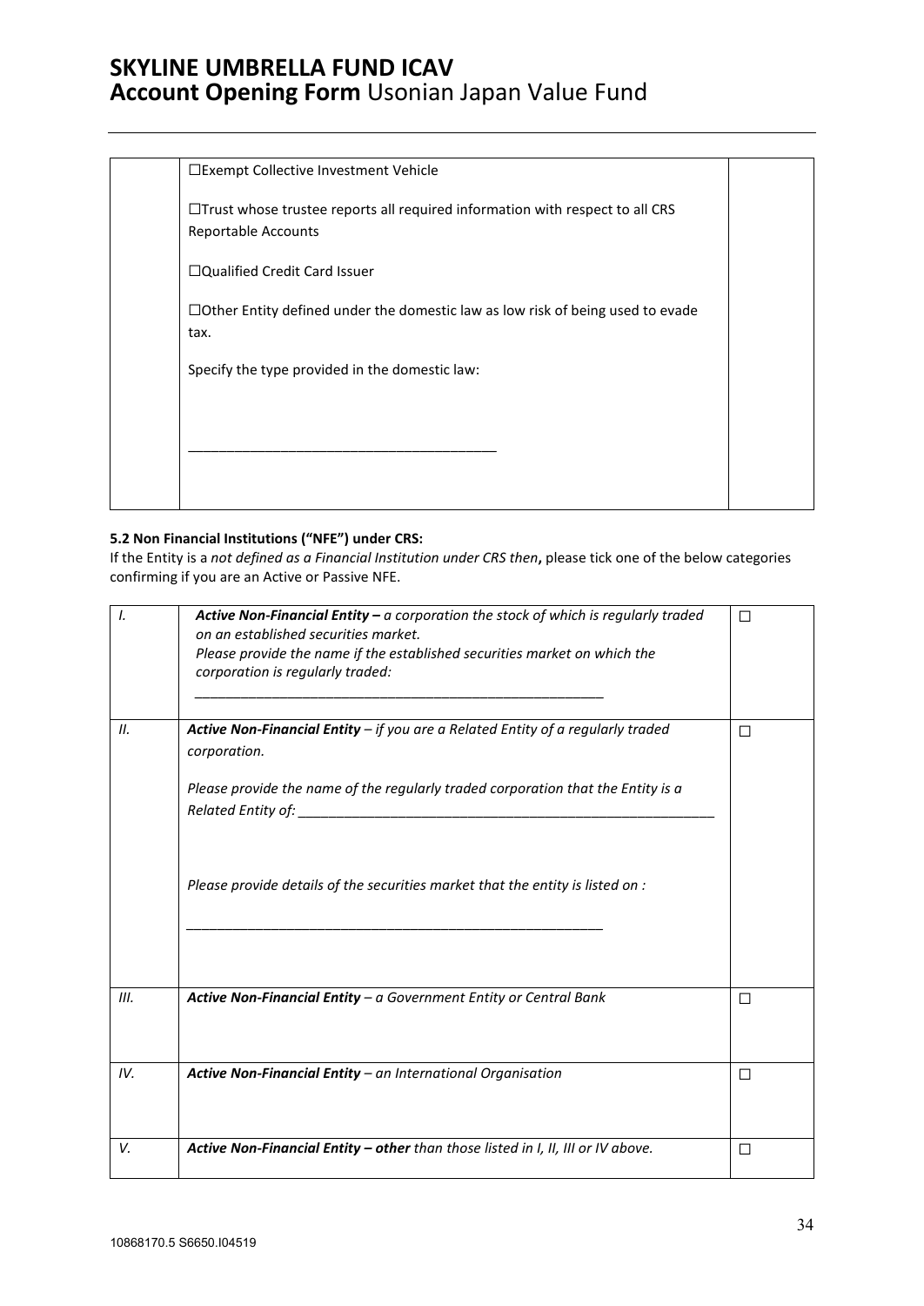| | | |
|---|---|---|
| | ☐Exempt Collective Investment Vehicle<br><br>☐Trust whose trustee reports all required information with respect to all CRS Reportable Accounts<br><br>☐Qualified Credit Card Issuer<br><br>☐Other Entity defined under the domestic law as low risk of being used to evade tax.<br><br>Specify the type provided in the domestic law:<br><br>\_\_\_\_\_\_\_\_\_\_\_\_\_\_\_\_\_\_\_\_\_\_\_\_\_\_\_\_\_\_\_\_\_\_\_\_\_\_\_\_\_ | |

**5.2 Non Financial Institutions ("NFE") under CRS:**

If the Entity is a *not defined as a Financial Institution under CRS then*, please tick one of the below categories confirming if you are an Active or Passive NFE.

| | | |
|---|---|---|
| *I.* | ***Active Non-Financial Entity –*** *a corporation the stock of which is regularly traded on an established securities market.*<br>*Please provide the name if the established securities market on which the corporation is regularly traded:*<br><br>\_\_\_\_\_\_\_\_\_\_\_\_\_\_\_\_\_\_\_\_\_\_\_\_\_\_\_\_\_\_\_\_\_\_\_\_\_\_\_\_\_\_\_\_\_\_\_\_\_\_\_\_\_\_ | ☐ |
| *II.* | ***Active Non-Financial Entity*** *– if you are a Related Entity of a regularly traded corporation.*<br><br>*Please provide the name of the regularly traded corporation that the Entity is a Related Entity of:* \_\_\_\_\_\_\_\_\_\_\_\_\_\_\_\_\_\_\_\_\_\_\_\_\_\_\_\_\_\_\_\_\_\_\_\_\_\_\_\_\_\_\_\_\_\_\_\_\_\_\_\_\_\_<br><br>*Please provide details of the securities market that the entity is listed on :*<br><br>\_\_\_\_\_\_\_\_\_\_\_\_\_\_\_\_\_\_\_\_\_\_\_\_\_\_\_\_\_\_\_\_\_\_\_\_\_\_\_\_\_\_\_\_\_\_\_\_\_\_\_\_\_\_ | ☐ |
| *III.* | ***Active Non-Financial Entity*** *– a Government Entity or Central Bank* | ☐ |
| *IV.* | ***Active Non-Financial Entity*** *– an International Organisation* | ☐ |
| *V.* | ***Active Non-Financial Entity – other*** *than those listed in I, II, III or IV above.* | ☐ |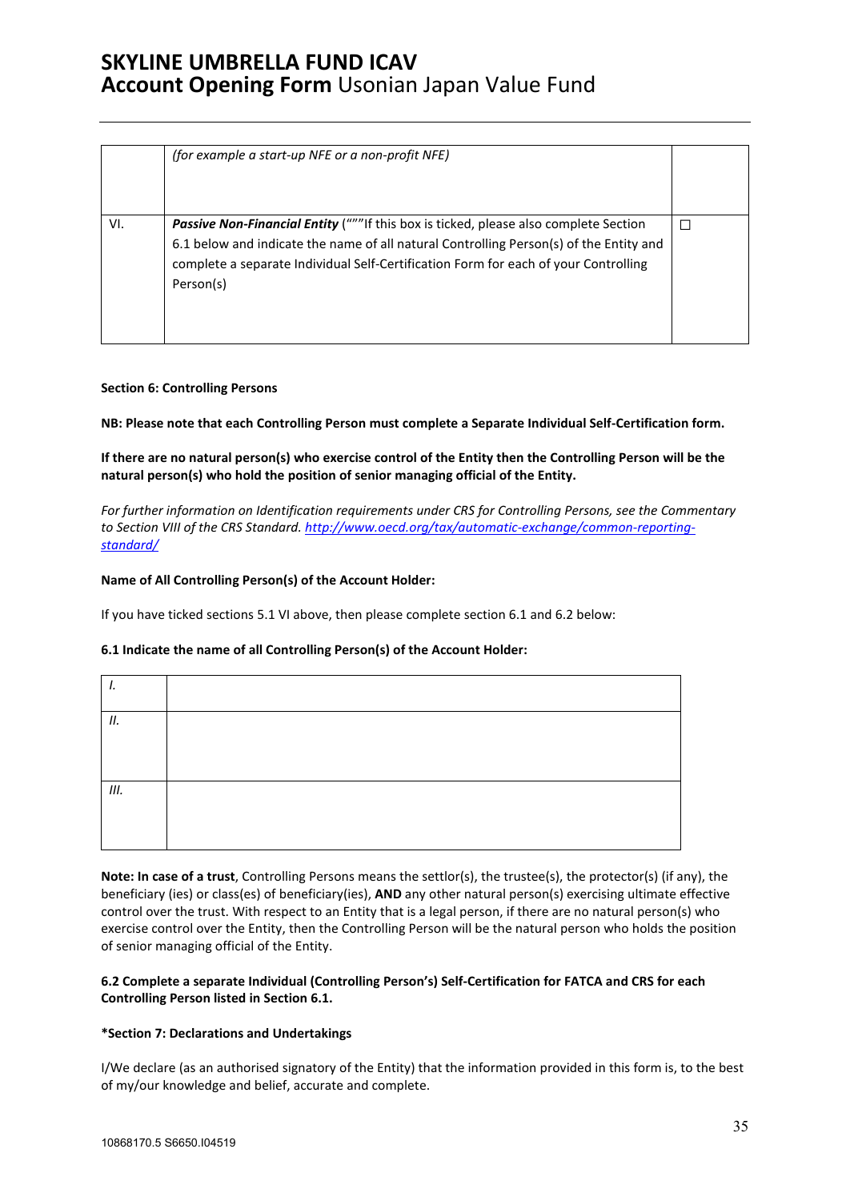| | | |
|---|---|---|
| | *(for example a start-up NFE or a non-profit NFE)* | |
| VI. | ***Passive Non-Financial Entity*** (“”"If this box is ticked, please also complete Section 6.1 below and indicate the name of all natural Controlling Person(s) of the Entity and complete a separate Individual Self-Certification Form for each of your Controlling Person(s) | ☐ |

**Section 6: Controlling Persons**

**NB: Please note that each Controlling Person must complete a Separate Individual Self-Certification form.**

**If there are no natural person(s) who exercise control of the Entity then the Controlling Person will be the natural person(s) who hold the position of senior managing official of the Entity.**

*For further information on Identification requirements under CRS for Controlling Persons, see the Commentary to Section VIII of the CRS Standard. [http://www.oecd.org/tax/automatic-exchange/common-reporting-standard/](http://www.oecd.org/tax/automatic-exchange/common-reporting-standard/)*

**Name of All Controlling Person(s) of the Account Holder:**

If you have ticked sections 5.1 VI above, then please complete section 6.1 and 6.2 below:

**6.1 Indicate the name of all Controlling Person(s) of the Account Holder:**

| | |
|---|---|
| *I.* | |
| *II.* | |
| *III.* | |

**Note: In case of a trust**, Controlling Persons means the settlor(s), the trustee(s), the protector(s) (if any), the beneficiary (ies) or class(es) of beneficiary(ies), **AND** any other natural person(s) exercising ultimate effective control over the trust. With respect to an Entity that is a legal person, if there are no natural person(s) who exercise control over the Entity, then the Controlling Person will be the natural person who holds the position of senior managing official of the Entity.

**6.2 Complete a separate Individual (Controlling Person's) Self-Certification for FATCA and CRS for each Controlling Person listed in Section 6.1.**

**\*Section 7: Declarations and Undertakings**

I/We declare (as an authorised signatory of the Entity) that the information provided in this form is, to the best of my/our knowledge and belief, accurate and complete.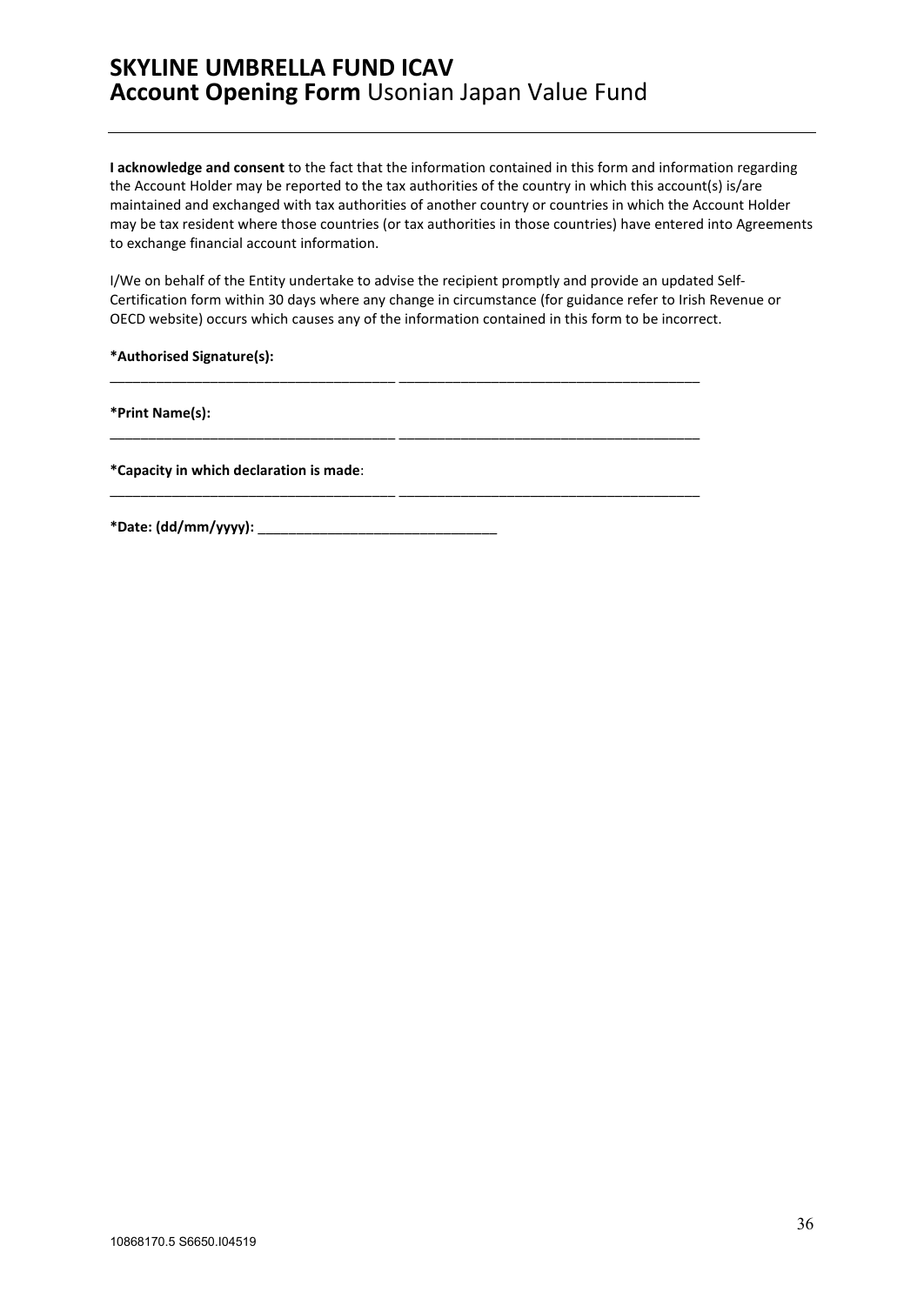# SKYLINE UMBRELLA FUND ICAV
## **Account Opening Form** Usonian Japan Value Fund

**I acknowledge and consent** to the fact that the information contained in this form and information regarding the Account Holder may be reported to the tax authorities of the country in which this account(s) is/are maintained and exchanged with tax authorities of another country or countries in which the Account Holder may be tax resident where those countries (or tax authorities in those countries) have entered into Agreements to exchange financial account information.

I/We on behalf of the Entity undertake to advise the recipient promptly and provide an updated Self-Certification form within 30 days where any change in circumstance (for guidance refer to Irish Revenue or OECD website) occurs which causes any of the information contained in this form to be incorrect.

**\*Authorised Signature(s):**

_____________________________________ _______________________________________

**\*Print Name(s):**

_____________________________________ _______________________________________

**\*Capacity in which declaration is made**:

_____________________________________ _______________________________________

**\*Date: (dd/mm/yyyy):** _______________________________

10868170.5 S6650.I04519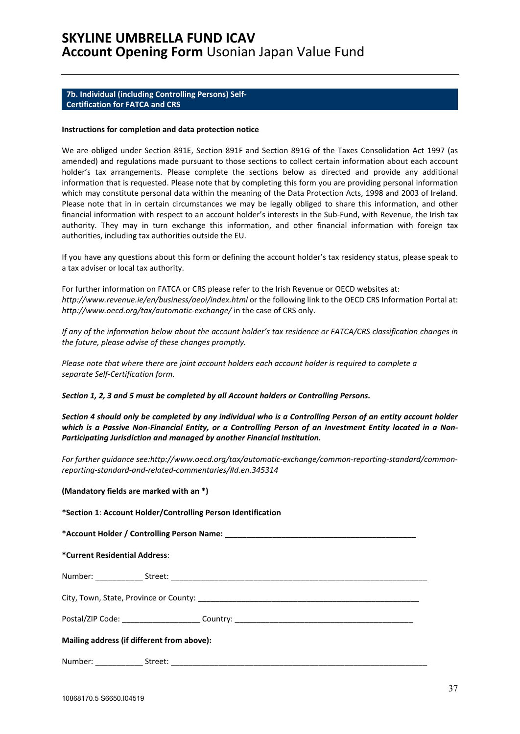# SKYLINE UMBRELLA FUND ICAV
## **Account Opening Form** Usonian Japan Value Fund

### 7b. Individual (including Controlling Persons) Self-Certification for FATCA and CRS

**Instructions for completion and data protection notice**

We are obliged under Section 891E, Section 891F and Section 891G of the Taxes Consolidation Act 1997 (as amended) and regulations made pursuant to those sections to collect certain information about each account holder's tax arrangements. Please complete the sections below as directed and provide any additional information that is requested. Please note that by completing this form you are providing personal information which may constitute personal data within the meaning of the Data Protection Acts, 1998 and 2003 of Ireland. Please note that in in certain circumstances we may be legally obliged to share this information, and other financial information with respect to an account holder's interests in the Sub-Fund, with Revenue, the Irish tax authority. They may in turn exchange this information, and other financial information with foreign tax authorities, including tax authorities outside the EU.

If you have any questions about this form or defining the account holder's tax residency status, please speak to a tax adviser or local tax authority.

For further information on FATCA or CRS please refer to the Irish Revenue or OECD websites at: *http://www.revenue.ie/en/business/aeoi/index.html* or the following link to the OECD CRS Information Portal at: *http://www.oecd.org/tax/automatic-exchange/* in the case of CRS only.

*If any of the information below about the account holder's tax residence or FATCA/CRS classification changes in the future, please advise of these changes promptly.*

*Please note that where there are joint account holders each account holder is required to complete a separate Self-Certification form.*

***Section 1, 2, 3 and 5 must be completed by all Account holders or Controlling Persons.***

***Section 4 should only be completed by any individual who is a Controlling Person of an entity account holder which is a Passive Non-Financial Entity, or a Controlling Person of an Investment Entity located in a Non-Participating Jurisdiction and managed by another Financial Institution.***

*For further guidance see:http://www.oecd.org/tax/automatic-exchange/common-reporting-standard/common-reporting-standard-and-related-commentaries/#d.en.345314*

**(Mandatory fields are marked with an *)**

**\*Section 1**: **Account Holder/Controlling Person Identification**

**\*Account Holder / Controlling Person Name:** ___________________________________________

**\*Current Residential Address**:

Number: ___________ Street: ___________________________________________________________

City, Town, State, Province or County: ____________________________________________________

Postal/ZIP Code: __________________ Country: _________________________________________

**Mailing address (if different from above):**

Number: ___________ Street: ___________________________________________________________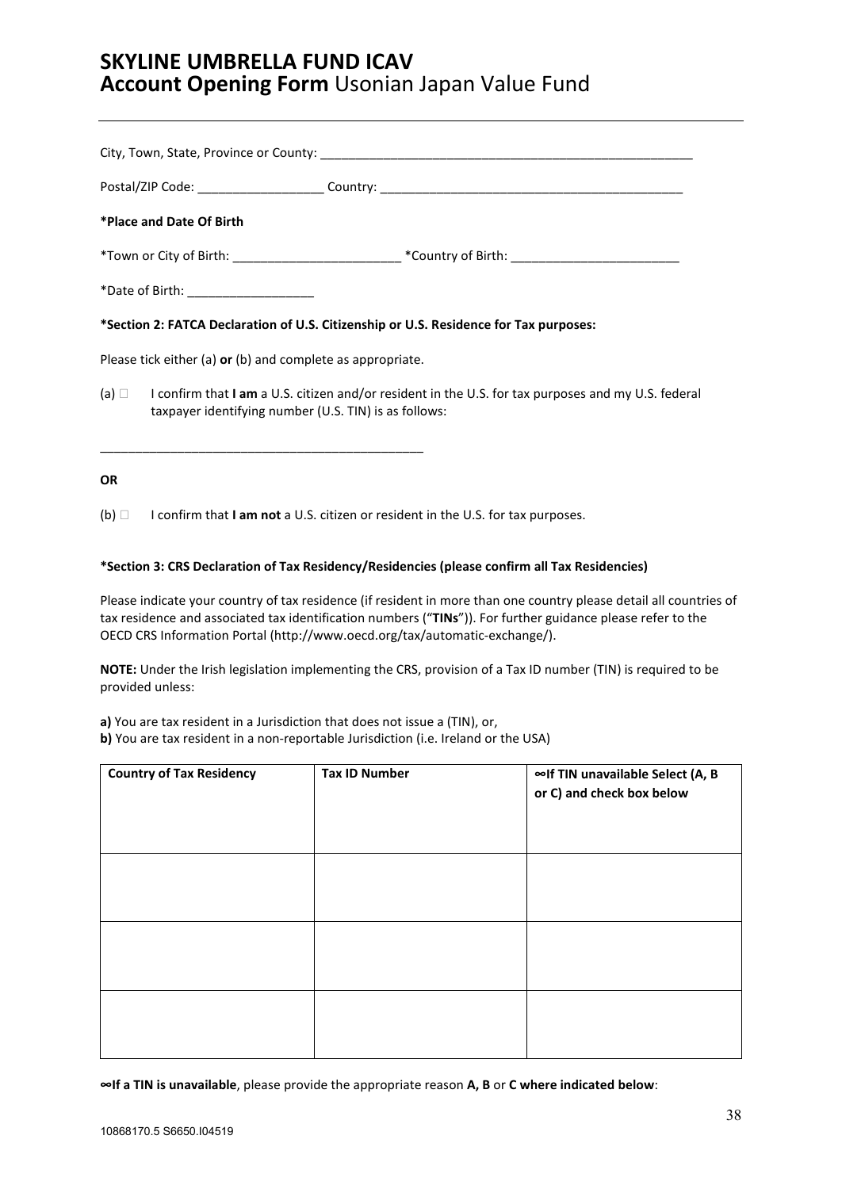City, Town, State, Province or County: ______________________________________________________

Postal/ZIP Code: __________________ Country: ____________________________________________

**\*Place and Date Of Birth**

\*Town or City of Birth: ________________________ \*Country of Birth: ________________________

\*Date of Birth: __________________

**\*Section 2: FATCA Declaration of U.S. Citizenship or U.S. Residence for Tax purposes:**

Please tick either (a) **or** (b) and complete as appropriate.

(a) ☐ I confirm that **I am** a U.S. citizen and/or resident in the U.S. for tax purposes and my U.S. federal taxpayer identifying number (U.S. TIN) is as follows:

_______________________________________________

**OR**

(b) ☐ I confirm that **I am not** a U.S. citizen or resident in the U.S. for tax purposes.

**\*Section 3: CRS Declaration of Tax Residency/Residencies (please confirm all Tax Residencies)**

Please indicate your country of tax residence (if resident in more than one country please detail all countries of tax residence and associated tax identification numbers ("**TINs**")). For further guidance please refer to the OECD CRS Information Portal (http://www.oecd.org/tax/automatic-exchange/).

**NOTE:** Under the Irish legislation implementing the CRS, provision of a Tax ID number (TIN) is required to be provided unless:

**a)** You are tax resident in a Jurisdiction that does not issue a (TIN), or,
**b)** You are tax resident in a non-reportable Jurisdiction (i.e. Ireland or the USA)

| Country of Tax Residency | Tax ID Number | ∞If TIN unavailable Select (A, B or C) and check box below |
|---|---|---|
| | | |
| | | |
| | | |

**∞If a TIN is unavailable**, please provide the appropriate reason **A, B** or **C where indicated below**: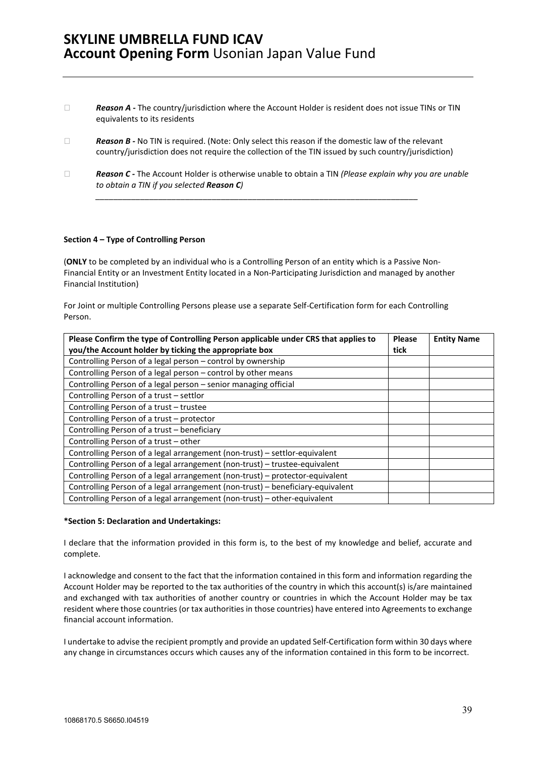☐ ***Reason A -*** The country/jurisdiction where the Account Holder is resident does not issue TINs or TIN equivalents to its residents

☐ ***Reason B -*** No TIN is required. (Note: Only select this reason if the domestic law of the relevant country/jurisdiction does not require the collection of the TIN issued by such country/jurisdiction)

☐ ***Reason C -*** The Account Holder is otherwise unable to obtain a TIN *(Please explain why you are unable to obtain a TIN if you selected **Reason C**)*

___________________________________________________________________________

**Section 4 – Type of Controlling Person**

(**ONLY** to be completed by an individual who is a Controlling Person of an entity which is a Passive Non-Financial Entity or an Investment Entity located in a Non-Participating Jurisdiction and managed by another Financial Institution)

For Joint or multiple Controlling Persons please use a separate Self-Certification form for each Controlling Person.

| Please Confirm the type of Controlling Person applicable under CRS that applies to you/the Account holder by ticking the appropriate box | Please tick | Entity Name |
|---|---|---|
| Controlling Person of a legal person – control by ownership | | |
| Controlling Person of a legal person – control by other means | | |
| Controlling Person of a legal person – senior managing official | | |
| Controlling Person of a trust – settlor | | |
| Controlling Person of a trust – trustee | | |
| Controlling Person of a trust – protector | | |
| Controlling Person of a trust – beneficiary | | |
| Controlling Person of a trust – other | | |
| Controlling Person of a legal arrangement (non-trust) – settlor-equivalent | | |
| Controlling Person of a legal arrangement (non-trust) – trustee-equivalent | | |
| Controlling Person of a legal arrangement (non-trust) – protector-equivalent | | |
| Controlling Person of a legal arrangement (non-trust) – beneficiary-equivalent | | |
| Controlling Person of a legal arrangement (non-trust) – other-equivalent | | |

**\*Section 5: Declaration and Undertakings:**

I declare that the information provided in this form is, to the best of my knowledge and belief, accurate and complete.

I acknowledge and consent to the fact that the information contained in this form and information regarding the Account Holder may be reported to the tax authorities of the country in which this account(s) is/are maintained and exchanged with tax authorities of another country or countries in which the Account Holder may be tax resident where those countries (or tax authorities in those countries) have entered into Agreements to exchange financial account information.

I undertake to advise the recipient promptly and provide an updated Self-Certification form within 30 days where any change in circumstances occurs which causes any of the information contained in this form to be incorrect.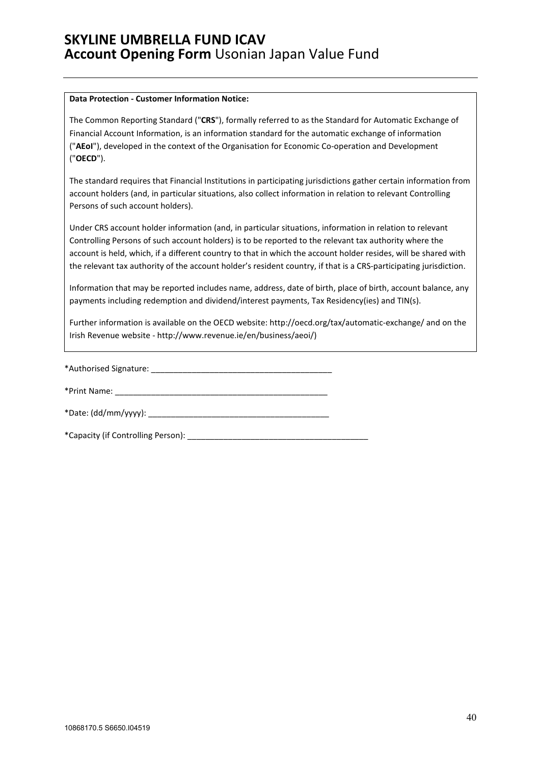**Data Protection - Customer Information Notice:**

The Common Reporting Standard ("**CRS**"), formally referred to as the Standard for Automatic Exchange of Financial Account Information, is an information standard for the automatic exchange of information ("**AEoI**"), developed in the context of the Organisation for Economic Co-operation and Development ("**OECD**").

The standard requires that Financial Institutions in participating jurisdictions gather certain information from account holders (and, in particular situations, also collect information in relation to relevant Controlling Persons of such account holders).

Under CRS account holder information (and, in particular situations, information in relation to relevant Controlling Persons of such account holders) is to be reported to the relevant tax authority where the account is held, which, if a different country to that in which the account holder resides, will be shared with the relevant tax authority of the account holder's resident country, if that is a CRS-participating jurisdiction.

Information that may be reported includes name, address, date of birth, place of birth, account balance, any payments including redemption and dividend/interest payments, Tax Residency(ies) and TIN(s).

Further information is available on the OECD website: http://oecd.org/tax/automatic-exchange/ and on the Irish Revenue website - http://www.revenue.ie/en/business/aeoi/)

*Authorised Signature: ________________________________________

*Print Name: ________________________________________________

*Date: (dd/mm/yyyy): ________________________________________

*Capacity (if Controlling Person): ________________________________________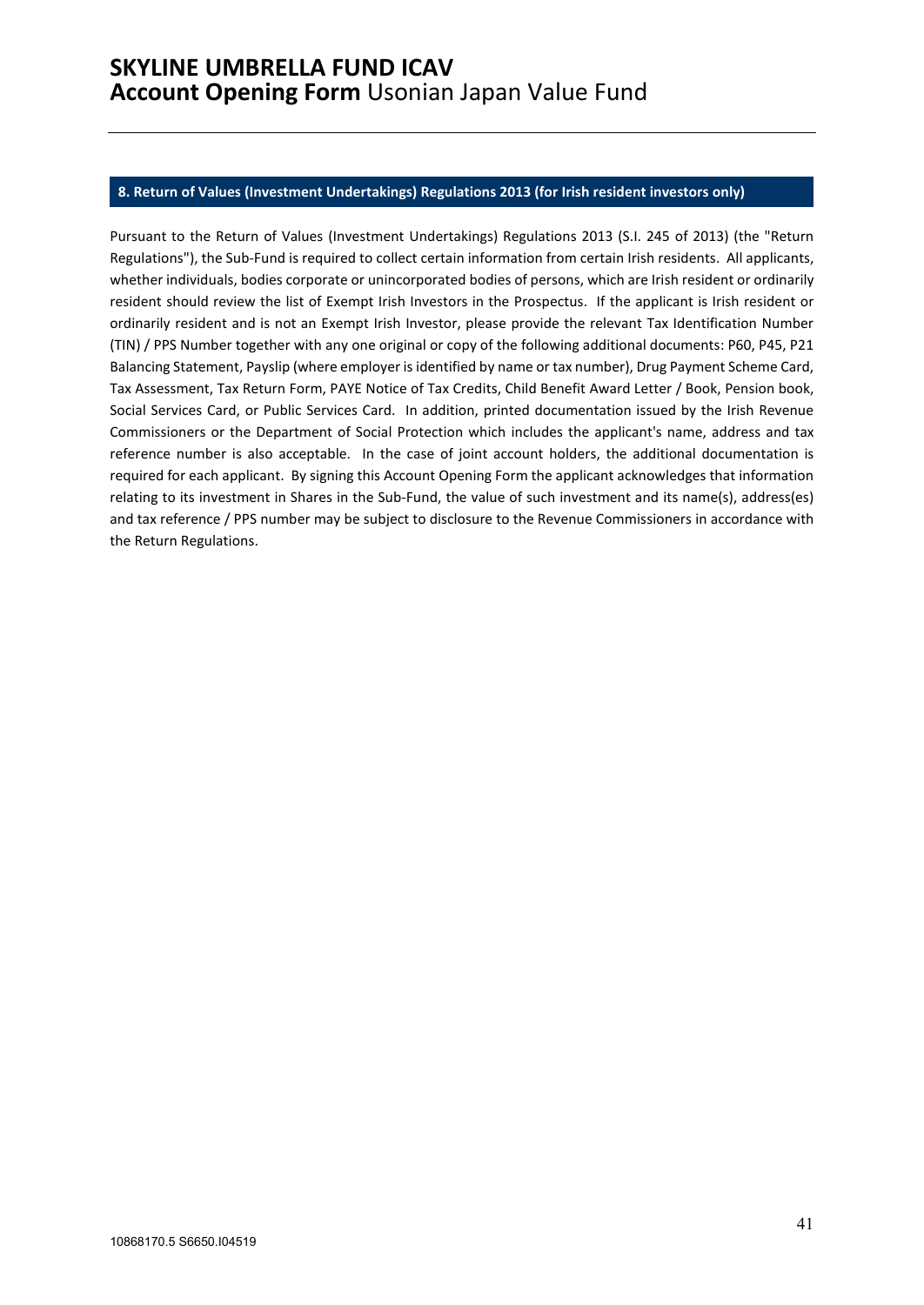## 8. Return of Values (Investment Undertakings) Regulations 2013 (for Irish resident investors only)

Pursuant to the Return of Values (Investment Undertakings) Regulations 2013 (S.I. 245 of 2013) (the "Return Regulations"), the Sub-Fund is required to collect certain information from certain Irish residents. All applicants, whether individuals, bodies corporate or unincorporated bodies of persons, which are Irish resident or ordinarily resident should review the list of Exempt Irish Investors in the Prospectus. If the applicant is Irish resident or ordinarily resident and is not an Exempt Irish Investor, please provide the relevant Tax Identification Number (TIN) / PPS Number together with any one original or copy of the following additional documents: P60, P45, P21 Balancing Statement, Payslip (where employer is identified by name or tax number), Drug Payment Scheme Card, Tax Assessment, Tax Return Form, PAYE Notice of Tax Credits, Child Benefit Award Letter / Book, Pension book, Social Services Card, or Public Services Card. In addition, printed documentation issued by the Irish Revenue Commissioners or the Department of Social Protection which includes the applicant's name, address and tax reference number is also acceptable. In the case of joint account holders, the additional documentation is required for each applicant. By signing this Account Opening Form the applicant acknowledges that information relating to its investment in Shares in the Sub-Fund, the value of such investment and its name(s), address(es) and tax reference / PPS number may be subject to disclosure to the Revenue Commissioners in accordance with the Return Regulations.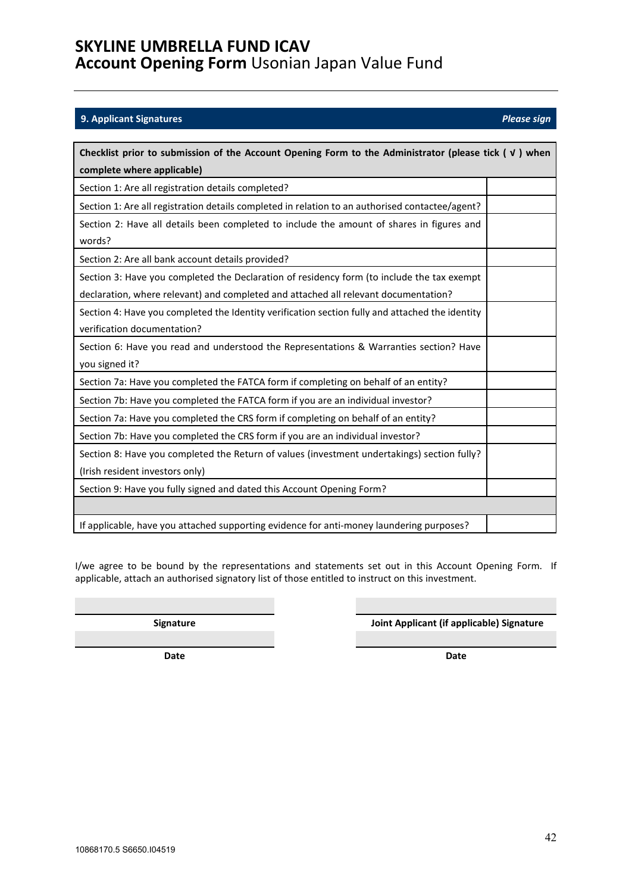# SKYLINE UMBRELLA FUND ICAV
## **Account Opening Form** Usonian Japan Value Fund

### 9. Applicant Signatures *Please sign*

| Checklist prior to submission of the Account Opening Form to the Administrator (please tick ( √ ) when complete where applicable) | |
|---|---|
| Section 1: Are all registration details completed? | |
| Section 1: Are all registration details completed in relation to an authorised contactee/agent? | |
| Section 2: Have all details been completed to include the amount of shares in figures and words? | |
| Section 2: Are all bank account details provided? | |
| Section 3: Have you completed the Declaration of residency form (to include the tax exempt declaration, where relevant) and completed and attached all relevant documentation? | |
| Section 4: Have you completed the Identity verification section fully and attached the identity verification documentation? | |
| Section 6: Have you read and understood the Representations & Warranties section? Have you signed it? | |
| Section 7a: Have you completed the FATCA form if completing on behalf of an entity? | |
| Section 7b: Have you completed the FATCA form if you are an individual investor? | |
| Section 7a: Have you completed the CRS form if completing on behalf of an entity? | |
| Section 7b: Have you completed the CRS form if you are an individual investor? | |
| Section 8: Have you completed the Return of values (investment undertakings) section fully? (Irish resident investors only) | |
| Section 9: Have you fully signed and dated this Account Opening Form? | |
| | |
| If applicable, have you attached supporting evidence for anti-money laundering purposes? | |

I/we agree to be bound by the representations and statements set out in this Account Opening Form. If applicable, attach an authorised signatory list of those entitled to instruct on this investment.

| | |
|---|---|
| **Signature** | **Joint Applicant (if applicable) Signature** |
| **Date** | **Date** |

10868170.5 S6650.I04519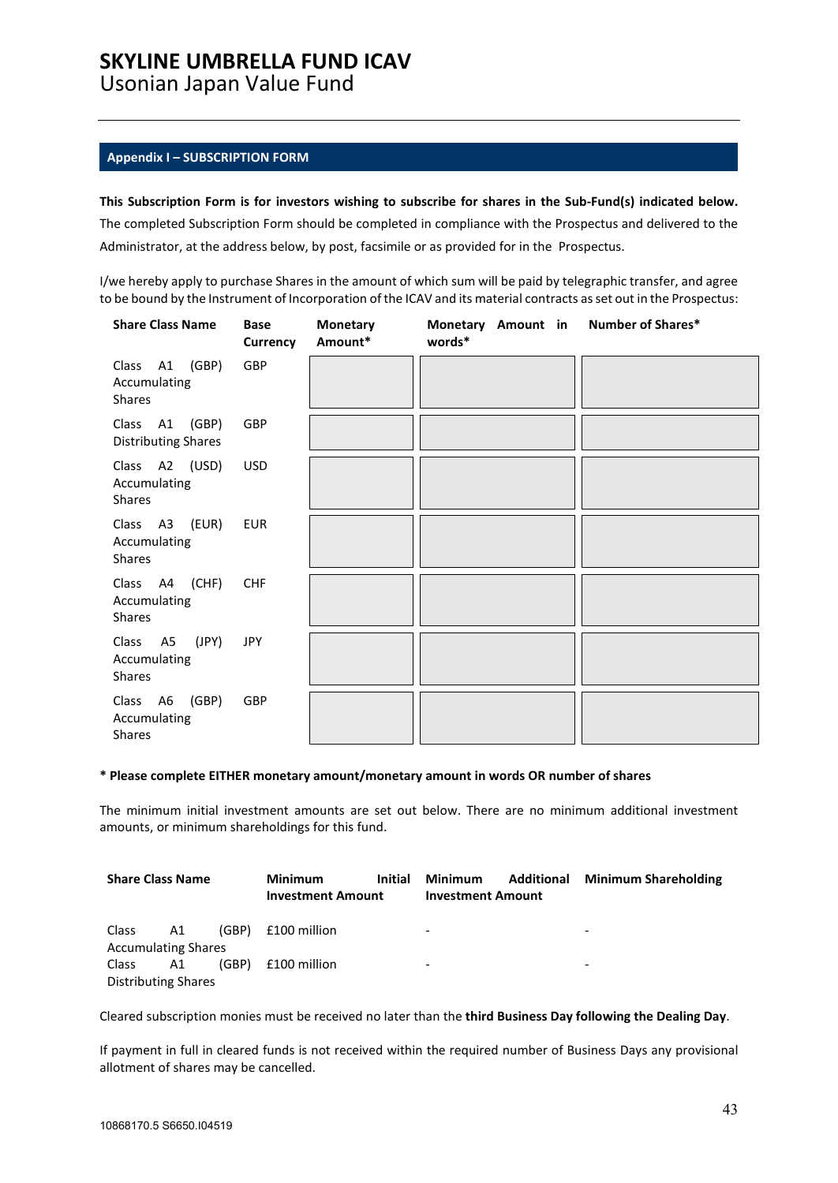# SKYLINE UMBRELLA FUND ICAV
Usonian Japan Value Fund

## Appendix I – SUBSCRIPTION FORM

**This Subscription Form is for investors wishing to subscribe for shares in the Sub-Fund(s) indicated below.** The completed Subscription Form should be completed in compliance with the Prospectus and delivered to the Administrator, at the address below, by post, facsimile or as provided for in the Prospectus.

I/we hereby apply to purchase Shares in the amount of which sum will be paid by telegraphic transfer, and agree to be bound by the Instrument of Incorporation of the ICAV and its material contracts as set out in the Prospectus:

| Share Class Name | Base Currency | Monetary Amount* | Monetary Amount in words* | Number of Shares* |
|---|---|---|---|---|
| Class A1 (GBP) Accumulating Shares | GBP | | | |
| Class A1 (GBP) Distributing Shares | GBP | | | |
| Class A2 (USD) Accumulating Shares | USD | | | |
| Class A3 (EUR) Accumulating Shares | EUR | | | |
| Class A4 (CHF) Accumulating Shares | CHF | | | |
| Class A5 (JPY) Accumulating Shares | JPY | | | |
| Class A6 (GBP) Accumulating Shares | GBP | | | |

**\* Please complete EITHER monetary amount/monetary amount in words OR number of shares**

The minimum initial investment amounts are set out below. There are no minimum additional investment amounts, or minimum shareholdings for this fund.

| Share Class Name | Minimum Initial Investment Amount | Minimum Additional Investment Amount | Minimum Shareholding |
|---|---|---|---|
| Class A1 (GBP) Accumulating Shares | £100 million | - | - |
| Class A1 (GBP) Distributing Shares | £100 million | - | - |

Cleared subscription monies must be received no later than the **third Business Day following the Dealing Day**.

If payment in full in cleared funds is not received within the required number of Business Days any provisional allotment of shares may be cancelled.

10868170.5 S6650.I04519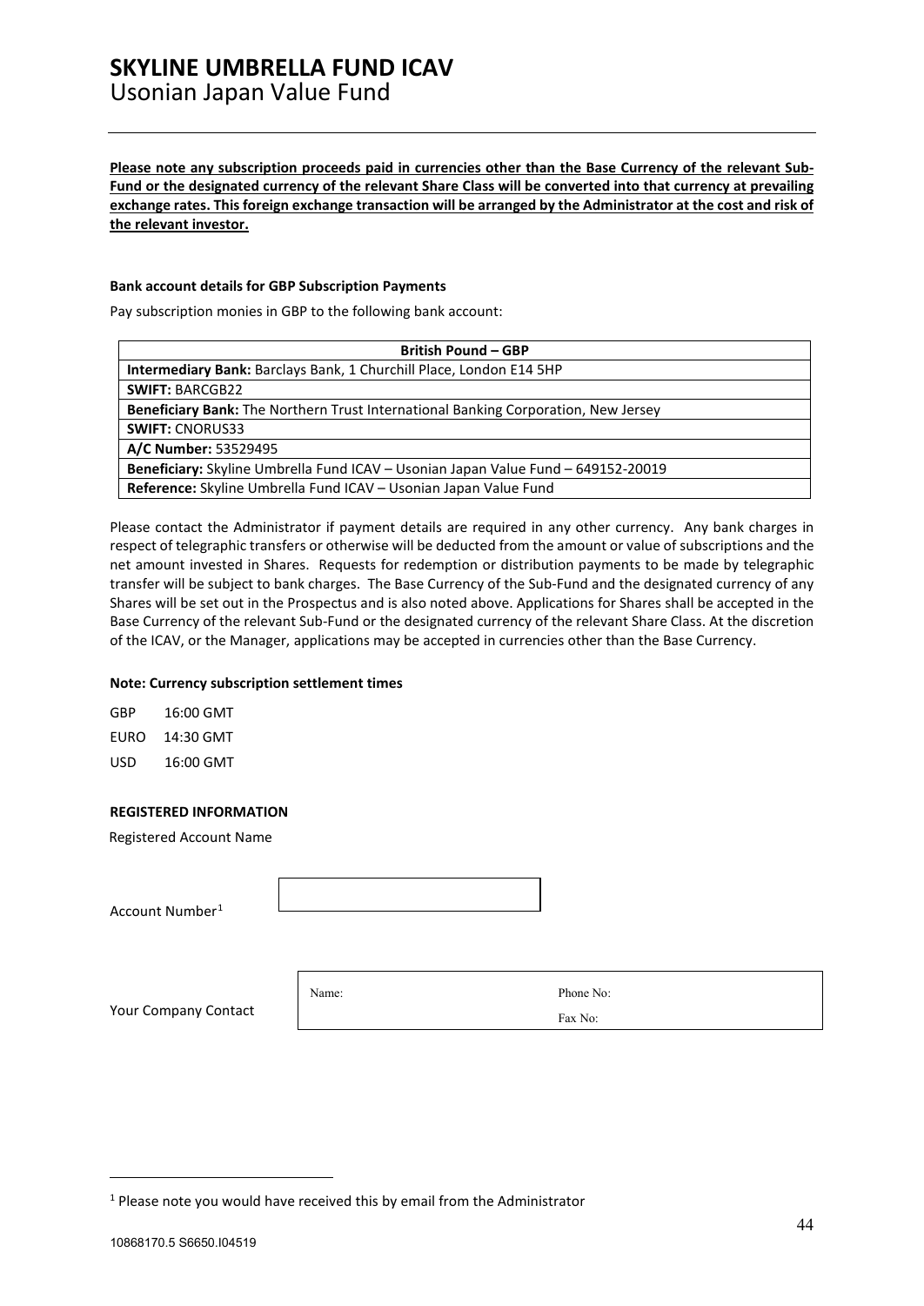# SKYLINE UMBRELLA FUND ICAV
Usonian Japan Value Fund

**Please note any subscription proceeds paid in currencies other than the Base Currency of the relevant Sub-Fund or the designated currency of the relevant Share Class will be converted into that currency at prevailing exchange rates. This foreign exchange transaction will be arranged by the Administrator at the cost and risk of the relevant investor.**

**Bank account details for GBP Subscription Payments**

Pay subscription monies in GBP to the following bank account:

| British Pound – GBP |
|---|
| **Intermediary Bank:** Barclays Bank, 1 Churchill Place, London E14 5HP |
| **SWIFT:** BARCGB22 |
| **Beneficiary Bank:** The Northern Trust International Banking Corporation, New Jersey |
| **SWIFT:** CNORUS33 |
| **A/C Number:** 53529495 |
| **Beneficiary:** Skyline Umbrella Fund ICAV – Usonian Japan Value Fund – 649152-20019 |
| **Reference:** Skyline Umbrella Fund ICAV – Usonian Japan Value Fund |

Please contact the Administrator if payment details are required in any other currency. Any bank charges in respect of telegraphic transfers or otherwise will be deducted from the amount or value of subscriptions and the net amount invested in Shares. Requests for redemption or distribution payments to be made by telegraphic transfer will be subject to bank charges. The Base Currency of the Sub-Fund and the designated currency of any Shares will be set out in the Prospectus and is also noted above. Applications for Shares shall be accepted in the Base Currency of the relevant Sub-Fund or the designated currency of the relevant Share Class. At the discretion of the ICAV, or the Manager, applications may be accepted in currencies other than the Base Currency.

**Note: Currency subscription settlement times**

GBP 16:00 GMT

EURO 14:30 GMT

USD 16:00 GMT

**REGISTERED INFORMATION**

Registered Account Name

Account Number[1]

Your Company Contact

| Name: | Phone No: |
|---|---|
| | Fax No: |

[1] Please note you would have received this by email from the Administrator

10868170.5 S6650.I04519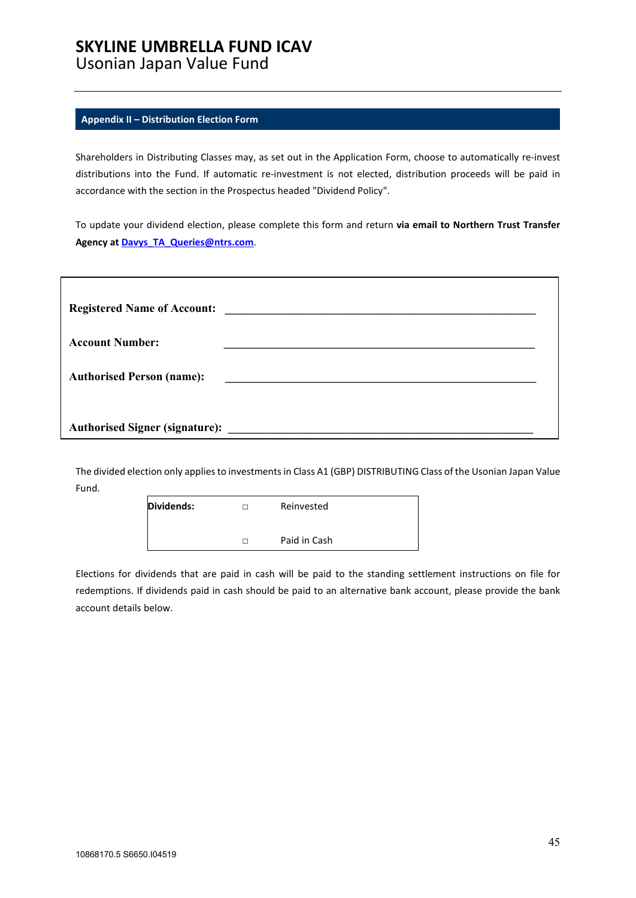## Appendix II – Distribution Election Form

Shareholders in Distributing Classes may, as set out in the Application Form, choose to automatically re-invest distributions into the Fund. If automatic re-investment is not elected, distribution proceeds will be paid in accordance with the section in the Prospectus headed "Dividend Policy".

To update your dividend election, please complete this form and return **via email to Northern Trust Transfer Agency at** [Davys_TA_Queries@ntrs.com](mailto:Davys_TA_Queries@ntrs.com).

**Registered Name of Account:** ____________________________________________________

**Account Number:** ____________________________________________________

**Authorised Person (name):** ____________________________________________________

**Authorised Signer (signature):** ____________________________________________________

The divided election only applies to investments in Class A1 (GBP) DISTRIBUTING Class of the Usonian Japan Value Fund.

| **Dividends:** | □ | Reinvested |
|---|---|---|
| | □ | Paid in Cash |

Elections for dividends that are paid in cash will be paid to the standing settlement instructions on file for redemptions. If dividends paid in cash should be paid to an alternative bank account, please provide the bank account details below.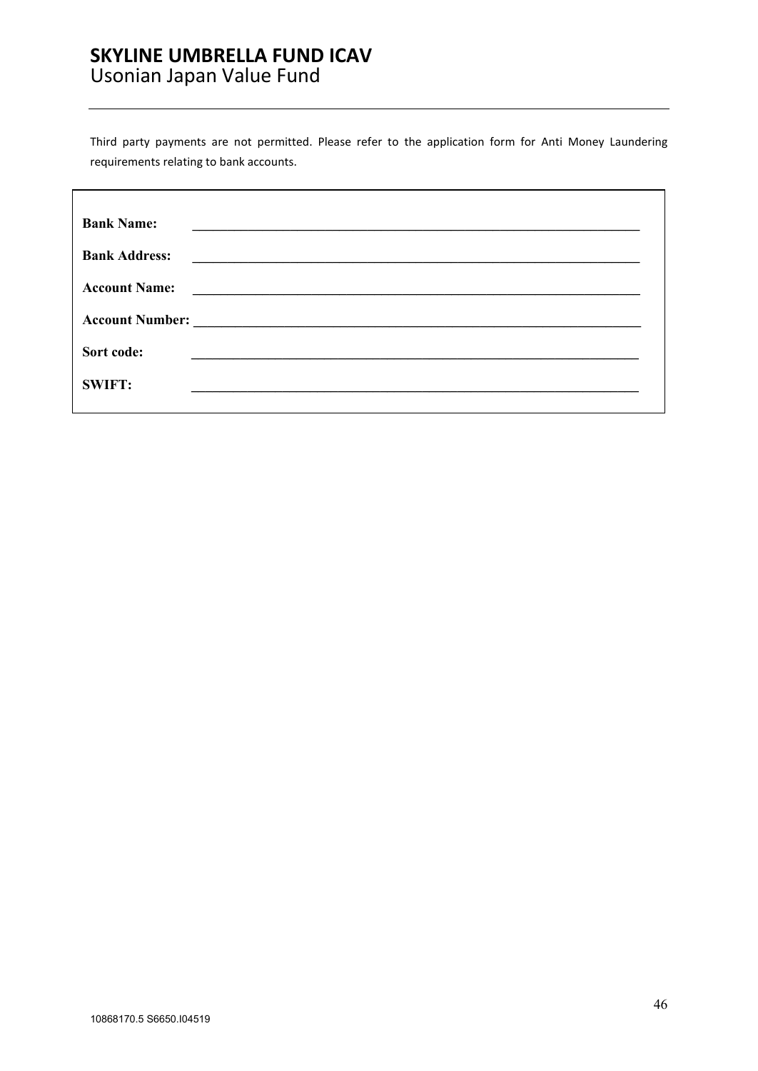Third party payments are not permitted. Please refer to the application form for Anti Money Laundering requirements relating to bank accounts.

**Bank Name:** ________________________________________________________________

**Bank Address:** ________________________________________________________________

**Account Name:** ________________________________________________________________

**Account Number:** ________________________________________________________________

**Sort code:** ________________________________________________________________

**SWIFT:** ________________________________________________________________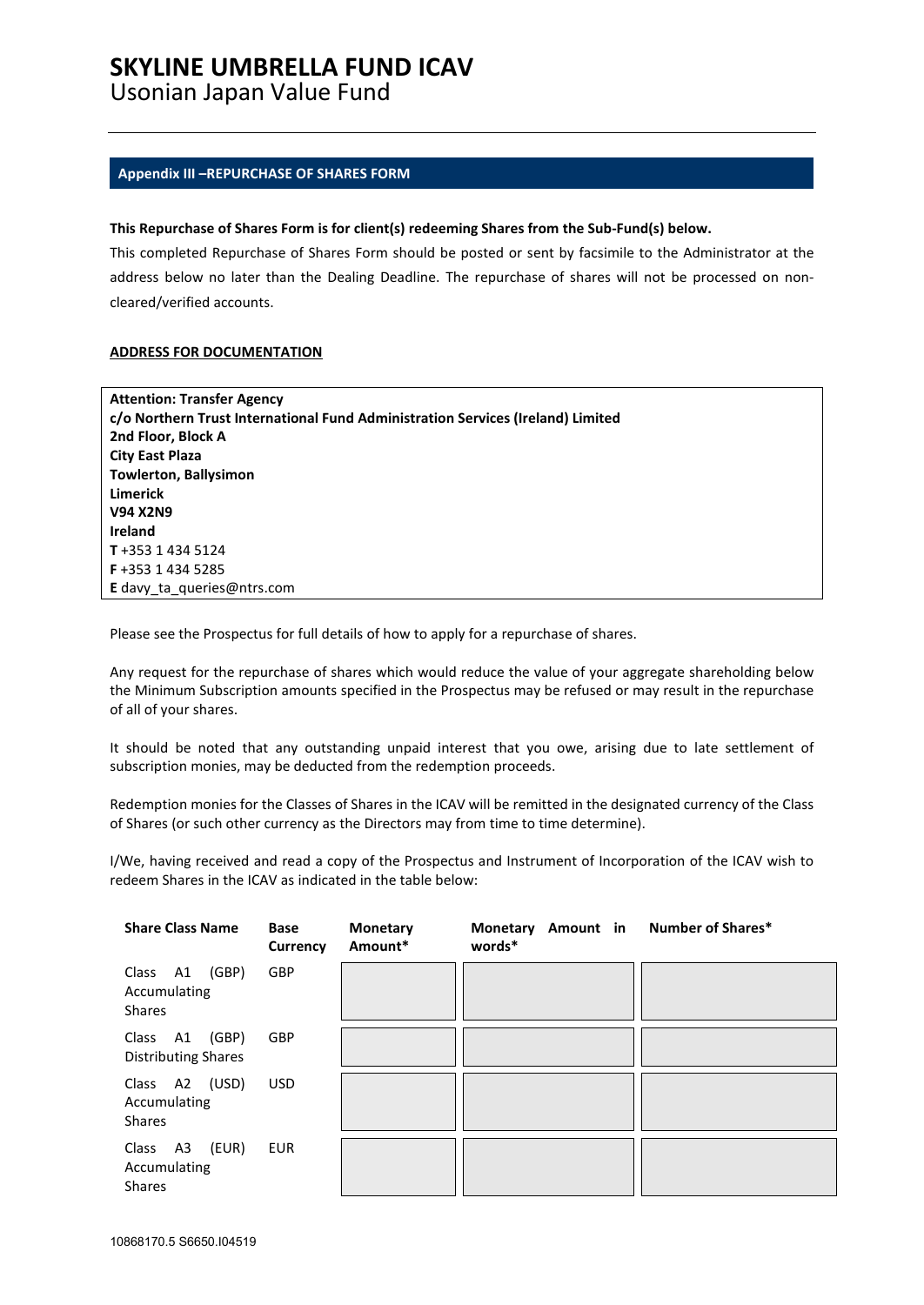## Appendix III –REPURCHASE OF SHARES FORM

**This Repurchase of Shares Form is for client(s) redeeming Shares from the Sub-Fund(s) below.**

This completed Repurchase of Shares Form should be posted or sent by facsimile to the Administrator at the address below no later than the Dealing Deadline. The repurchase of shares will not be processed on non-cleared/verified accounts.

**ADDRESS FOR DOCUMENTATION**

**Attention: Transfer Agency**
**c/o Northern Trust International Fund Administration Services (Ireland) Limited**
**2nd Floor, Block A**
**City East Plaza**
**Towlerton, Ballysimon**
**Limerick**
**V94 X2N9**
**Ireland**
**T** +353 1 434 5124
**F** +353 1 434 5285
**E** davy_ta_queries@ntrs.com

Please see the Prospectus for full details of how to apply for a repurchase of shares.

Any request for the repurchase of shares which would reduce the value of your aggregate shareholding below the Minimum Subscription amounts specified in the Prospectus may be refused or may result in the repurchase of all of your shares.

It should be noted that any outstanding unpaid interest that you owe, arising due to late settlement of subscription monies, may be deducted from the redemption proceeds.

Redemption monies for the Classes of Shares in the ICAV will be remitted in the designated currency of the Class of Shares (or such other currency as the Directors may from time to time determine).

I/We, having received and read a copy of the Prospectus and Instrument of Incorporation of the ICAV wish to redeem Shares in the ICAV as indicated in the table below:

| Share Class Name | Base Currency | Monetary Amount* | Monetary Amount in words* | Number of Shares* |
|---|---|---|---|---|
| Class A1 (GBP) Accumulating Shares | GBP | | | |
| Class A1 (GBP) Distributing Shares | GBP | | | |
| Class A2 (USD) Accumulating Shares | USD | | | |
| Class A3 (EUR) Accumulating Shares | EUR | | | |

10868170.5 S6650.I04519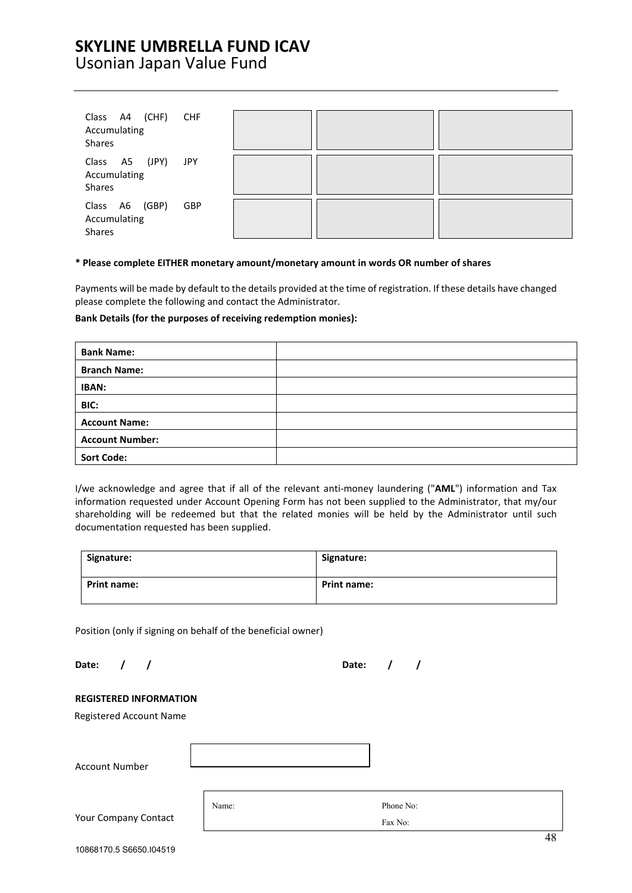# SKYLINE UMBRELLA FUND ICAV

Usonian Japan Value Fund

| | | | |
|---|---|---|---|
| Class A4 (CHF) CHF Accumulating Shares | | | |
| Class A5 (JPY) JPY Accumulating Shares | | | |
| Class A6 (GBP) GBP Accumulating Shares | | | |

**\* Please complete EITHER monetary amount/monetary amount in words OR number of shares**

Payments will be made by default to the details provided at the time of registration. If these details have changed please complete the following and contact the Administrator.

**Bank Details (for the purposes of receiving redemption monies):**

| | |
|---|---|
| **Bank Name:** | |
| **Branch Name:** | |
| **IBAN:** | |
| **BIC:** | |
| **Account Name:** | |
| **Account Number:** | |
| **Sort Code:** | |

I/we acknowledge and agree that if all of the relevant anti-money laundering ("**AML**") information and Tax information requested under Account Opening Form has not been supplied to the Administrator, that my/our shareholding will be redeemed but that the related monies will be held by the Administrator until such documentation requested has been supplied.

| | |
|---|---|
| **Signature:** | **Signature:** |
| **Print name:** | **Print name:** |

Position (only if signing on behalf of the beneficial owner)

**Date: / /** **Date: / /**

**REGISTERED INFORMATION**

Registered Account Name

Account Number

Your Company Contact

| | |
|---|---|
| Name: | Phone No: |
| | Fax No: |

10868170.5 S6650.I04519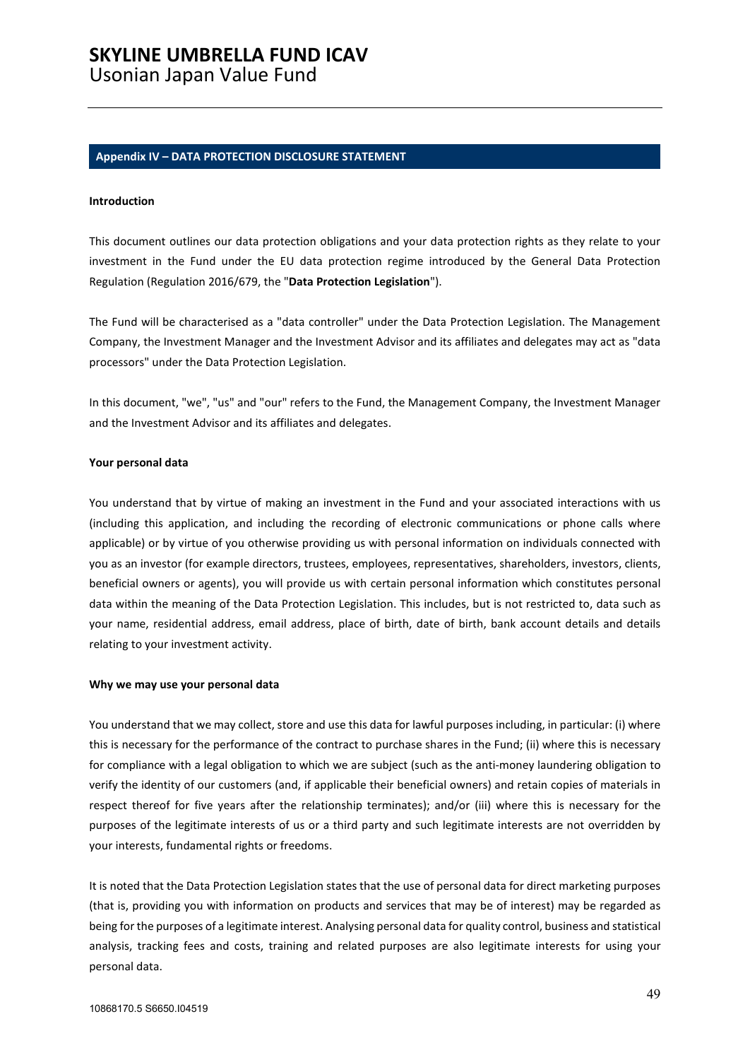## Appendix IV – DATA PROTECTION DISCLOSURE STATEMENT

**Introduction**

This document outlines our data protection obligations and your data protection rights as they relate to your investment in the Fund under the EU data protection regime introduced by the General Data Protection Regulation (Regulation 2016/679, the "**Data Protection Legislation**").

The Fund will be characterised as a "data controller" under the Data Protection Legislation. The Management Company, the Investment Manager and the Investment Advisor and its affiliates and delegates may act as "data processors" under the Data Protection Legislation.

In this document, "we", "us" and "our" refers to the Fund, the Management Company, the Investment Manager and the Investment Advisor and its affiliates and delegates.

**Your personal data**

You understand that by virtue of making an investment in the Fund and your associated interactions with us (including this application, and including the recording of electronic communications or phone calls where applicable) or by virtue of you otherwise providing us with personal information on individuals connected with you as an investor (for example directors, trustees, employees, representatives, shareholders, investors, clients, beneficial owners or agents), you will provide us with certain personal information which constitutes personal data within the meaning of the Data Protection Legislation. This includes, but is not restricted to, data such as your name, residential address, email address, place of birth, date of birth, bank account details and details relating to your investment activity.

**Why we may use your personal data**

You understand that we may collect, store and use this data for lawful purposes including, in particular: (i) where this is necessary for the performance of the contract to purchase shares in the Fund; (ii) where this is necessary for compliance with a legal obligation to which we are subject (such as the anti-money laundering obligation to verify the identity of our customers (and, if applicable their beneficial owners) and retain copies of materials in respect thereof for five years after the relationship terminates); and/or (iii) where this is necessary for the purposes of the legitimate interests of us or a third party and such legitimate interests are not overridden by your interests, fundamental rights or freedoms.

It is noted that the Data Protection Legislation states that the use of personal data for direct marketing purposes (that is, providing you with information on products and services that may be of interest) may be regarded as being for the purposes of a legitimate interest. Analysing personal data for quality control, business and statistical analysis, tracking fees and costs, training and related purposes are also legitimate interests for using your personal data.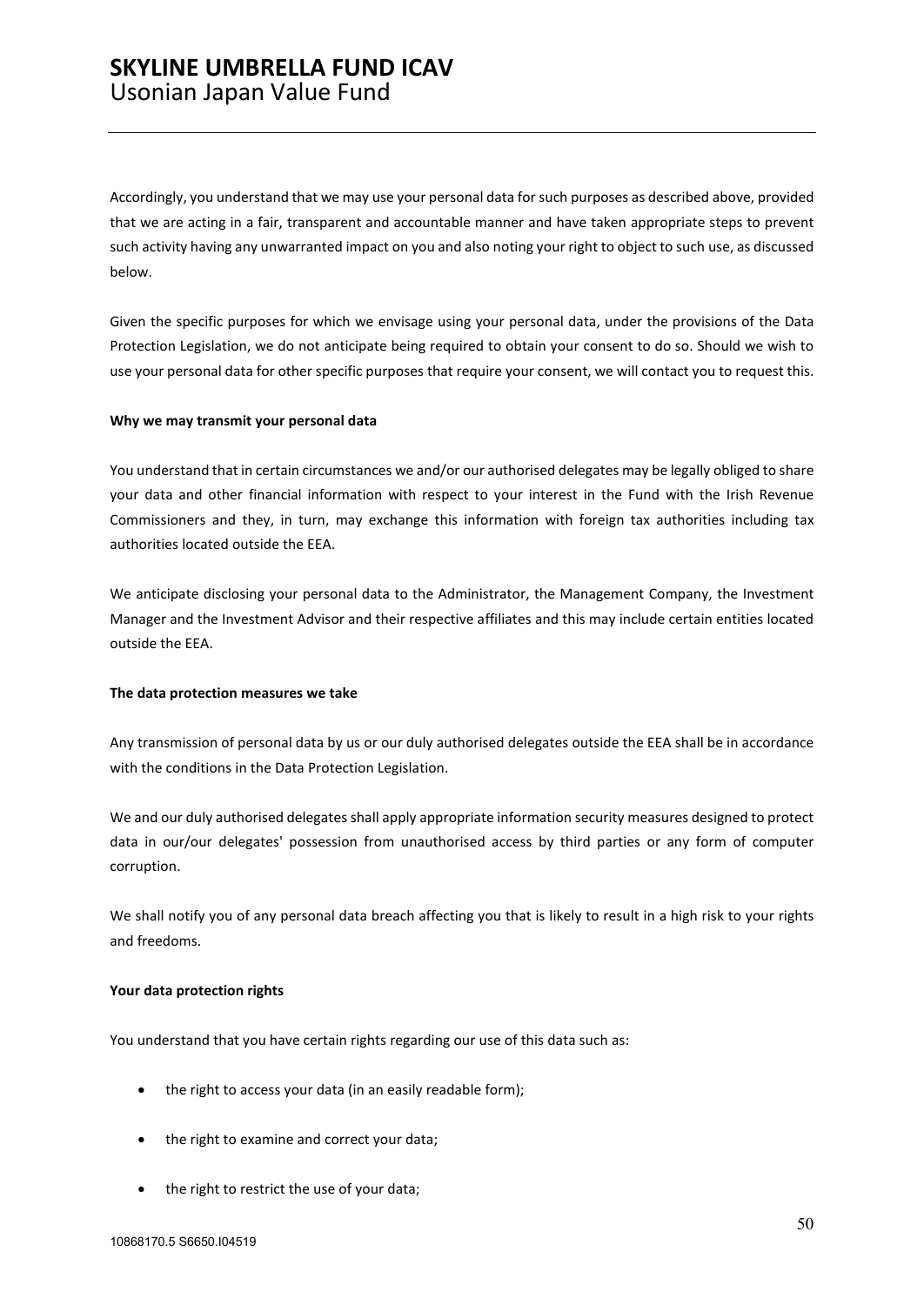Accordingly, you understand that we may use your personal data for such purposes as described above, provided that we are acting in a fair, transparent and accountable manner and have taken appropriate steps to prevent such activity having any unwarranted impact on you and also noting your right to object to such use, as discussed below.

Given the specific purposes for which we envisage using your personal data, under the provisions of the Data Protection Legislation, we do not anticipate being required to obtain your consent to do so. Should we wish to use your personal data for other specific purposes that require your consent, we will contact you to request this.

**Why we may transmit your personal data**

You understand that in certain circumstances we and/or our authorised delegates may be legally obliged to share your data and other financial information with respect to your interest in the Fund with the Irish Revenue Commissioners and they, in turn, may exchange this information with foreign tax authorities including tax authorities located outside the EEA.

We anticipate disclosing your personal data to the Administrator, the Management Company, the Investment Manager and the Investment Advisor and their respective affiliates and this may include certain entities located outside the EEA.

**The data protection measures we take**

Any transmission of personal data by us or our duly authorised delegates outside the EEA shall be in accordance with the conditions in the Data Protection Legislation.

We and our duly authorised delegates shall apply appropriate information security measures designed to protect data in our/our delegates' possession from unauthorised access by third parties or any form of computer corruption.

We shall notify you of any personal data breach affecting you that is likely to result in a high risk to your rights and freedoms.

**Your data protection rights**

You understand that you have certain rights regarding our use of this data such as:

- the right to access your data (in an easily readable form);
- the right to examine and correct your data;
- the right to restrict the use of your data;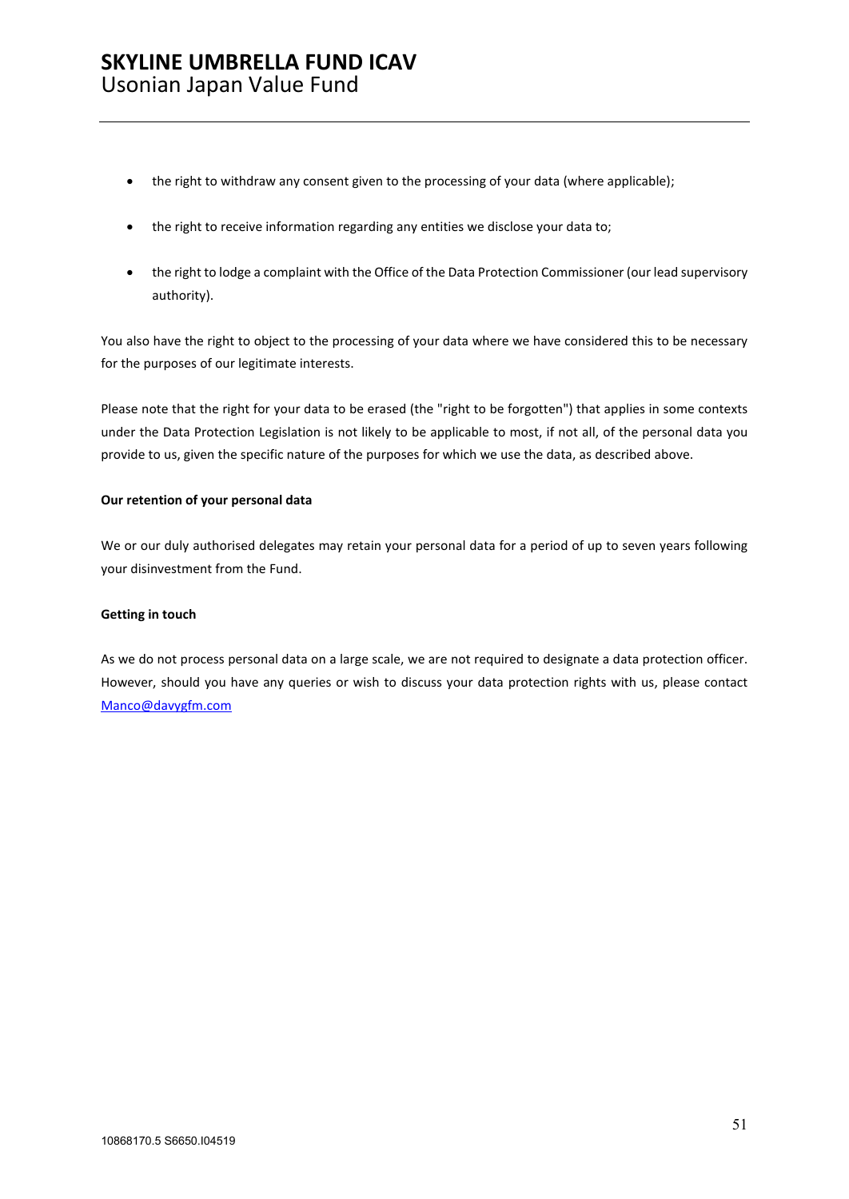- the right to withdraw any consent given to the processing of your data (where applicable);
- the right to receive information regarding any entities we disclose your data to;
- the right to lodge a complaint with the Office of the Data Protection Commissioner (our lead supervisory authority).

You also have the right to object to the processing of your data where we have considered this to be necessary for the purposes of our legitimate interests.

Please note that the right for your data to be erased (the "right to be forgotten") that applies in some contexts under the Data Protection Legislation is not likely to be applicable to most, if not all, of the personal data you provide to us, given the specific nature of the purposes for which we use the data, as described above.

**Our retention of your personal data**

We or our duly authorised delegates may retain your personal data for a period of up to seven years following your disinvestment from the Fund.

**Getting in touch**

As we do not process personal data on a large scale, we are not required to designate a data protection officer. However, should you have any queries or wish to discuss your data protection rights with us, please contact Manco@davygfm.com